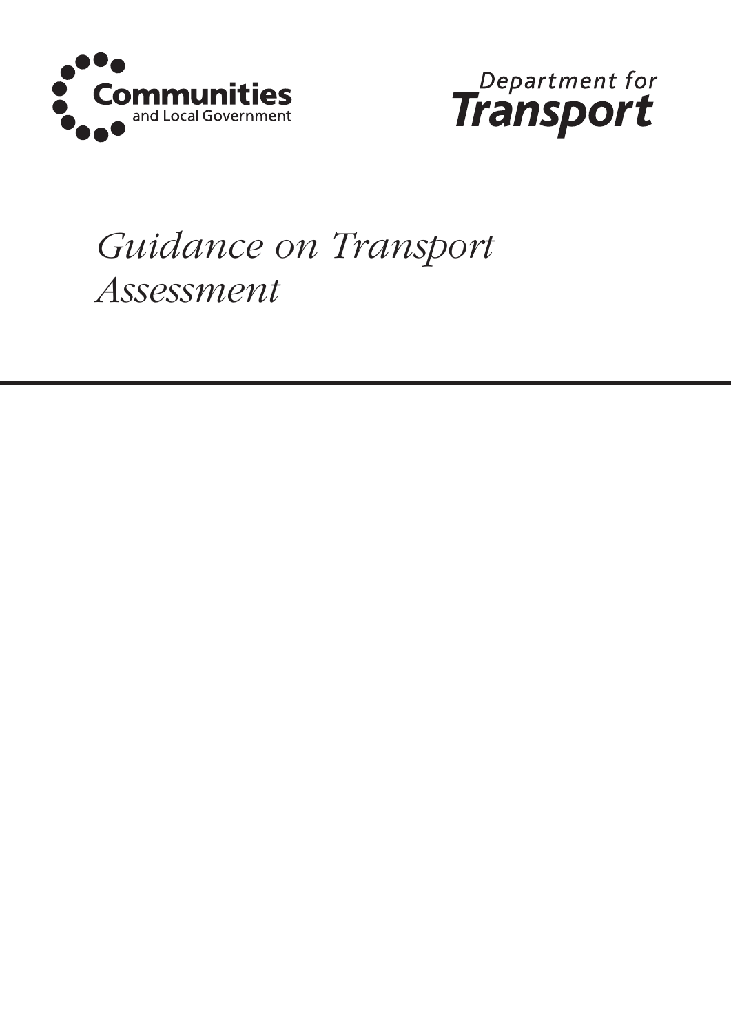Communities and Local Government

Department for Transport

# Guidance on Transport Assessment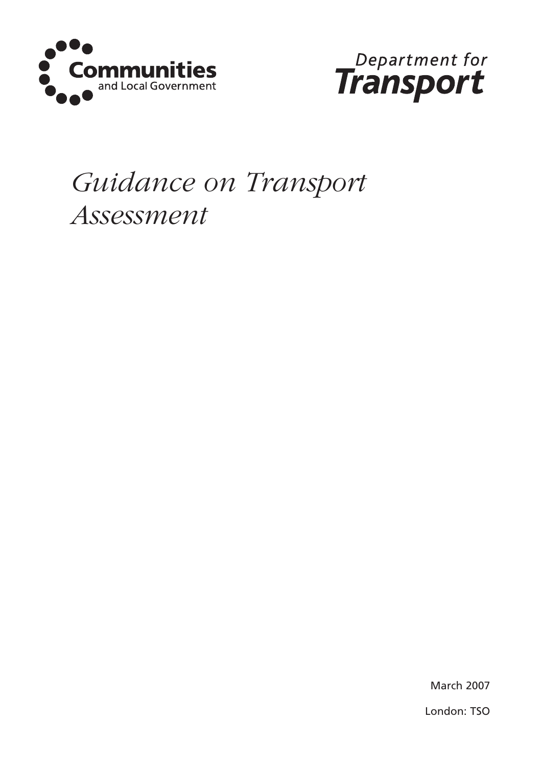Communities and Local Government

Department for Transport

# Guidance on Transport Assessment

March 2007

London: TSO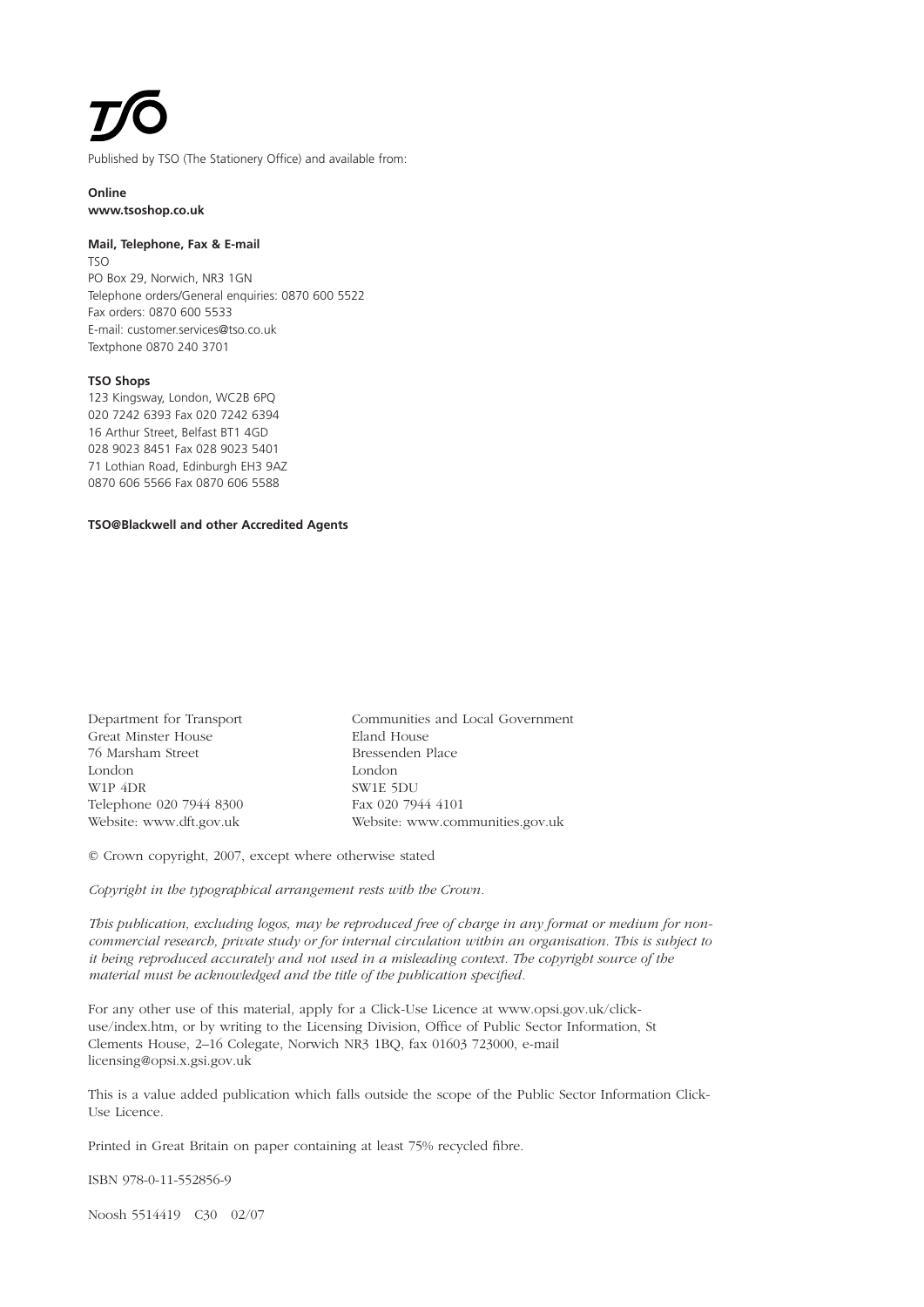TSO

Published by TSO (The Stationery Office) and available from:

**Online**
**www.tsoshop.co.uk**

**Mail, Telephone, Fax & E-mail**
TSO
PO Box 29, Norwich, NR3 1GN
Telephone orders/General enquiries: 0870 600 5522
Fax orders: 0870 600 5533
E-mail: customer.services@tso.co.uk
Textphone 0870 240 3701

**TSO Shops**
123 Kingsway, London, WC2B 6PQ
020 7242 6393 Fax 020 7242 6394
16 Arthur Street, Belfast BT1 4GD
028 9023 8451 Fax 028 9023 5401
71 Lothian Road, Edinburgh EH3 9AZ
0870 606 5566 Fax 0870 606 5588

**TSO@Blackwell and other Accredited Agents**

Department for Transport
Great Minster House
76 Marsham Street
London
W1P 4DR
Telephone 020 7944 8300
Website: www.dft.gov.uk

Communities and Local Government
Eland House
Bressenden Place
London
SW1E 5DU
Fax 020 7944 4101
Website: www.communities.gov.uk

© Crown copyright, 2007, except where otherwise stated

*Copyright in the typographical arrangement rests with the Crown.*

*This publication, excluding logos, may be reproduced free of charge in any format or medium for non-commercial research, private study or for internal circulation within an organisation. This is subject to it being reproduced accurately and not used in a misleading context. The copyright source of the material must be acknowledged and the title of the publication specified.*

For any other use of this material, apply for a Click-Use Licence at www.opsi.gov.uk/click-use/index.htm, or by writing to the Licensing Division, Office of Public Sector Information, St Clements House, 2–16 Colegate, Norwich NR3 1BQ, fax 01603 723000, e-mail licensing@opsi.x.gsi.gov.uk

This is a value added publication which falls outside the scope of the Public Sector Information Click-Use Licence.

Printed in Great Britain on paper containing at least 75% recycled fibre.

ISBN 978-0-11-552856-9

Noosh 5514419 C30 02/07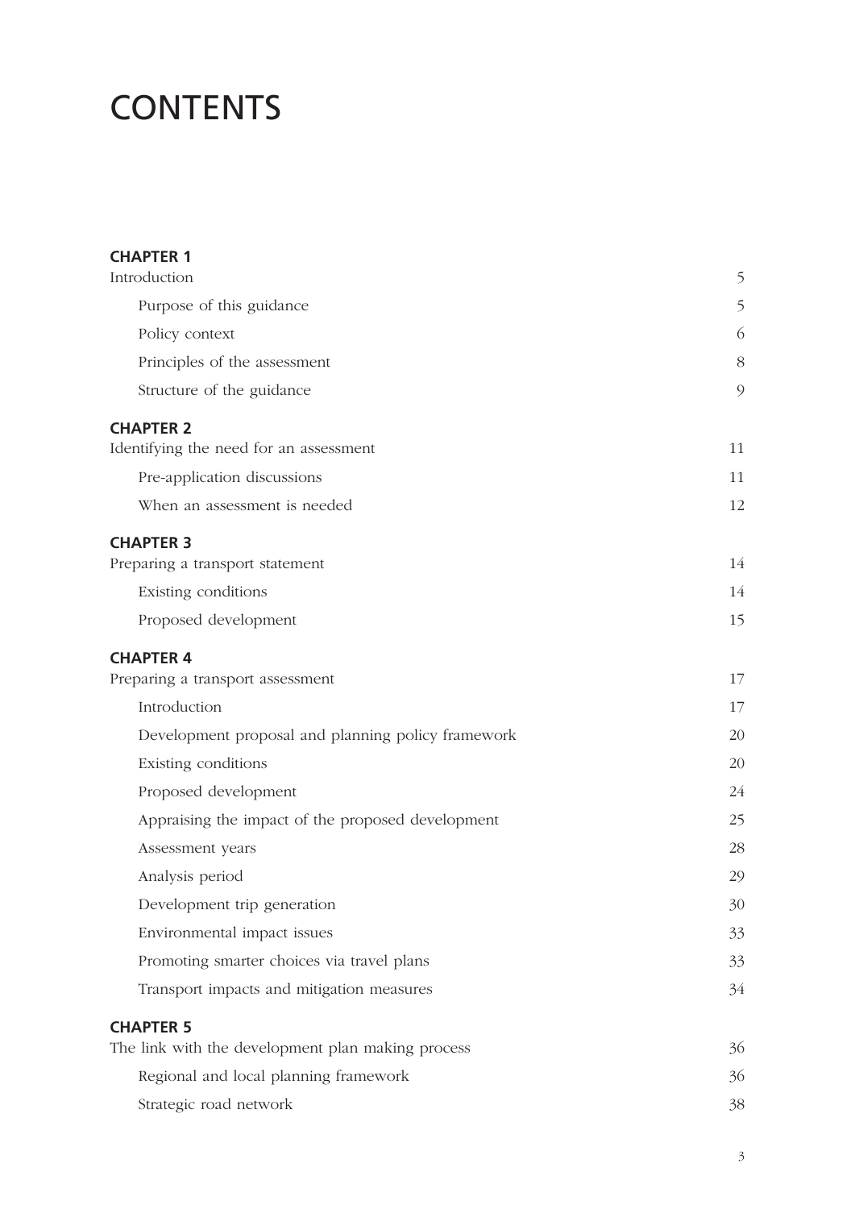# CONTENTS

**CHAPTER 1**

Introduction 5

- Purpose of this guidance 5
- Policy context 6
- Principles of the assessment 8
- Structure of the guidance 9

**CHAPTER 2**

Identifying the need for an assessment 11

- Pre-application discussions 11
- When an assessment is needed 12

**CHAPTER 3**

Preparing a transport statement 14

- Existing conditions 14
- Proposed development 15

**CHAPTER 4**

Preparing a transport assessment 17

- Introduction 17
- Development proposal and planning policy framework 20
- Existing conditions 20
- Proposed development 24
- Appraising the impact of the proposed development 25
- Assessment years 28
- Analysis period 29
- Development trip generation 30
- Environmental impact issues 33
- Promoting smarter choices via travel plans 33
- Transport impacts and mitigation measures 34

**CHAPTER 5**

The link with the development plan making process 36

- Regional and local planning framework 36
- Strategic road network 38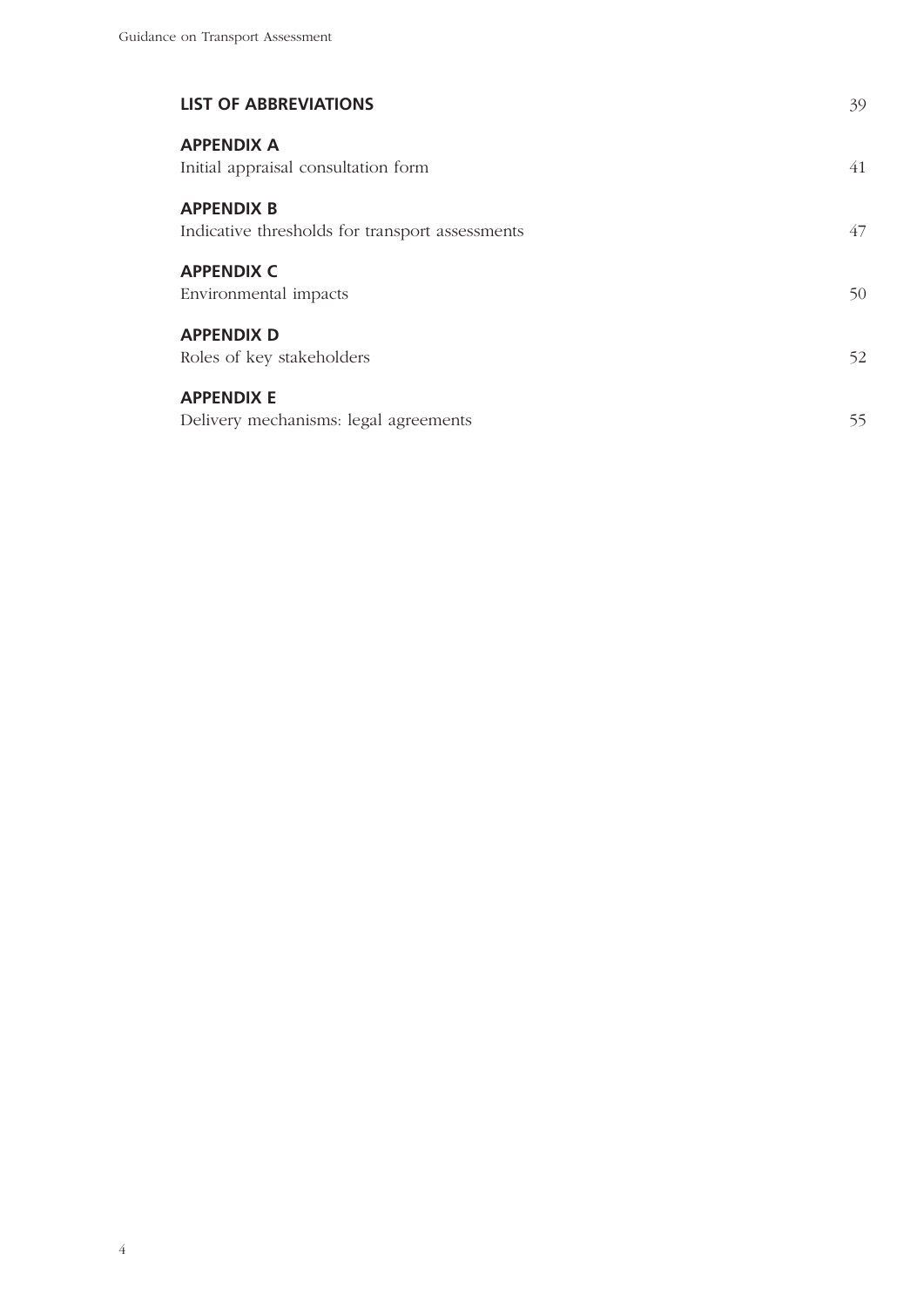**LIST OF ABBREVIATIONS** 39

**APPENDIX A**
Initial appraisal consultation form 41

**APPENDIX B**
Indicative thresholds for transport assessments 47

**APPENDIX C**
Environmental impacts 50

**APPENDIX D**
Roles of key stakeholders 52

**APPENDIX E**
Delivery mechanisms: legal agreements 55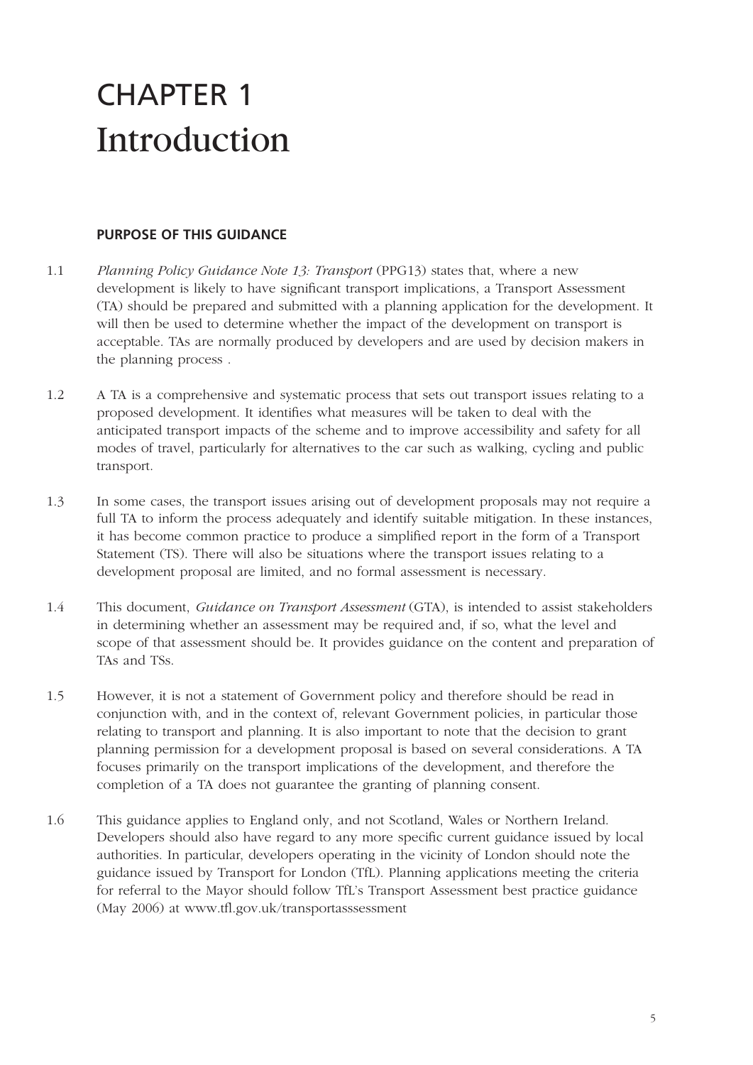# CHAPTER 1
# Introduction

### PURPOSE OF THIS GUIDANCE

1.1 *Planning Policy Guidance Note 13: Transport* (PPG13) states that, where a new development is likely to have significant transport implications, a Transport Assessment (TA) should be prepared and submitted with a planning application for the development. It will then be used to determine whether the impact of the development on transport is acceptable. TAs are normally produced by developers and are used by decision makers in the planning process .

1.2 A TA is a comprehensive and systematic process that sets out transport issues relating to a proposed development. It identifies what measures will be taken to deal with the anticipated transport impacts of the scheme and to improve accessibility and safety for all modes of travel, particularly for alternatives to the car such as walking, cycling and public transport.

1.3 In some cases, the transport issues arising out of development proposals may not require a full TA to inform the process adequately and identify suitable mitigation. In these instances, it has become common practice to produce a simplified report in the form of a Transport Statement (TS). There will also be situations where the transport issues relating to a development proposal are limited, and no formal assessment is necessary.

1.4 This document, *Guidance on Transport Assessment* (GTA), is intended to assist stakeholders in determining whether an assessment may be required and, if so, what the level and scope of that assessment should be. It provides guidance on the content and preparation of TAs and TSs.

1.5 However, it is not a statement of Government policy and therefore should be read in conjunction with, and in the context of, relevant Government policies, in particular those relating to transport and planning. It is also important to note that the decision to grant planning permission for a development proposal is based on several considerations. A TA focuses primarily on the transport implications of the development, and therefore the completion of a TA does not guarantee the granting of planning consent.

1.6 This guidance applies to England only, and not Scotland, Wales or Northern Ireland. Developers should also have regard to any more specific current guidance issued by local authorities. In particular, developers operating in the vicinity of London should note the guidance issued by Transport for London (TfL). Planning applications meeting the criteria for referral to the Mayor should follow TfL's Transport Assessment best practice guidance (May 2006) at www.tfl.gov.uk/transportasssessment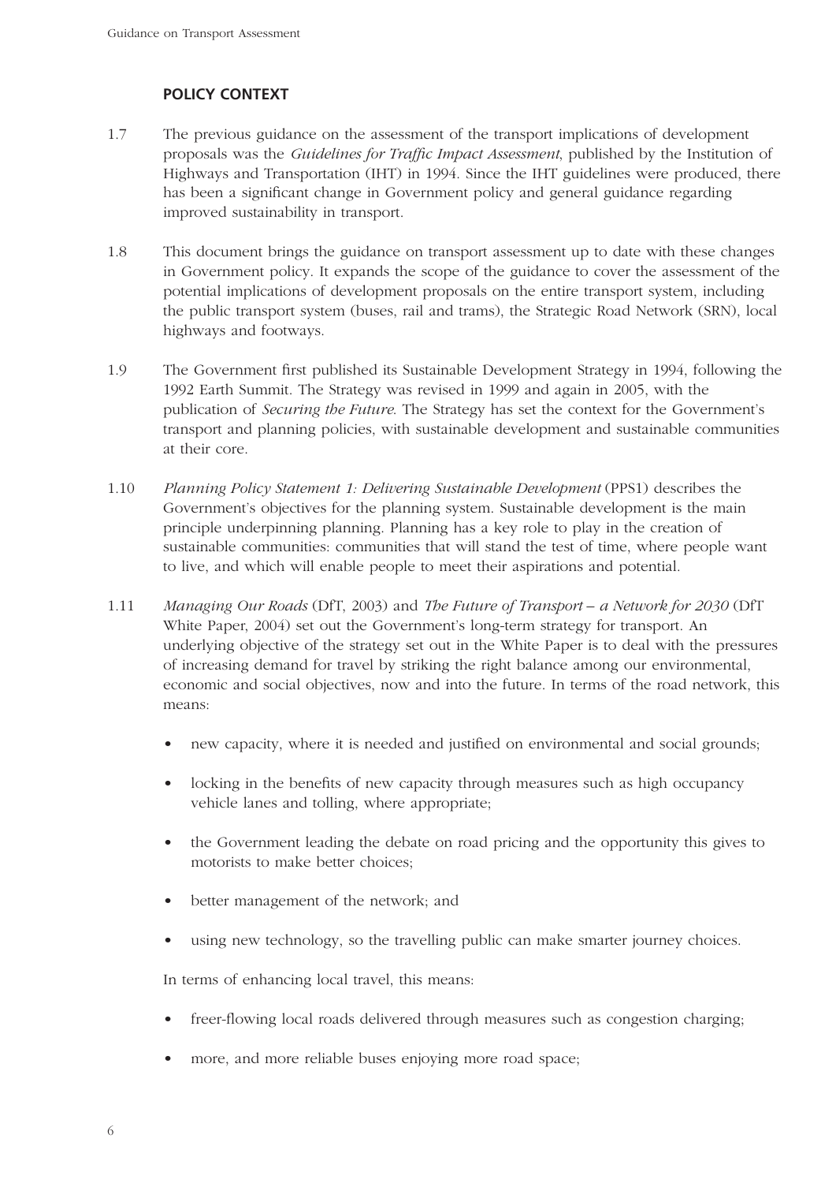## POLICY CONTEXT

1.7 The previous guidance on the assessment of the transport implications of development proposals was the *Guidelines for Traffic Impact Assessment*, published by the Institution of Highways and Transportation (IHT) in 1994. Since the IHT guidelines were produced, there has been a significant change in Government policy and general guidance regarding improved sustainability in transport.

1.8 This document brings the guidance on transport assessment up to date with these changes in Government policy. It expands the scope of the guidance to cover the assessment of the potential implications of development proposals on the entire transport system, including the public transport system (buses, rail and trams), the Strategic Road Network (SRN), local highways and footways.

1.9 The Government first published its Sustainable Development Strategy in 1994, following the 1992 Earth Summit. The Strategy was revised in 1999 and again in 2005, with the publication of *Securing the Future*. The Strategy has set the context for the Government's transport and planning policies, with sustainable development and sustainable communities at their core.

1.10 *Planning Policy Statement 1: Delivering Sustainable Development* (PPS1) describes the Government's objectives for the planning system. Sustainable development is the main principle underpinning planning. Planning has a key role to play in the creation of sustainable communities: communities that will stand the test of time, where people want to live, and which will enable people to meet their aspirations and potential.

1.11 *Managing Our Roads* (DfT, 2003) and *The Future of Transport – a Network for 2030* (DfT White Paper, 2004) set out the Government's long-term strategy for transport. An underlying objective of the strategy set out in the White Paper is to deal with the pressures of increasing demand for travel by striking the right balance among our environmental, economic and social objectives, now and into the future. In terms of the road network, this means:

- new capacity, where it is needed and justified on environmental and social grounds;
- locking in the benefits of new capacity through measures such as high occupancy vehicle lanes and tolling, where appropriate;
- the Government leading the debate on road pricing and the opportunity this gives to motorists to make better choices;
- better management of the network; and
- using new technology, so the travelling public can make smarter journey choices.

In terms of enhancing local travel, this means:

- freer-flowing local roads delivered through measures such as congestion charging;
- more, and more reliable buses enjoying more road space;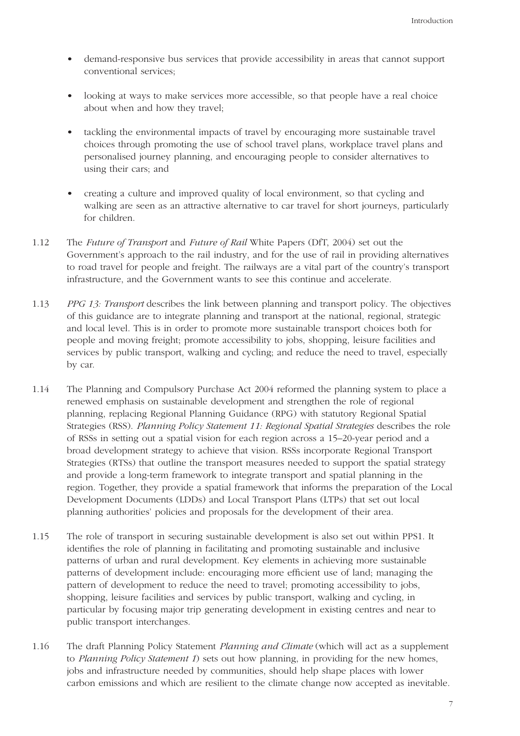- demand-responsive bus services that provide accessibility in areas that cannot support conventional services;
- looking at ways to make services more accessible, so that people have a real choice about when and how they travel;
- tackling the environmental impacts of travel by encouraging more sustainable travel choices through promoting the use of school travel plans, workplace travel plans and personalised journey planning, and encouraging people to consider alternatives to using their cars; and
- creating a culture and improved quality of local environment, so that cycling and walking are seen as an attractive alternative to car travel for short journeys, particularly for children.

1.12 The *Future of Transport* and *Future of Rail* White Papers (DfT, 2004) set out the Government's approach to the rail industry, and for the use of rail in providing alternatives to road travel for people and freight. The railways are a vital part of the country's transport infrastructure, and the Government wants to see this continue and accelerate.

1.13 *PPG 13: Transport* describes the link between planning and transport policy. The objectives of this guidance are to integrate planning and transport at the national, regional, strategic and local level. This is in order to promote more sustainable transport choices both for people and moving freight; promote accessibility to jobs, shopping, leisure facilities and services by public transport, walking and cycling; and reduce the need to travel, especially by car.

1.14 The Planning and Compulsory Purchase Act 2004 reformed the planning system to place a renewed emphasis on sustainable development and strengthen the role of regional planning, replacing Regional Planning Guidance (RPG) with statutory Regional Spatial Strategies (RSS). *Planning Policy Statement 11: Regional Spatial Strategies* describes the role of RSSs in setting out a spatial vision for each region across a 15–20-year period and a broad development strategy to achieve that vision. RSSs incorporate Regional Transport Strategies (RTSs) that outline the transport measures needed to support the spatial strategy and provide a long-term framework to integrate transport and spatial planning in the region. Together, they provide a spatial framework that informs the preparation of the Local Development Documents (LDDs) and Local Transport Plans (LTPs) that set out local planning authorities' policies and proposals for the development of their area.

1.15 The role of transport in securing sustainable development is also set out within PPS1. It identifies the role of planning in facilitating and promoting sustainable and inclusive patterns of urban and rural development. Key elements in achieving more sustainable patterns of development include: encouraging more efficient use of land; managing the pattern of development to reduce the need to travel; promoting accessibility to jobs, shopping, leisure facilities and services by public transport, walking and cycling, in particular by focusing major trip generating development in existing centres and near to public transport interchanges.

1.16 The draft Planning Policy Statement *Planning and Climate* (which will act as a supplement to *Planning Policy Statement 1*) sets out how planning, in providing for the new homes, jobs and infrastructure needed by communities, should help shape places with lower carbon emissions and which are resilient to the climate change now accepted as inevitable.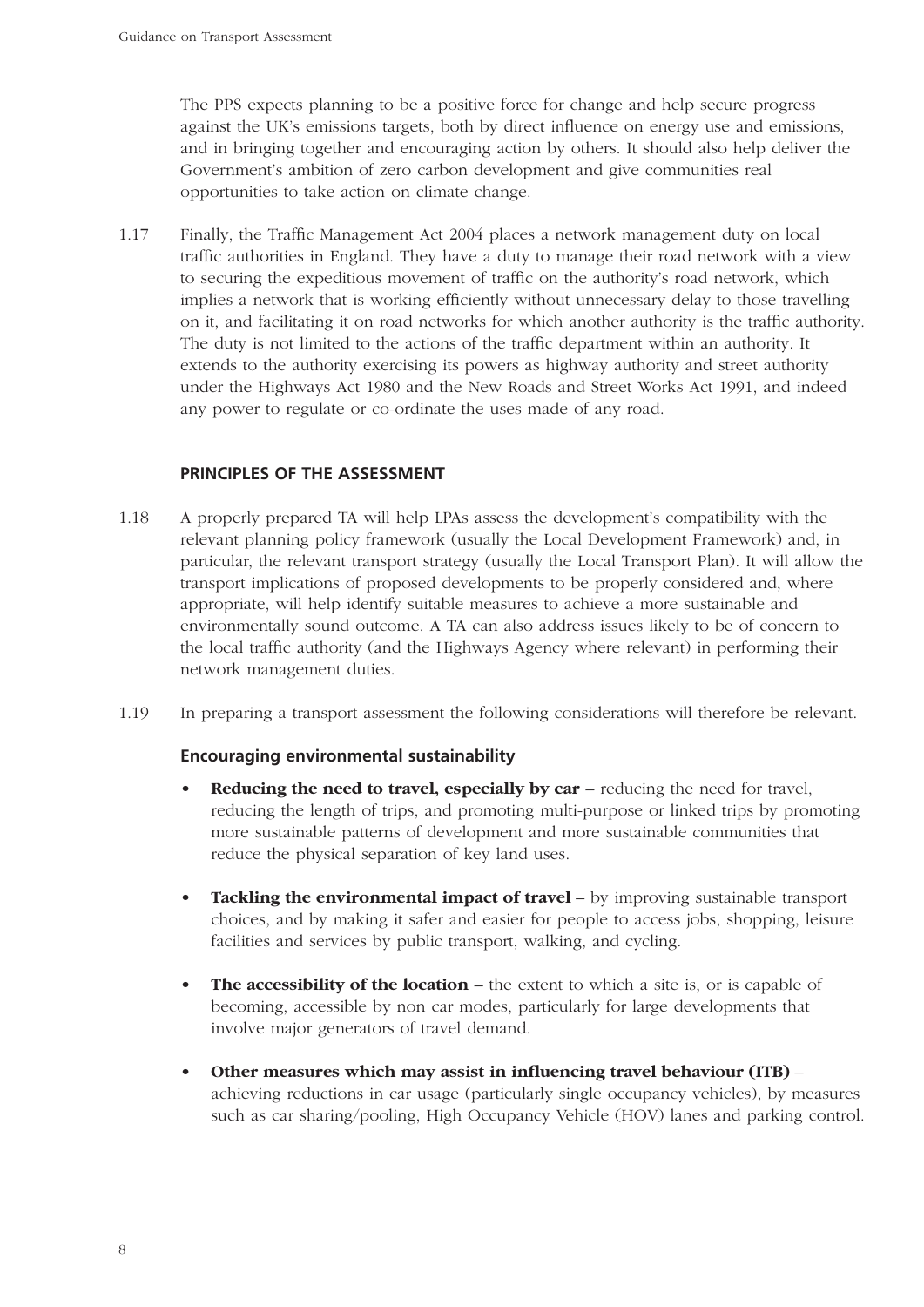The PPS expects planning to be a positive force for change and help secure progress against the UK's emissions targets, both by direct influence on energy use and emissions, and in bringing together and encouraging action by others. It should also help deliver the Government's ambition of zero carbon development and give communities real opportunities to take action on climate change.

1.17 Finally, the Traffic Management Act 2004 places a network management duty on local traffic authorities in England. They have a duty to manage their road network with a view to securing the expeditious movement of traffic on the authority's road network, which implies a network that is working efficiently without unnecessary delay to those travelling on it, and facilitating it on road networks for which another authority is the traffic authority. The duty is not limited to the actions of the traffic department within an authority. It extends to the authority exercising its powers as highway authority and street authority under the Highways Act 1980 and the New Roads and Street Works Act 1991, and indeed any power to regulate or co-ordinate the uses made of any road.

## PRINCIPLES OF THE ASSESSMENT

1.18 A properly prepared TA will help LPAs assess the development's compatibility with the relevant planning policy framework (usually the Local Development Framework) and, in particular, the relevant transport strategy (usually the Local Transport Plan). It will allow the transport implications of proposed developments to be properly considered and, where appropriate, will help identify suitable measures to achieve a more sustainable and environmentally sound outcome. A TA can also address issues likely to be of concern to the local traffic authority (and the Highways Agency where relevant) in performing their network management duties.

1.19 In preparing a transport assessment the following considerations will therefore be relevant.

### Encouraging environmental sustainability

- **Reducing the need to travel, especially by car** – reducing the need for travel, reducing the length of trips, and promoting multi-purpose or linked trips by promoting more sustainable patterns of development and more sustainable communities that reduce the physical separation of key land uses.
- **Tackling the environmental impact of travel** – by improving sustainable transport choices, and by making it safer and easier for people to access jobs, shopping, leisure facilities and services by public transport, walking, and cycling.
- **The accessibility of the location** – the extent to which a site is, or is capable of becoming, accessible by non car modes, particularly for large developments that involve major generators of travel demand.
- **Other measures which may assist in influencing travel behaviour (ITB)** – achieving reductions in car usage (particularly single occupancy vehicles), by measures such as car sharing/pooling, High Occupancy Vehicle (HOV) lanes and parking control.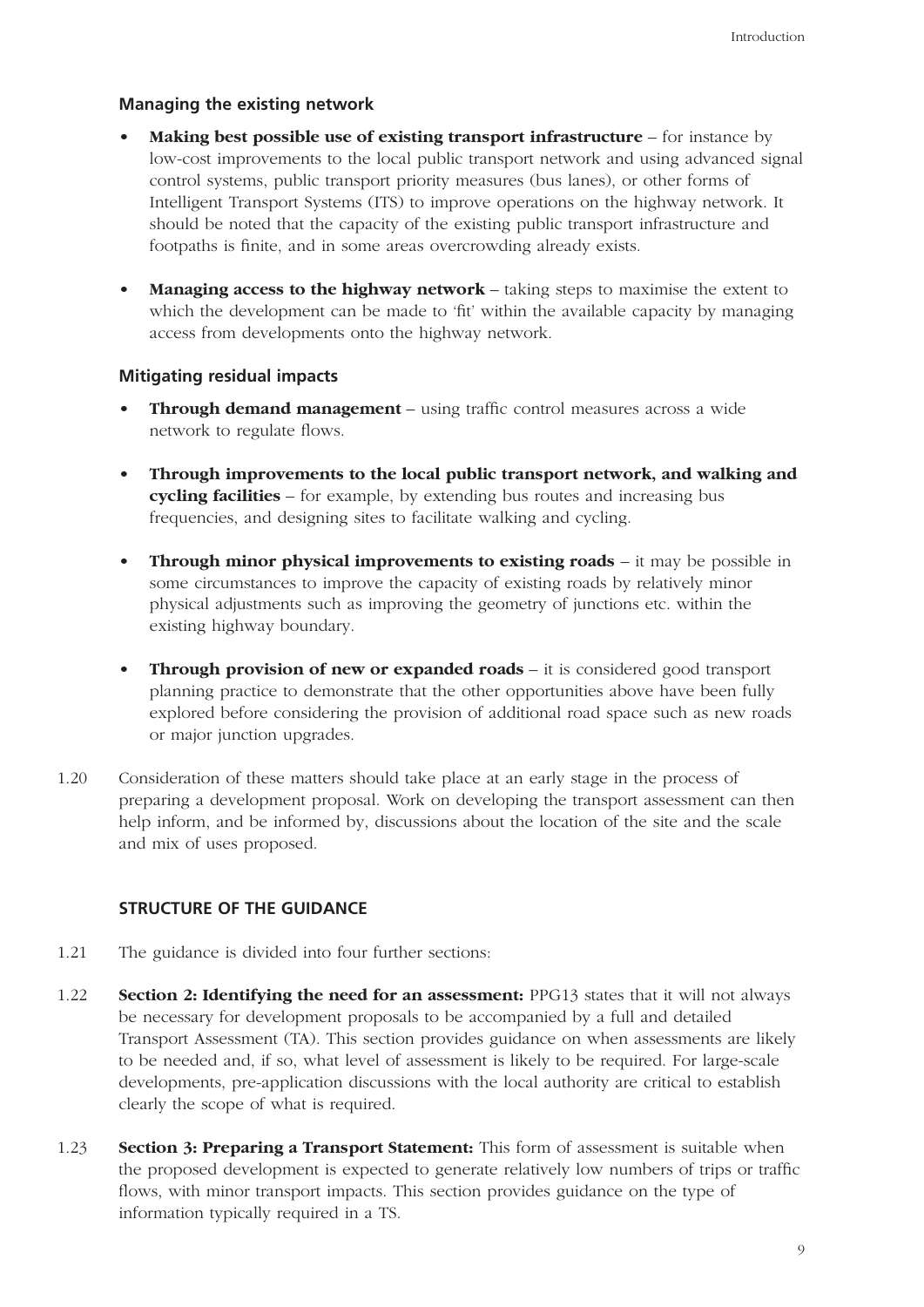### Managing the existing network

- **Making best possible use of existing transport infrastructure** – for instance by low-cost improvements to the local public transport network and using advanced signal control systems, public transport priority measures (bus lanes), or other forms of Intelligent Transport Systems (ITS) to improve operations on the highway network. It should be noted that the capacity of the existing public transport infrastructure and footpaths is finite, and in some areas overcrowding already exists.

- **Managing access to the highway network** – taking steps to maximise the extent to which the development can be made to 'fit' within the available capacity by managing access from developments onto the highway network.

### Mitigating residual impacts

- **Through demand management** – using traffic control measures across a wide network to regulate flows.

- **Through improvements to the local public transport network, and walking and cycling facilities** – for example, by extending bus routes and increasing bus frequencies, and designing sites to facilitate walking and cycling.

- **Through minor physical improvements to existing roads** – it may be possible in some circumstances to improve the capacity of existing roads by relatively minor physical adjustments such as improving the geometry of junctions etc. within the existing highway boundary.

- **Through provision of new or expanded roads** – it is considered good transport planning practice to demonstrate that the other opportunities above have been fully explored before considering the provision of additional road space such as new roads or major junction upgrades.

1.20 Consideration of these matters should take place at an early stage in the process of preparing a development proposal. Work on developing the transport assessment can then help inform, and be informed by, discussions about the location of the site and the scale and mix of uses proposed.

## STRUCTURE OF THE GUIDANCE

1.21 The guidance is divided into four further sections:

1.22 **Section 2: Identifying the need for an assessment:** PPG13 states that it will not always be necessary for development proposals to be accompanied by a full and detailed Transport Assessment (TA). This section provides guidance on when assessments are likely to be needed and, if so, what level of assessment is likely to be required. For large-scale developments, pre-application discussions with the local authority are critical to establish clearly the scope of what is required.

1.23 **Section 3: Preparing a Transport Statement:** This form of assessment is suitable when the proposed development is expected to generate relatively low numbers of trips or traffic flows, with minor transport impacts. This section provides guidance on the type of information typically required in a TS.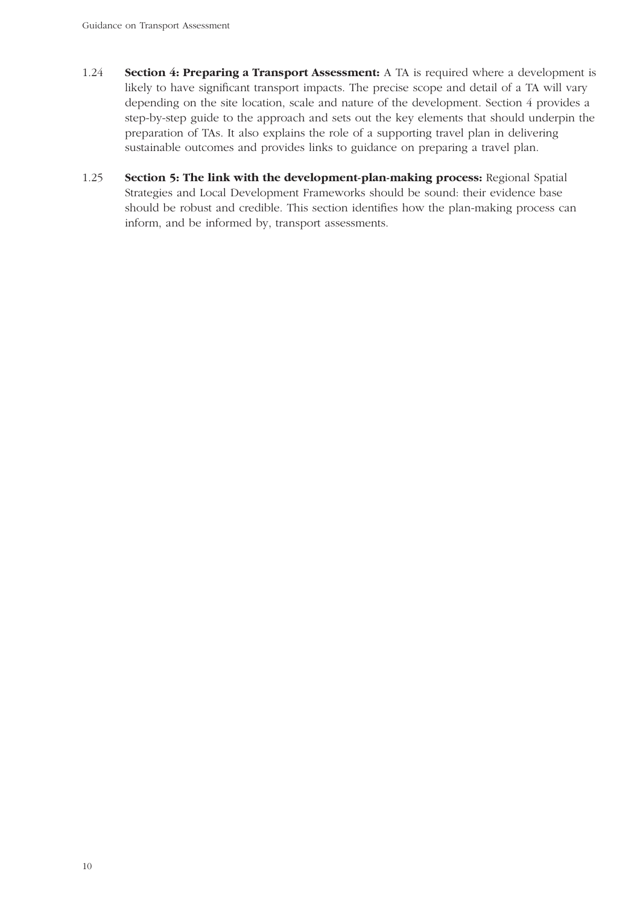1.24 **Section 4: Preparing a Transport Assessment:** A TA is required where a development is likely to have significant transport impacts. The precise scope and detail of a TA will vary depending on the site location, scale and nature of the development. Section 4 provides a step-by-step guide to the approach and sets out the key elements that should underpin the preparation of TAs. It also explains the role of a supporting travel plan in delivering sustainable outcomes and provides links to guidance on preparing a travel plan.

1.25 **Section 5: The link with the development-plan-making process:** Regional Spatial Strategies and Local Development Frameworks should be sound: their evidence base should be robust and credible. This section identifies how the plan-making process can inform, and be informed by, transport assessments.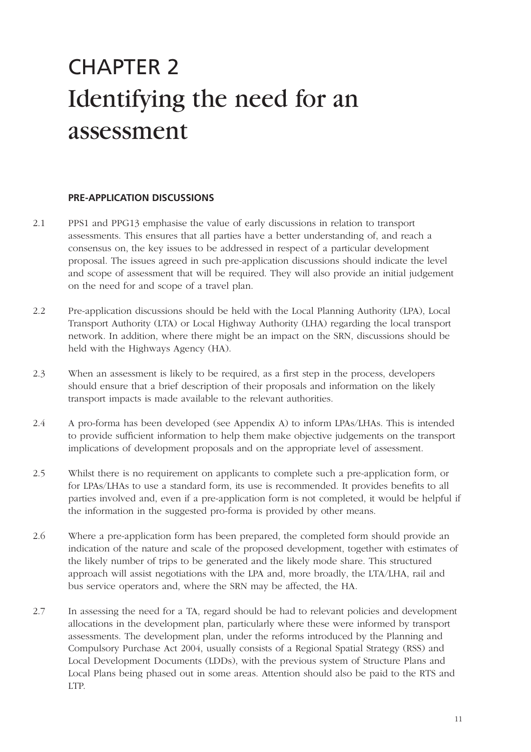# CHAPTER 2
# Identifying the need for an assessment

## PRE-APPLICATION DISCUSSIONS

2.1 PPS1 and PPG13 emphasise the value of early discussions in relation to transport assessments. This ensures that all parties have a better understanding of, and reach a consensus on, the key issues to be addressed in respect of a particular development proposal. The issues agreed in such pre-application discussions should indicate the level and scope of assessment that will be required. They will also provide an initial judgement on the need for and scope of a travel plan.

2.2 Pre-application discussions should be held with the Local Planning Authority (LPA), Local Transport Authority (LTA) or Local Highway Authority (LHA) regarding the local transport network. In addition, where there might be an impact on the SRN, discussions should be held with the Highways Agency (HA).

2.3 When an assessment is likely to be required, as a first step in the process, developers should ensure that a brief description of their proposals and information on the likely transport impacts is made available to the relevant authorities.

2.4 A pro-forma has been developed (see Appendix A) to inform LPAs/LHAs. This is intended to provide sufficient information to help them make objective judgements on the transport implications of development proposals and on the appropriate level of assessment.

2.5 Whilst there is no requirement on applicants to complete such a pre-application form, or for LPAs/LHAs to use a standard form, its use is recommended. It provides benefits to all parties involved and, even if a pre-application form is not completed, it would be helpful if the information in the suggested pro-forma is provided by other means.

2.6 Where a pre-application form has been prepared, the completed form should provide an indication of the nature and scale of the proposed development, together with estimates of the likely number of trips to be generated and the likely mode share. This structured approach will assist negotiations with the LPA and, more broadly, the LTA/LHA, rail and bus service operators and, where the SRN may be affected, the HA.

2.7 In assessing the need for a TA, regard should be had to relevant policies and development allocations in the development plan, particularly where these were informed by transport assessments. The development plan, under the reforms introduced by the Planning and Compulsory Purchase Act 2004, usually consists of a Regional Spatial Strategy (RSS) and Local Development Documents (LDDs), with the previous system of Structure Plans and Local Plans being phased out in some areas. Attention should also be paid to the RTS and LTP.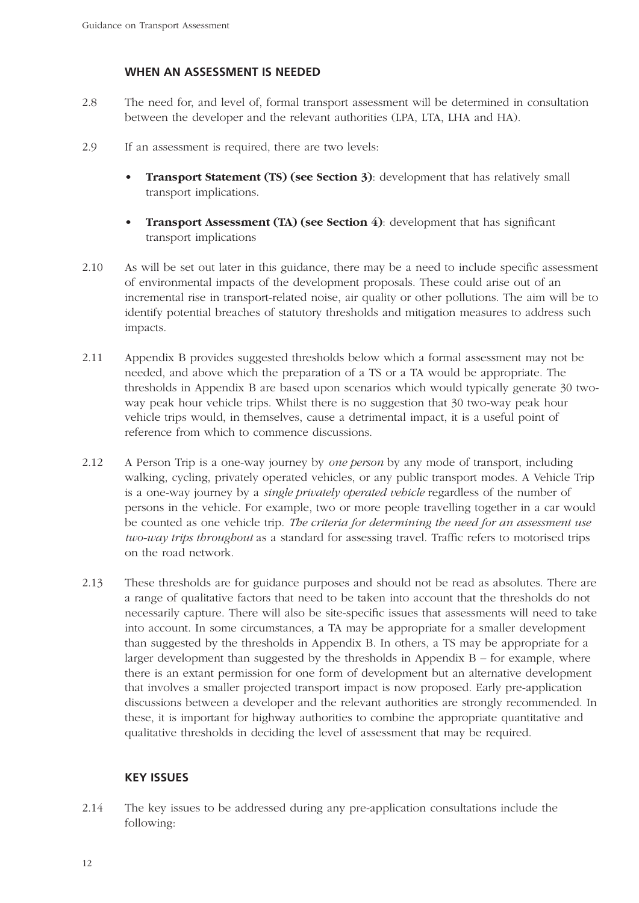## WHEN AN ASSESSMENT IS NEEDED

2.8 The need for, and level of, formal transport assessment will be determined in consultation between the developer and the relevant authorities (LPA, LTA, LHA and HA).

2.9 If an assessment is required, there are two levels:

- **Transport Statement (TS) (see Section 3)**: development that has relatively small transport implications.
- **Transport Assessment (TA) (see Section 4)**: development that has significant transport implications

2.10 As will be set out later in this guidance, there may be a need to include specific assessment of environmental impacts of the development proposals. These could arise out of an incremental rise in transport-related noise, air quality or other pollutions. The aim will be to identify potential breaches of statutory thresholds and mitigation measures to address such impacts.

2.11 Appendix B provides suggested thresholds below which a formal assessment may not be needed, and above which the preparation of a TS or a TA would be appropriate. The thresholds in Appendix B are based upon scenarios which would typically generate 30 two-way peak hour vehicle trips. Whilst there is no suggestion that 30 two-way peak hour vehicle trips would, in themselves, cause a detrimental impact, it is a useful point of reference from which to commence discussions.

2.12 A Person Trip is a one-way journey by *one person* by any mode of transport, including walking, cycling, privately operated vehicles, or any public transport modes. A Vehicle Trip is a one-way journey by a *single privately operated vehicle* regardless of the number of persons in the vehicle. For example, two or more people travelling together in a car would be counted as one vehicle trip. *The criteria for determining the need for an assessment use two-way trips throughout* as a standard for assessing travel. Traffic refers to motorised trips on the road network.

2.13 These thresholds are for guidance purposes and should not be read as absolutes. There are a range of qualitative factors that need to be taken into account that the thresholds do not necessarily capture. There will also be site-specific issues that assessments will need to take into account. In some circumstances, a TA may be appropriate for a smaller development than suggested by the thresholds in Appendix B. In others, a TS may be appropriate for a larger development than suggested by the thresholds in Appendix B – for example, where there is an extant permission for one form of development but an alternative development that involves a smaller projected transport impact is now proposed. Early pre-application discussions between a developer and the relevant authorities are strongly recommended. In these, it is important for highway authorities to combine the appropriate quantitative and qualitative thresholds in deciding the level of assessment that may be required.

## KEY ISSUES

2.14 The key issues to be addressed during any pre-application consultations include the following: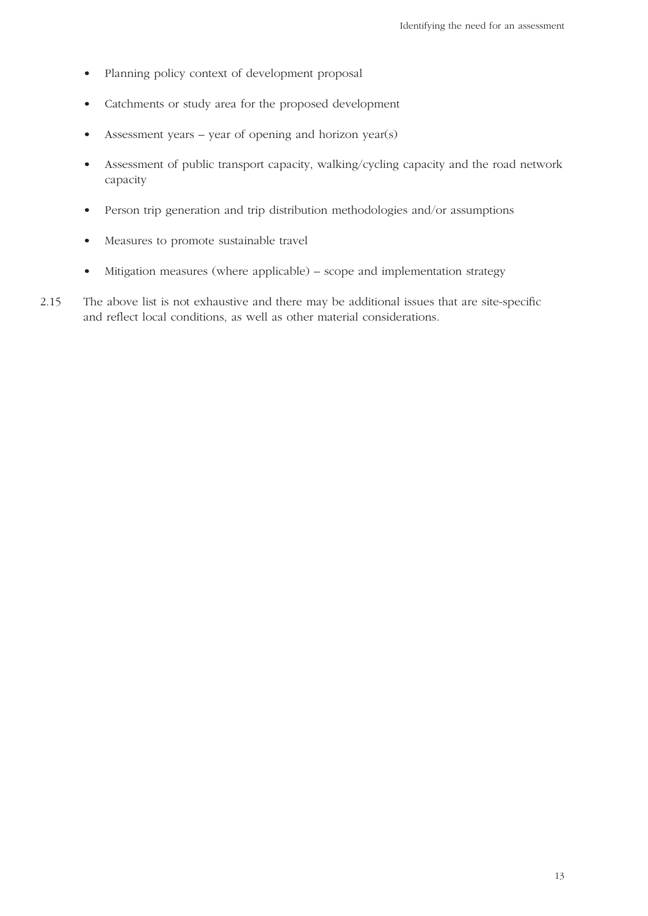- Planning policy context of development proposal
- Catchments or study area for the proposed development
- Assessment years – year of opening and horizon year(s)
- Assessment of public transport capacity, walking/cycling capacity and the road network capacity
- Person trip generation and trip distribution methodologies and/or assumptions
- Measures to promote sustainable travel
- Mitigation measures (where applicable) – scope and implementation strategy

2.15 The above list is not exhaustive and there may be additional issues that are site-specific and reflect local conditions, as well as other material considerations.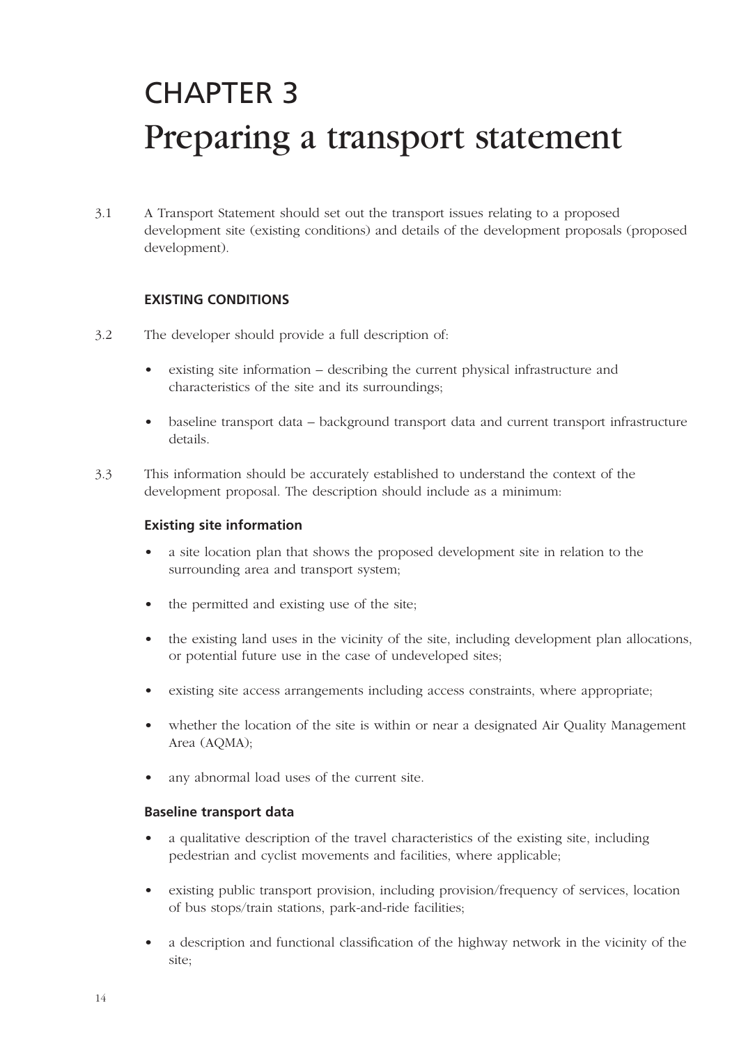# CHAPTER 3
# Preparing a transport statement

3.1 A Transport Statement should set out the transport issues relating to a proposed development site (existing conditions) and details of the development proposals (proposed development).

### EXISTING CONDITIONS

3.2 The developer should provide a full description of:

- existing site information – describing the current physical infrastructure and characteristics of the site and its surroundings;
- baseline transport data – background transport data and current transport infrastructure details.

3.3 This information should be accurately established to understand the context of the development proposal. The description should include as a minimum:

#### Existing site information

- a site location plan that shows the proposed development site in relation to the surrounding area and transport system;
- the permitted and existing use of the site;
- the existing land uses in the vicinity of the site, including development plan allocations, or potential future use in the case of undeveloped sites;
- existing site access arrangements including access constraints, where appropriate;
- whether the location of the site is within or near a designated Air Quality Management Area (AQMA);
- any abnormal load uses of the current site.

#### Baseline transport data

- a qualitative description of the travel characteristics of the existing site, including pedestrian and cyclist movements and facilities, where applicable;
- existing public transport provision, including provision/frequency of services, location of bus stops/train stations, park-and-ride facilities;
- a description and functional classification of the highway network in the vicinity of the site;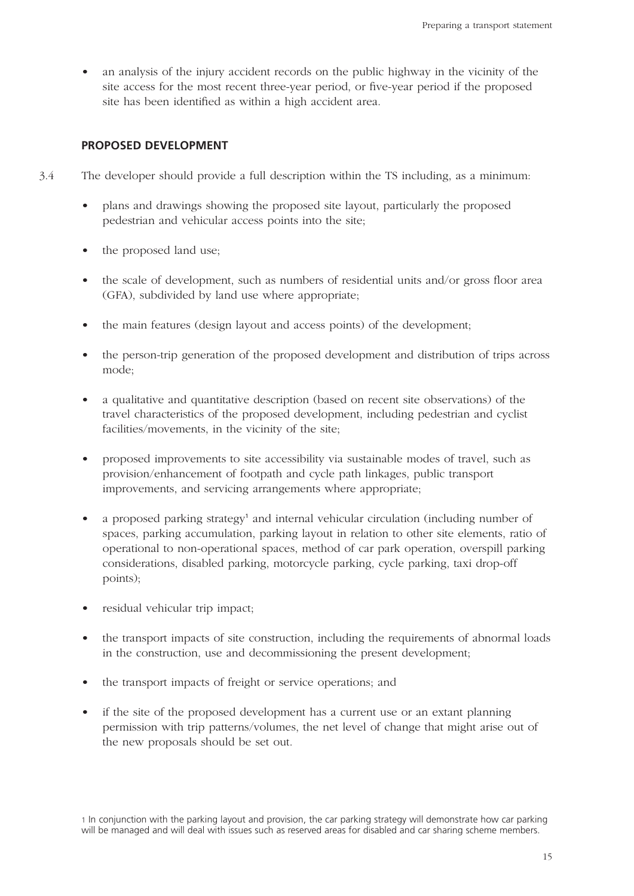- an analysis of the injury accident records on the public highway in the vicinity of the site access for the most recent three-year period, or five-year period if the proposed site has been identified as within a high accident area.

### PROPOSED DEVELOPMENT

3.4 The developer should provide a full description within the TS including, as a minimum:

- plans and drawings showing the proposed site layout, particularly the proposed pedestrian and vehicular access points into the site;
- the proposed land use;
- the scale of development, such as numbers of residential units and/or gross floor area (GFA), subdivided by land use where appropriate;
- the main features (design layout and access points) of the development;
- the person-trip generation of the proposed development and distribution of trips across mode;
- a qualitative and quantitative description (based on recent site observations) of the travel characteristics of the proposed development, including pedestrian and cyclist facilities/movements, in the vicinity of the site;
- proposed improvements to site accessibility via sustainable modes of travel, such as provision/enhancement of footpath and cycle path linkages, public transport improvements, and servicing arrangements where appropriate;
- a proposed parking strategy[1] and internal vehicular circulation (including number of spaces, parking accumulation, parking layout in relation to other site elements, ratio of operational to non-operational spaces, method of car park operation, overspill parking considerations, disabled parking, motorcycle parking, cycle parking, taxi drop-off points);
- residual vehicular trip impact;
- the transport impacts of site construction, including the requirements of abnormal loads in the construction, use and decommissioning the present development;
- the transport impacts of freight or service operations; and
- if the site of the proposed development has a current use or an extant planning permission with trip patterns/volumes, the net level of change that might arise out of the new proposals should be set out.

1 In conjunction with the parking layout and provision, the car parking strategy will demonstrate how car parking will be managed and will deal with issues such as reserved areas for disabled and car sharing scheme members.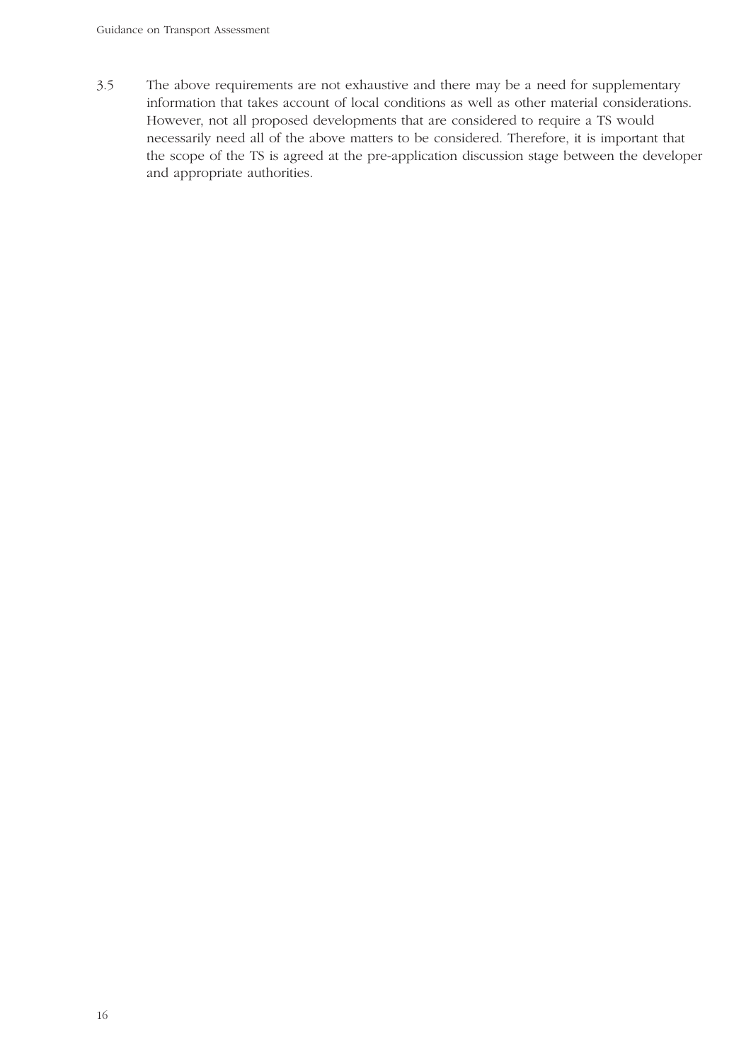3.5 The above requirements are not exhaustive and there may be a need for supplementary information that takes account of local conditions as well as other material considerations. However, not all proposed developments that are considered to require a TS would necessarily need all of the above matters to be considered. Therefore, it is important that the scope of the TS is agreed at the pre-application discussion stage between the developer and appropriate authorities.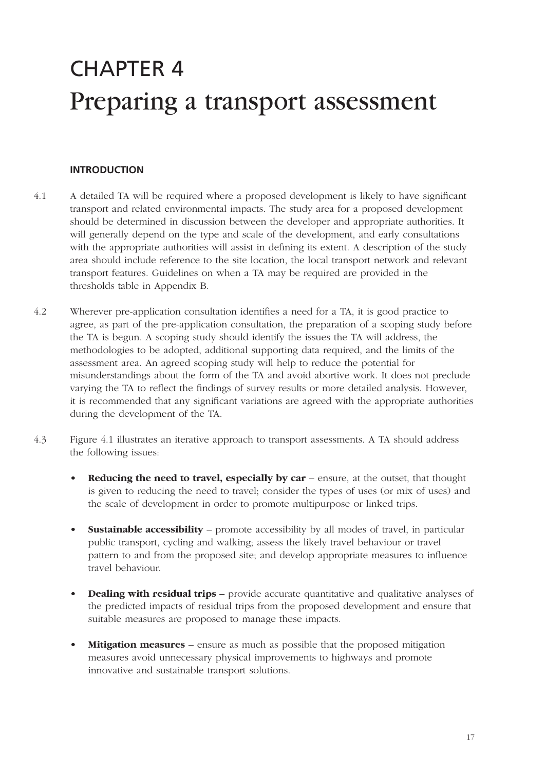# CHAPTER 4

# Preparing a transport assessment

### INTRODUCTION

4.1 A detailed TA will be required where a proposed development is likely to have significant transport and related environmental impacts. The study area for a proposed development should be determined in discussion between the developer and appropriate authorities. It will generally depend on the type and scale of the development, and early consultations with the appropriate authorities will assist in defining its extent. A description of the study area should include reference to the site location, the local transport network and relevant transport features. Guidelines on when a TA may be required are provided in the thresholds table in Appendix B.

4.2 Wherever pre-application consultation identifies a need for a TA, it is good practice to agree, as part of the pre-application consultation, the preparation of a scoping study before the TA is begun. A scoping study should identify the issues the TA will address, the methodologies to be adopted, additional supporting data required, and the limits of the assessment area. An agreed scoping study will help to reduce the potential for misunderstandings about the form of the TA and avoid abortive work. It does not preclude varying the TA to reflect the findings of survey results or more detailed analysis. However, it is recommended that any significant variations are agreed with the appropriate authorities during the development of the TA.

4.3 Figure 4.1 illustrates an iterative approach to transport assessments. A TA should address the following issues:

- **Reducing the need to travel, especially by car** – ensure, at the outset, that thought is given to reducing the need to travel; consider the types of uses (or mix of uses) and the scale of development in order to promote multipurpose or linked trips.
- **Sustainable accessibility** – promote accessibility by all modes of travel, in particular public transport, cycling and walking; assess the likely travel behaviour or travel pattern to and from the proposed site; and develop appropriate measures to influence travel behaviour.
- **Dealing with residual trips** – provide accurate quantitative and qualitative analyses of the predicted impacts of residual trips from the proposed development and ensure that suitable measures are proposed to manage these impacts.
- **Mitigation measures** – ensure as much as possible that the proposed mitigation measures avoid unnecessary physical improvements to highways and promote innovative and sustainable transport solutions.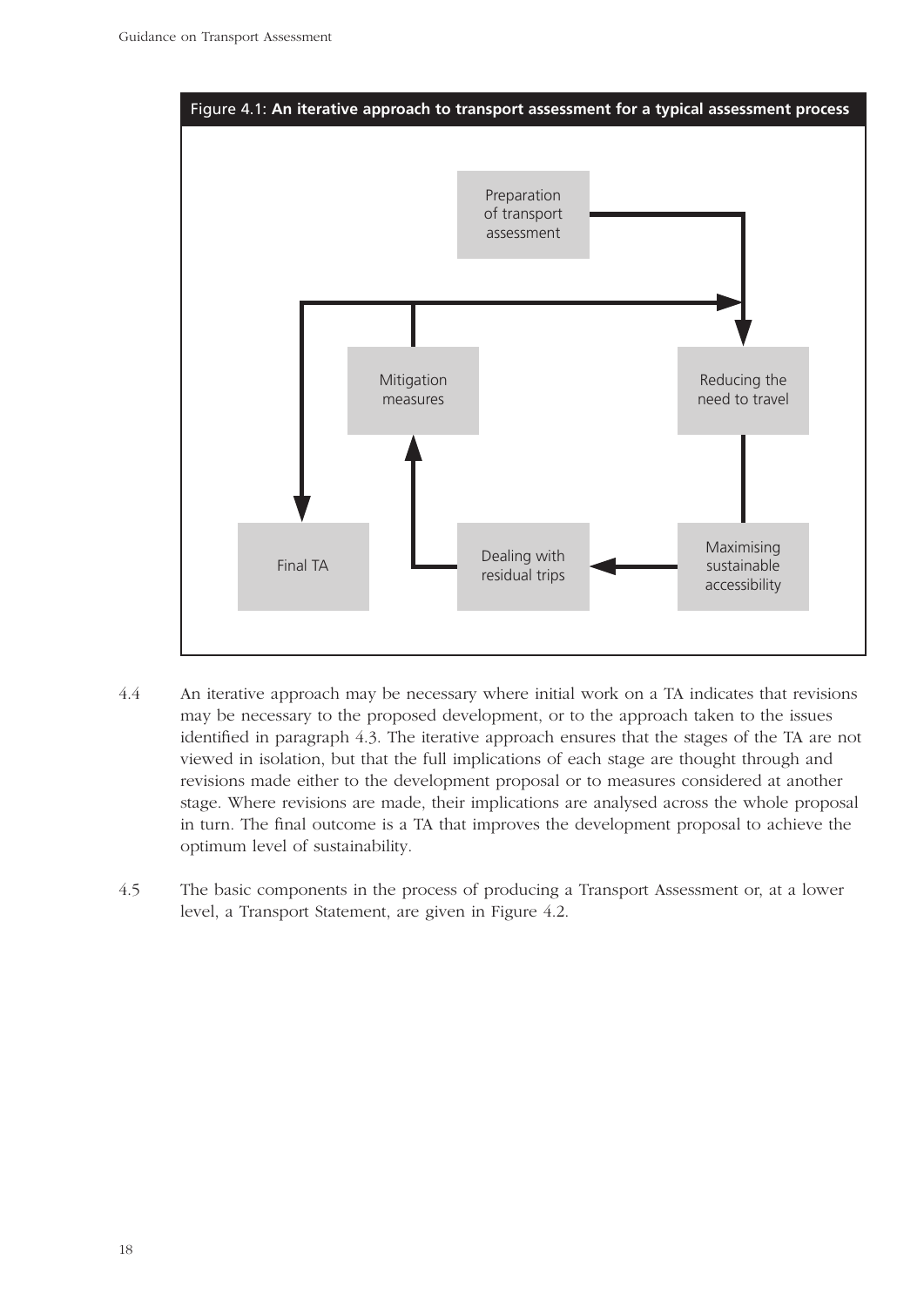Figure 4.1: **An iterative approach to transport assessment for a typical assessment process**

Preparation of transport assessment

Reducing the need to travel

Maximising sustainable accessibility

Dealing with residual trips

Mitigation measures

Final TA

4.4 An iterative approach may be necessary where initial work on a TA indicates that revisions may be necessary to the proposed development, or to the approach taken to the issues identified in paragraph 4.3. The iterative approach ensures that the stages of the TA are not viewed in isolation, but that the full implications of each stage are thought through and revisions made either to the development proposal or to measures considered at another stage. Where revisions are made, their implications are analysed across the whole proposal in turn. The final outcome is a TA that improves the development proposal to achieve the optimum level of sustainability.

4.5 The basic components in the process of producing a Transport Assessment or, at a lower level, a Transport Statement, are given in Figure 4.2.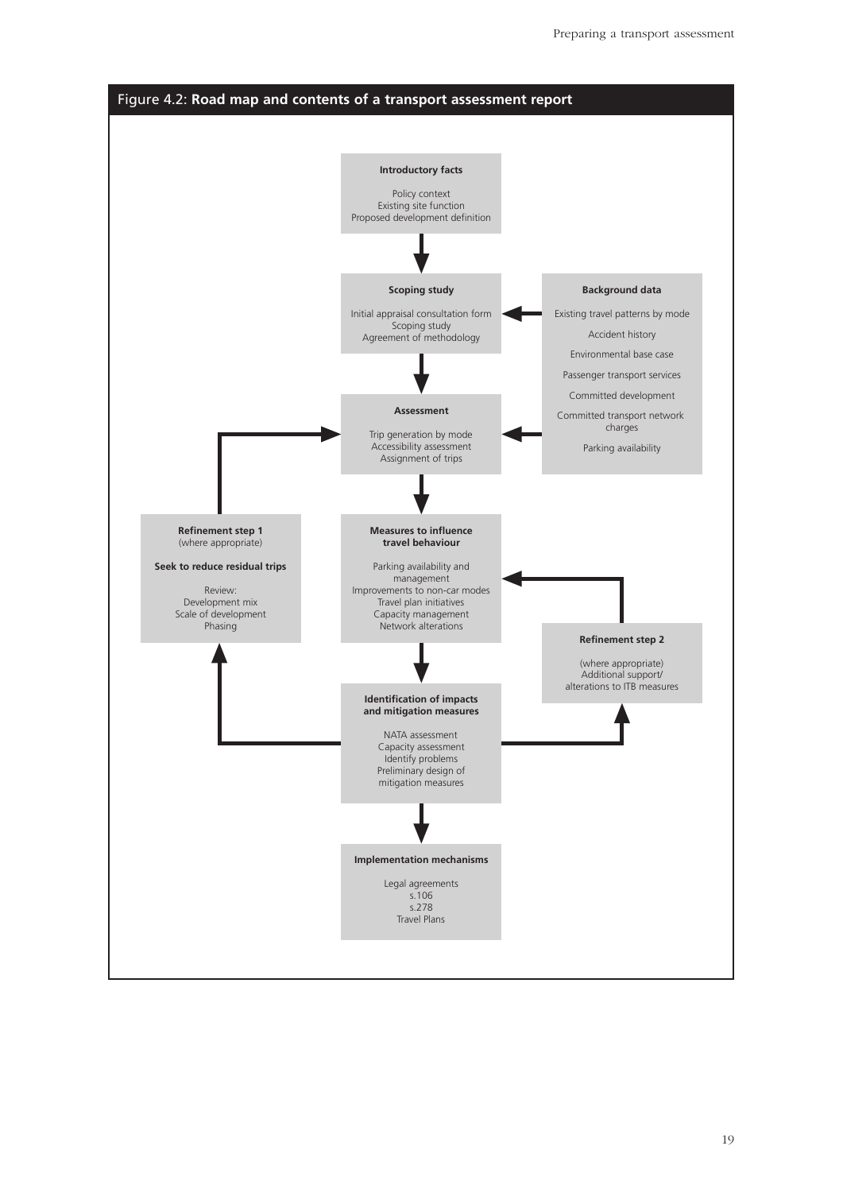## Figure 4.2: **Road map and contents of a transport assessment report**

**Introductory facts**

Policy context
Existing site function
Proposed development definition

**Scoping study**

Initial appraisal consultation form
Scoping study
Agreement of methodology

**Background data**

Existing travel patterns by mode

Accident history

Environmental base case

Passenger transport services

Committed development

Committed transport network charges

Parking availability

**Assessment**

Trip generation by mode
Accessibility assessment
Assignment of trips

**Refinement step 1**
(where appropriate)

**Seek to reduce residual trips**

Review:
Development mix
Scale of development
Phasing

**Measures to influence travel behaviour**

Parking availability and management
Improvements to non-car modes
Travel plan initiatives
Capacity management
Network alterations

**Refinement step 2**

(where appropriate)
Additional support/
alterations to ITB measures

**Identification of impacts and mitigation measures**

NATA assessment
Capacity assessment
Identify problems
Preliminary design of mitigation measures

**Implementation mechanisms**

Legal agreements
s.106
s.278
Travel Plans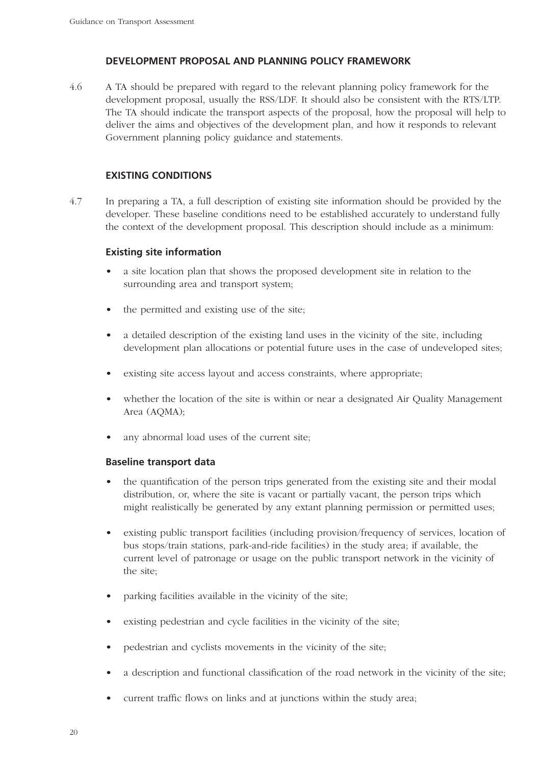## DEVELOPMENT PROPOSAL AND PLANNING POLICY FRAMEWORK

4.6 A TA should be prepared with regard to the relevant planning policy framework for the development proposal, usually the RSS/LDF. It should also be consistent with the RTS/LTP. The TA should indicate the transport aspects of the proposal, how the proposal will help to deliver the aims and objectives of the development plan, and how it responds to relevant Government planning policy guidance and statements.

## EXISTING CONDITIONS

4.7 In preparing a TA, a full description of existing site information should be provided by the developer. These baseline conditions need to be established accurately to understand fully the context of the development proposal. This description should include as a minimum:

### Existing site information

- a site location plan that shows the proposed development site in relation to the surrounding area and transport system;
- the permitted and existing use of the site;
- a detailed description of the existing land uses in the vicinity of the site, including development plan allocations or potential future uses in the case of undeveloped sites;
- existing site access layout and access constraints, where appropriate;
- whether the location of the site is within or near a designated Air Quality Management Area (AQMA);
- any abnormal load uses of the current site;

### Baseline transport data

- the quantification of the person trips generated from the existing site and their modal distribution, or, where the site is vacant or partially vacant, the person trips which might realistically be generated by any extant planning permission or permitted uses;
- existing public transport facilities (including provision/frequency of services, location of bus stops/train stations, park-and-ride facilities) in the study area; if available, the current level of patronage or usage on the public transport network in the vicinity of the site;
- parking facilities available in the vicinity of the site;
- existing pedestrian and cycle facilities in the vicinity of the site;
- pedestrian and cyclists movements in the vicinity of the site;
- a description and functional classification of the road network in the vicinity of the site;
- current traffic flows on links and at junctions within the study area;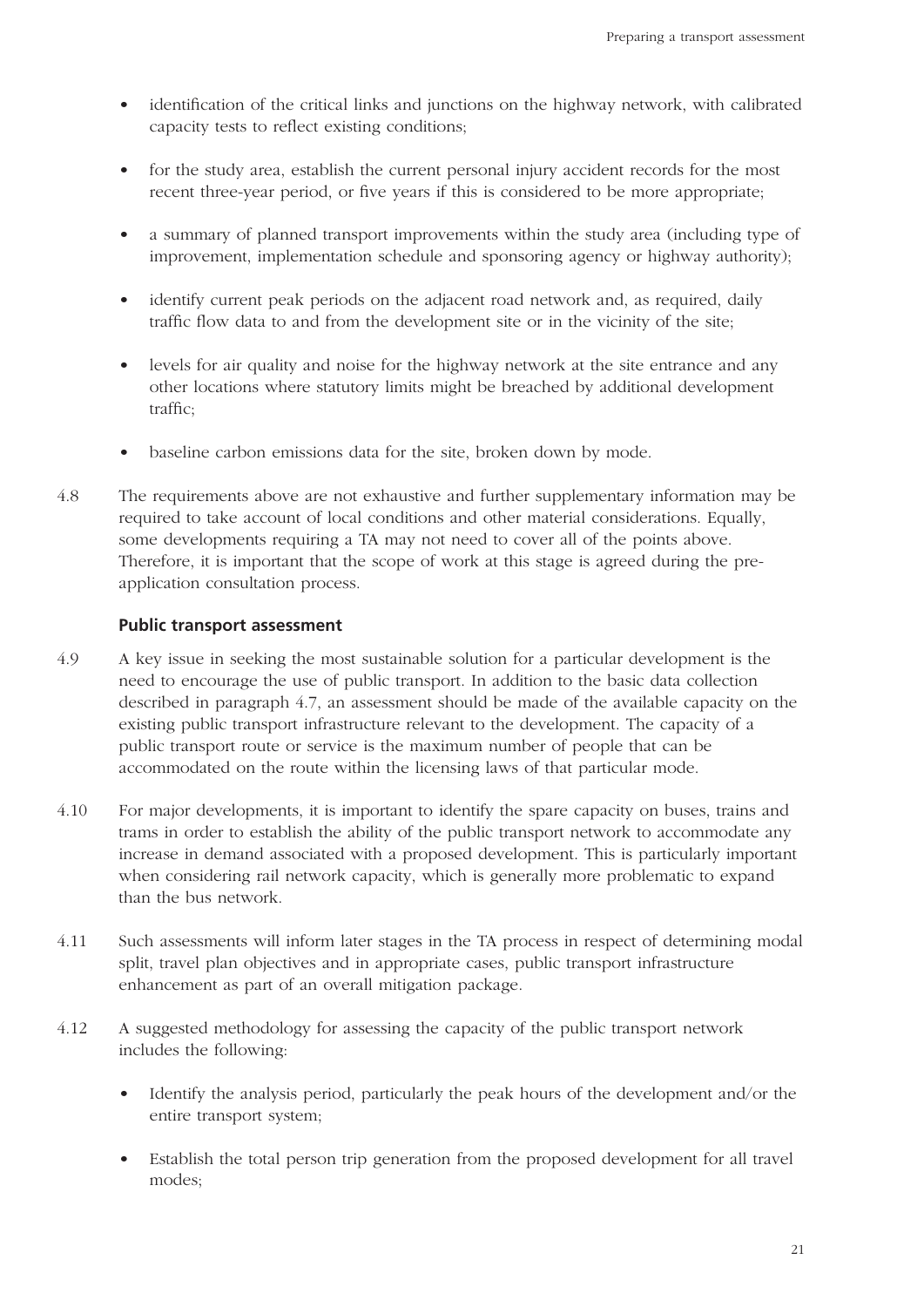- identification of the critical links and junctions on the highway network, with calibrated capacity tests to reflect existing conditions;
- for the study area, establish the current personal injury accident records for the most recent three-year period, or five years if this is considered to be more appropriate;
- a summary of planned transport improvements within the study area (including type of improvement, implementation schedule and sponsoring agency or highway authority);
- identify current peak periods on the adjacent road network and, as required, daily traffic flow data to and from the development site or in the vicinity of the site;
- levels for air quality and noise for the highway network at the site entrance and any other locations where statutory limits might be breached by additional development traffic;
- baseline carbon emissions data for the site, broken down by mode.

4.8 The requirements above are not exhaustive and further supplementary information may be required to take account of local conditions and other material considerations. Equally, some developments requiring a TA may not need to cover all of the points above. Therefore, it is important that the scope of work at this stage is agreed during the pre-application consultation process.

### Public transport assessment

4.9 A key issue in seeking the most sustainable solution for a particular development is the need to encourage the use of public transport. In addition to the basic data collection described in paragraph 4.7, an assessment should be made of the available capacity on the existing public transport infrastructure relevant to the development. The capacity of a public transport route or service is the maximum number of people that can be accommodated on the route within the licensing laws of that particular mode.

4.10 For major developments, it is important to identify the spare capacity on buses, trains and trams in order to establish the ability of the public transport network to accommodate any increase in demand associated with a proposed development. This is particularly important when considering rail network capacity, which is generally more problematic to expand than the bus network.

4.11 Such assessments will inform later stages in the TA process in respect of determining modal split, travel plan objectives and in appropriate cases, public transport infrastructure enhancement as part of an overall mitigation package.

4.12 A suggested methodology for assessing the capacity of the public transport network includes the following:

- Identify the analysis period, particularly the peak hours of the development and/or the entire transport system;
- Establish the total person trip generation from the proposed development for all travel modes;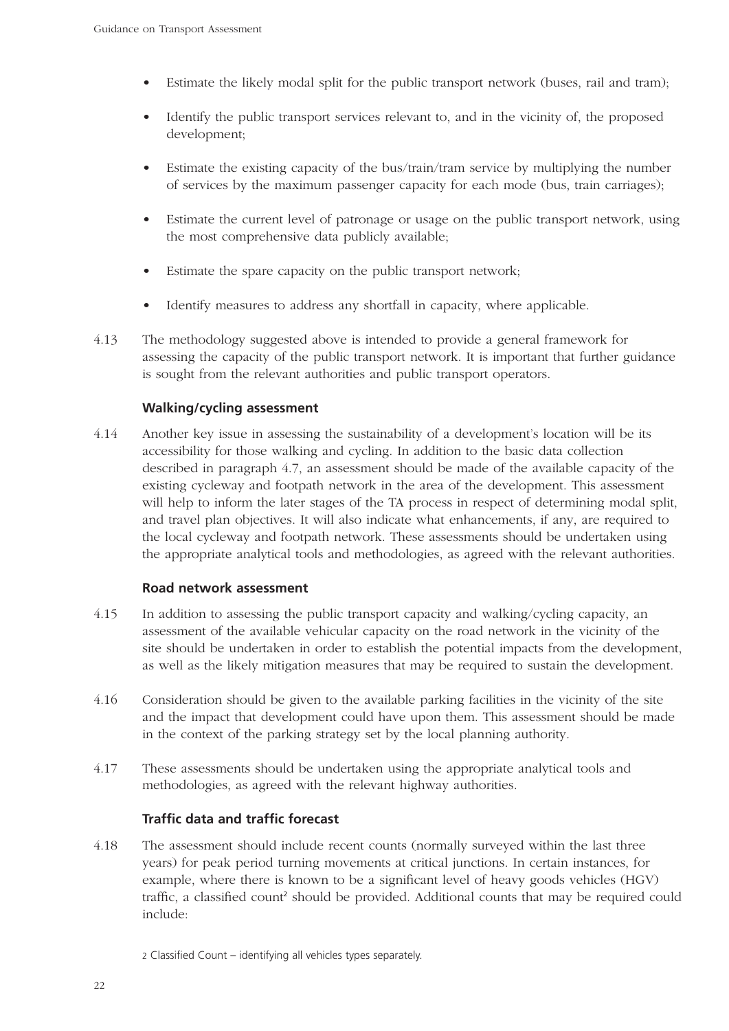- Estimate the likely modal split for the public transport network (buses, rail and tram);
- Identify the public transport services relevant to, and in the vicinity of, the proposed development;
- Estimate the existing capacity of the bus/train/tram service by multiplying the number of services by the maximum passenger capacity for each mode (bus, train carriages);
- Estimate the current level of patronage or usage on the public transport network, using the most comprehensive data publicly available;
- Estimate the spare capacity on the public transport network;
- Identify measures to address any shortfall in capacity, where applicable.

4.13 The methodology suggested above is intended to provide a general framework for assessing the capacity of the public transport network. It is important that further guidance is sought from the relevant authorities and public transport operators.

### Walking/cycling assessment

4.14 Another key issue in assessing the sustainability of a development's location will be its accessibility for those walking and cycling. In addition to the basic data collection described in paragraph 4.7, an assessment should be made of the available capacity of the existing cycleway and footpath network in the area of the development. This assessment will help to inform the later stages of the TA process in respect of determining modal split, and travel plan objectives. It will also indicate what enhancements, if any, are required to the local cycleway and footpath network. These assessments should be undertaken using the appropriate analytical tools and methodologies, as agreed with the relevant authorities.

### Road network assessment

4.15 In addition to assessing the public transport capacity and walking/cycling capacity, an assessment of the available vehicular capacity on the road network in the vicinity of the site should be undertaken in order to establish the potential impacts from the development, as well as the likely mitigation measures that may be required to sustain the development.

4.16 Consideration should be given to the available parking facilities in the vicinity of the site and the impact that development could have upon them. This assessment should be made in the context of the parking strategy set by the local planning authority.

4.17 These assessments should be undertaken using the appropriate analytical tools and methodologies, as agreed with the relevant highway authorities.

### Traffic data and traffic forecast

4.18 The assessment should include recent counts (normally surveyed within the last three years) for peak period turning movements at critical junctions. In certain instances, for example, where there is known to be a significant level of heavy goods vehicles (HGV) traffic, a classified count[2] should be provided. Additional counts that may be required could include:

2 Classified Count – identifying all vehicles types separately.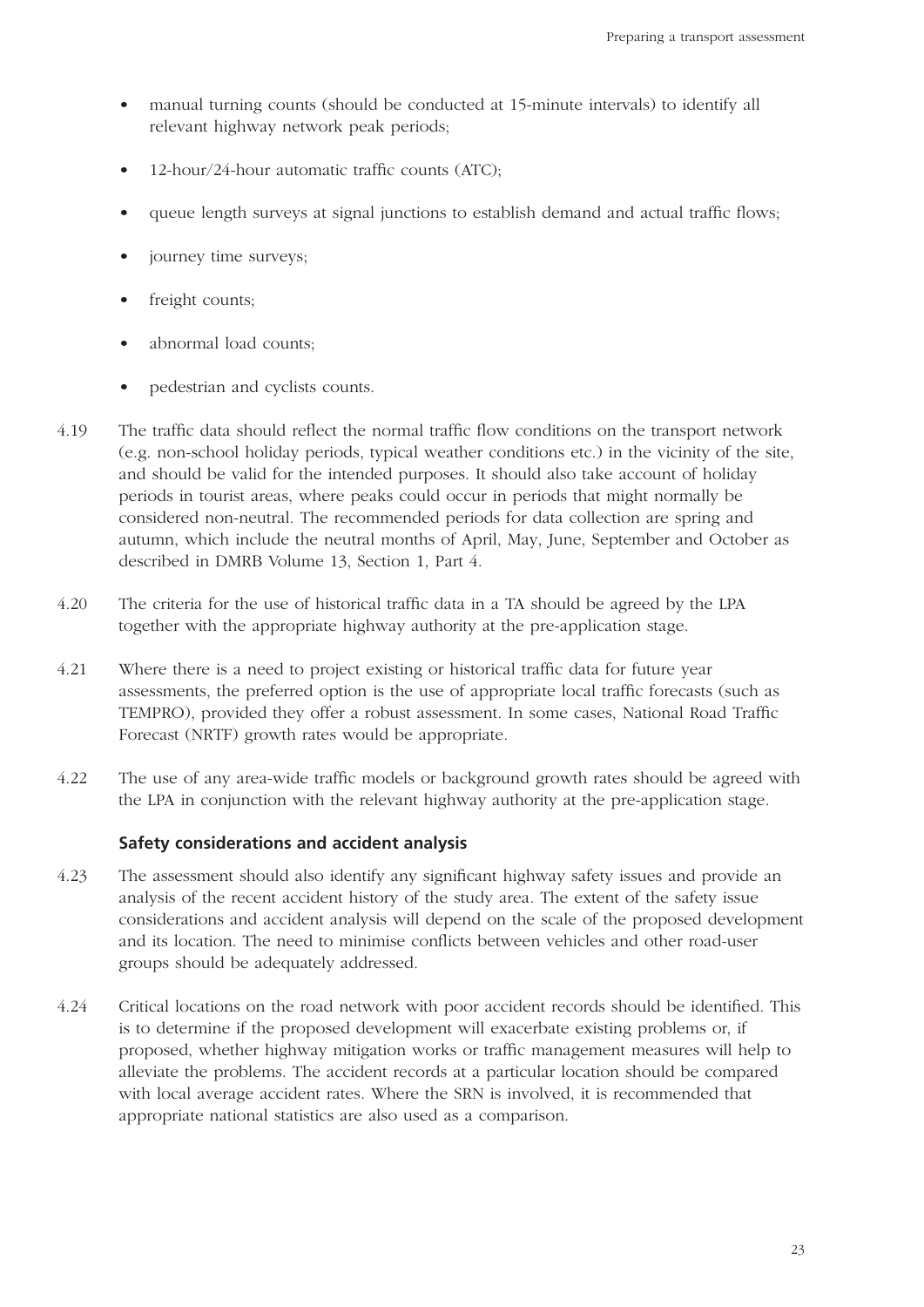- manual turning counts (should be conducted at 15-minute intervals) to identify all relevant highway network peak periods;
- 12-hour/24-hour automatic traffic counts (ATC);
- queue length surveys at signal junctions to establish demand and actual traffic flows;
- journey time surveys;
- freight counts;
- abnormal load counts;
- pedestrian and cyclists counts.

4.19 The traffic data should reflect the normal traffic flow conditions on the transport network (e.g. non-school holiday periods, typical weather conditions etc.) in the vicinity of the site, and should be valid for the intended purposes. It should also take account of holiday periods in tourist areas, where peaks could occur in periods that might normally be considered non-neutral. The recommended periods for data collection are spring and autumn, which include the neutral months of April, May, June, September and October as described in DMRB Volume 13, Section 1, Part 4.

4.20 The criteria for the use of historical traffic data in a TA should be agreed by the LPA together with the appropriate highway authority at the pre-application stage.

4.21 Where there is a need to project existing or historical traffic data for future year assessments, the preferred option is the use of appropriate local traffic forecasts (such as TEMPRO), provided they offer a robust assessment. In some cases, National Road Traffic Forecast (NRTF) growth rates would be appropriate.

4.22 The use of any area-wide traffic models or background growth rates should be agreed with the LPA in conjunction with the relevant highway authority at the pre-application stage.

### Safety considerations and accident analysis

4.23 The assessment should also identify any significant highway safety issues and provide an analysis of the recent accident history of the study area. The extent of the safety issue considerations and accident analysis will depend on the scale of the proposed development and its location. The need to minimise conflicts between vehicles and other road-user groups should be adequately addressed.

4.24 Critical locations on the road network with poor accident records should be identified. This is to determine if the proposed development will exacerbate existing problems or, if proposed, whether highway mitigation works or traffic management measures will help to alleviate the problems. The accident records at a particular location should be compared with local average accident rates. Where the SRN is involved, it is recommended that appropriate national statistics are also used as a comparison.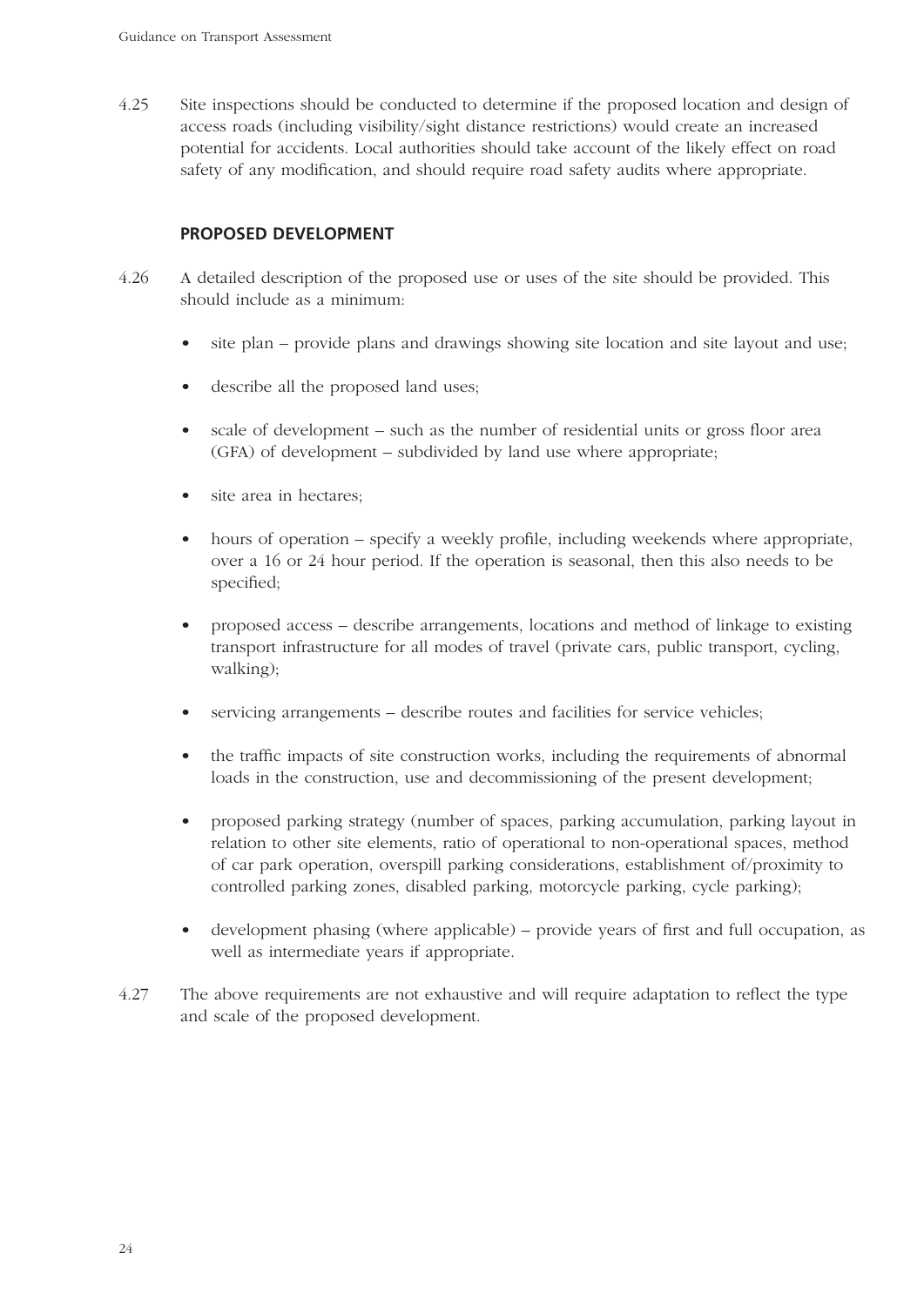4.25 Site inspections should be conducted to determine if the proposed location and design of access roads (including visibility/sight distance restrictions) would create an increased potential for accidents. Local authorities should take account of the likely effect on road safety of any modification, and should require road safety audits where appropriate.

### PROPOSED DEVELOPMENT

4.26 A detailed description of the proposed use or uses of the site should be provided. This should include as a minimum:

- site plan – provide plans and drawings showing site location and site layout and use;
- describe all the proposed land uses;
- scale of development – such as the number of residential units or gross floor area (GFA) of development – subdivided by land use where appropriate;
- site area in hectares;
- hours of operation – specify a weekly profile, including weekends where appropriate, over a 16 or 24 hour period. If the operation is seasonal, then this also needs to be specified;
- proposed access – describe arrangements, locations and method of linkage to existing transport infrastructure for all modes of travel (private cars, public transport, cycling, walking);
- servicing arrangements – describe routes and facilities for service vehicles;
- the traffic impacts of site construction works, including the requirements of abnormal loads in the construction, use and decommissioning of the present development;
- proposed parking strategy (number of spaces, parking accumulation, parking layout in relation to other site elements, ratio of operational to non-operational spaces, method of car park operation, overspill parking considerations, establishment of/proximity to controlled parking zones, disabled parking, motorcycle parking, cycle parking);
- development phasing (where applicable) – provide years of first and full occupation, as well as intermediate years if appropriate.

4.27 The above requirements are not exhaustive and will require adaptation to reflect the type and scale of the proposed development.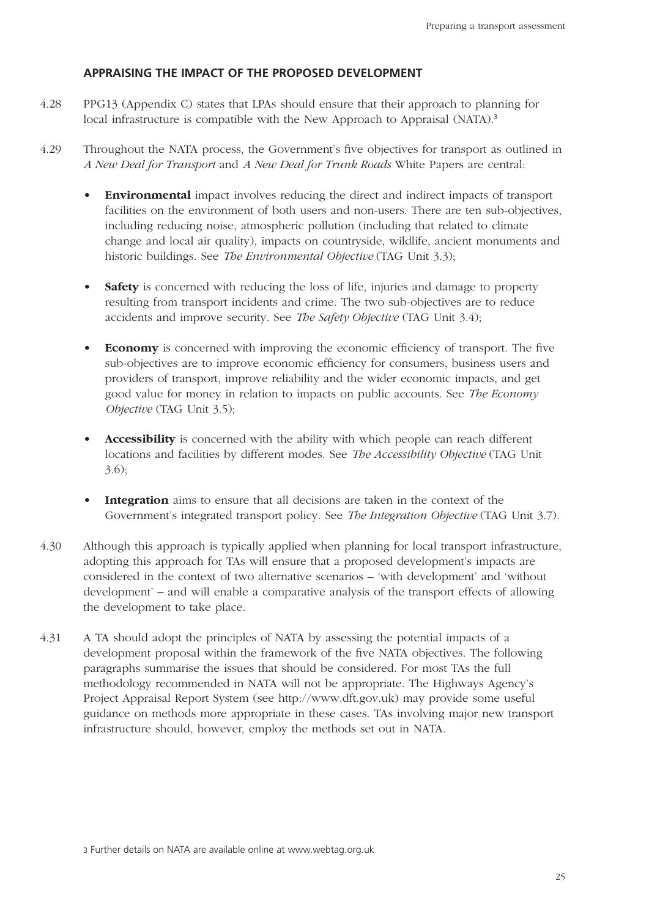## APPRAISING THE IMPACT OF THE PROPOSED DEVELOPMENT

4.28 PPG13 (Appendix C) states that LPAs should ensure that their approach to planning for local infrastructure is compatible with the New Approach to Appraisal (NATA).[3]

4.29 Throughout the NATA process, the Government's five objectives for transport as outlined in *A New Deal for Transport* and *A New Deal for Trunk Roads* White Papers are central:

- **Environmental** impact involves reducing the direct and indirect impacts of transport facilities on the environment of both users and non-users. There are ten sub-objectives, including reducing noise, atmospheric pollution (including that related to climate change and local air quality), impacts on countryside, wildlife, ancient monuments and historic buildings. See *The Environmental Objective* (TAG Unit 3.3);

- **Safety** is concerned with reducing the loss of life, injuries and damage to property resulting from transport incidents and crime. The two sub-objectives are to reduce accidents and improve security. See *The Safety Objective* (TAG Unit 3.4);

- **Economy** is concerned with improving the economic efficiency of transport. The five sub-objectives are to improve economic efficiency for consumers, business users and providers of transport, improve reliability and the wider economic impacts, and get good value for money in relation to impacts on public accounts. See *The Economy Objective* (TAG Unit 3.5);

- **Accessibility** is concerned with the ability with which people can reach different locations and facilities by different modes. See *The Accessibility Objective* (TAG Unit 3.6);

- **Integration** aims to ensure that all decisions are taken in the context of the Government's integrated transport policy. See *The Integration Objective* (TAG Unit 3.7).

4.30 Although this approach is typically applied when planning for local transport infrastructure, adopting this approach for TAs will ensure that a proposed development's impacts are considered in the context of two alternative scenarios – 'with development' and 'without development' – and will enable a comparative analysis of the transport effects of allowing the development to take place.

4.31 A TA should adopt the principles of NATA by assessing the potential impacts of a development proposal within the framework of the five NATA objectives. The following paragraphs summarise the issues that should be considered. For most TAs the full methodology recommended in NATA will not be appropriate. The Highways Agency's Project Appraisal Report System (see http://www.dft.gov.uk) may provide some useful guidance on methods more appropriate in these cases. TAs involving major new transport infrastructure should, however, employ the methods set out in NATA.

[3] Further details on NATA are available online at www.webtag.org.uk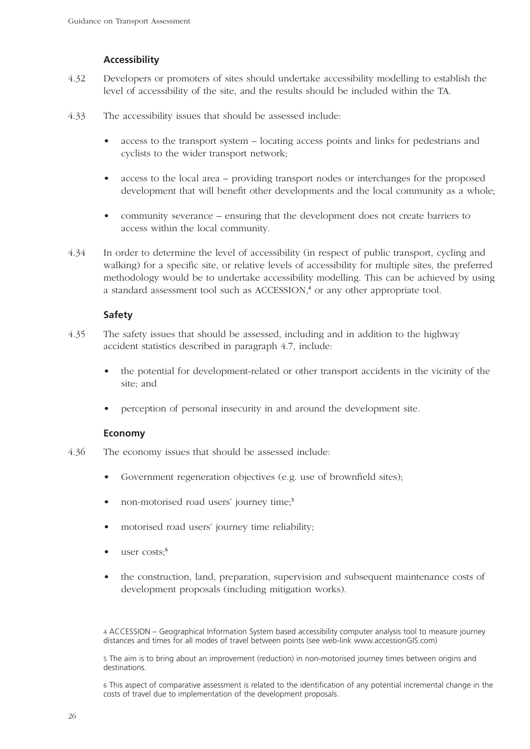### Accessibility

4.32 Developers or promoters of sites should undertake accessibility modelling to establish the level of accessibility of the site, and the results should be included within the TA.

4.33 The accessibility issues that should be assessed include:

- access to the transport system – locating access points and links for pedestrians and cyclists to the wider transport network;
- access to the local area – providing transport nodes or interchanges for the proposed development that will benefit other developments and the local community as a whole;
- community severance – ensuring that the development does not create barriers to access within the local community.

4.34 In order to determine the level of accessibility (in respect of public transport, cycling and walking) for a specific site, or relative levels of accessibility for multiple sites, the preferred methodology would be to undertake accessibility modelling. This can be achieved by using a standard assessment tool such as ACCESSION,[4] or any other appropriate tool.

### Safety

4.35 The safety issues that should be assessed, including and in addition to the highway accident statistics described in paragraph 4.7, include:

- the potential for development-related or other transport accidents in the vicinity of the site; and
- perception of personal insecurity in and around the development site.

### Economy

4.36 The economy issues that should be assessed include:

- Government regeneration objectives (e.g. use of brownfield sites);
- non-motorised road users' journey time;[5]
- motorised road users' journey time reliability;
- user costs;[6]
- the construction, land, preparation, supervision and subsequent maintenance costs of development proposals (including mitigation works).

4 ACCESSION – Geographical Information System based accessibility computer analysis tool to measure journey distances and times for all modes of travel between points (see web-link www.accessionGIS.com)

5 The aim is to bring about an improvement (reduction) in non-motorised journey times between origins and destinations.

6 This aspect of comparative assessment is related to the identification of any potential incremental change in the costs of travel due to implementation of the development proposals.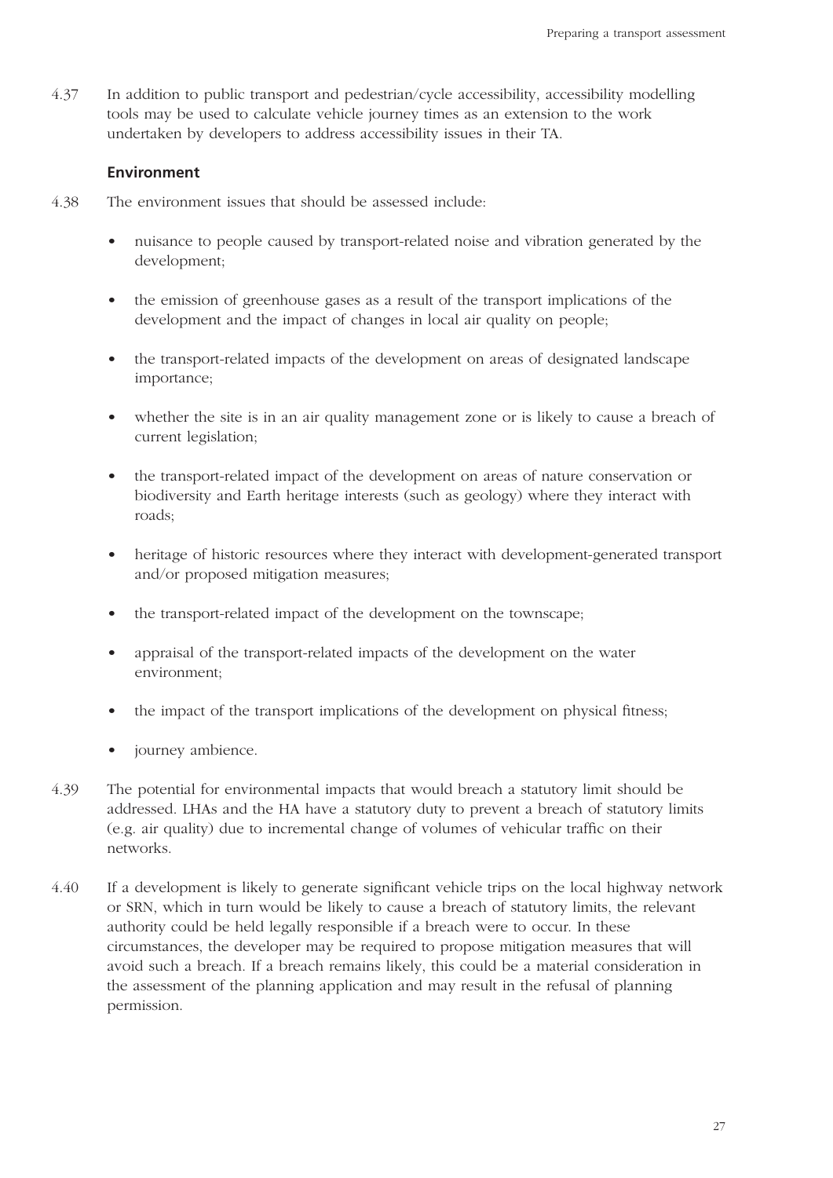4.37 In addition to public transport and pedestrian/cycle accessibility, accessibility modelling tools may be used to calculate vehicle journey times as an extension to the work undertaken by developers to address accessibility issues in their TA.

### Environment

4.38 The environment issues that should be assessed include:

- nuisance to people caused by transport-related noise and vibration generated by the development;
- the emission of greenhouse gases as a result of the transport implications of the development and the impact of changes in local air quality on people;
- the transport-related impacts of the development on areas of designated landscape importance;
- whether the site is in an air quality management zone or is likely to cause a breach of current legislation;
- the transport-related impact of the development on areas of nature conservation or biodiversity and Earth heritage interests (such as geology) where they interact with roads;
- heritage of historic resources where they interact with development-generated transport and/or proposed mitigation measures;
- the transport-related impact of the development on the townscape;
- appraisal of the transport-related impacts of the development on the water environment;
- the impact of the transport implications of the development on physical fitness;
- journey ambience.

4.39 The potential for environmental impacts that would breach a statutory limit should be addressed. LHAs and the HA have a statutory duty to prevent a breach of statutory limits (e.g. air quality) due to incremental change of volumes of vehicular traffic on their networks.

4.40 If a development is likely to generate significant vehicle trips on the local highway network or SRN, which in turn would be likely to cause a breach of statutory limits, the relevant authority could be held legally responsible if a breach were to occur. In these circumstances, the developer may be required to propose mitigation measures that will avoid such a breach. If a breach remains likely, this could be a material consideration in the assessment of the planning application and may result in the refusal of planning permission.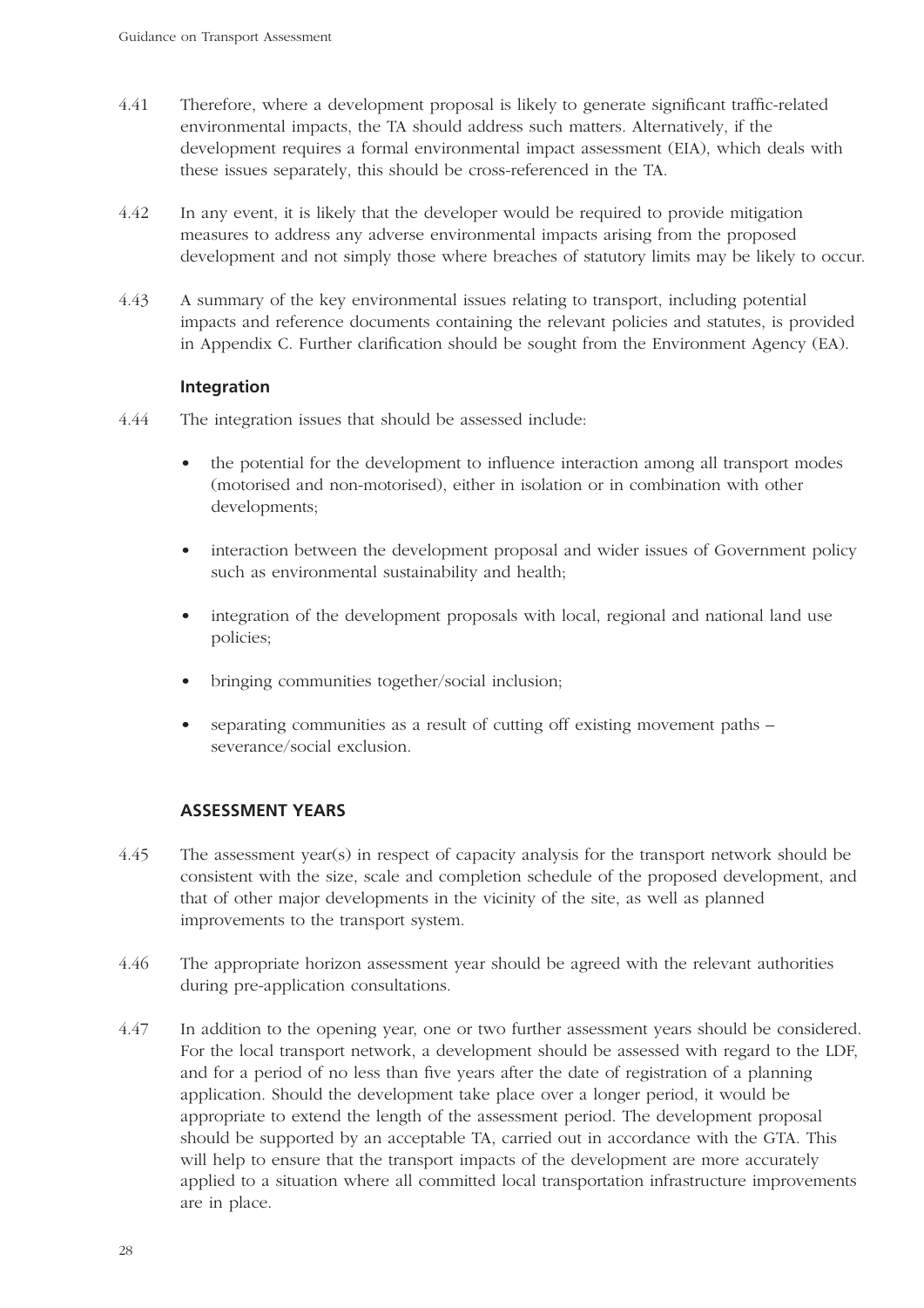4.41 Therefore, where a development proposal is likely to generate significant traffic-related environmental impacts, the TA should address such matters. Alternatively, if the development requires a formal environmental impact assessment (EIA), which deals with these issues separately, this should be cross-referenced in the TA.

4.42 In any event, it is likely that the developer would be required to provide mitigation measures to address any adverse environmental impacts arising from the proposed development and not simply those where breaches of statutory limits may be likely to occur.

4.43 A summary of the key environmental issues relating to transport, including potential impacts and reference documents containing the relevant policies and statutes, is provided in Appendix C. Further clarification should be sought from the Environment Agency (EA).

### Integration

4.44 The integration issues that should be assessed include:

- the potential for the development to influence interaction among all transport modes (motorised and non-motorised), either in isolation or in combination with other developments;
- interaction between the development proposal and wider issues of Government policy such as environmental sustainability and health;
- integration of the development proposals with local, regional and national land use policies;
- bringing communities together/social inclusion;
- separating communities as a result of cutting off existing movement paths – severance/social exclusion.

## ASSESSMENT YEARS

4.45 The assessment year(s) in respect of capacity analysis for the transport network should be consistent with the size, scale and completion schedule of the proposed development, and that of other major developments in the vicinity of the site, as well as planned improvements to the transport system.

4.46 The appropriate horizon assessment year should be agreed with the relevant authorities during pre-application consultations.

4.47 In addition to the opening year, one or two further assessment years should be considered. For the local transport network, a development should be assessed with regard to the LDF, and for a period of no less than five years after the date of registration of a planning application. Should the development take place over a longer period, it would be appropriate to extend the length of the assessment period. The development proposal should be supported by an acceptable TA, carried out in accordance with the GTA. This will help to ensure that the transport impacts of the development are more accurately applied to a situation where all committed local transportation infrastructure improvements are in place.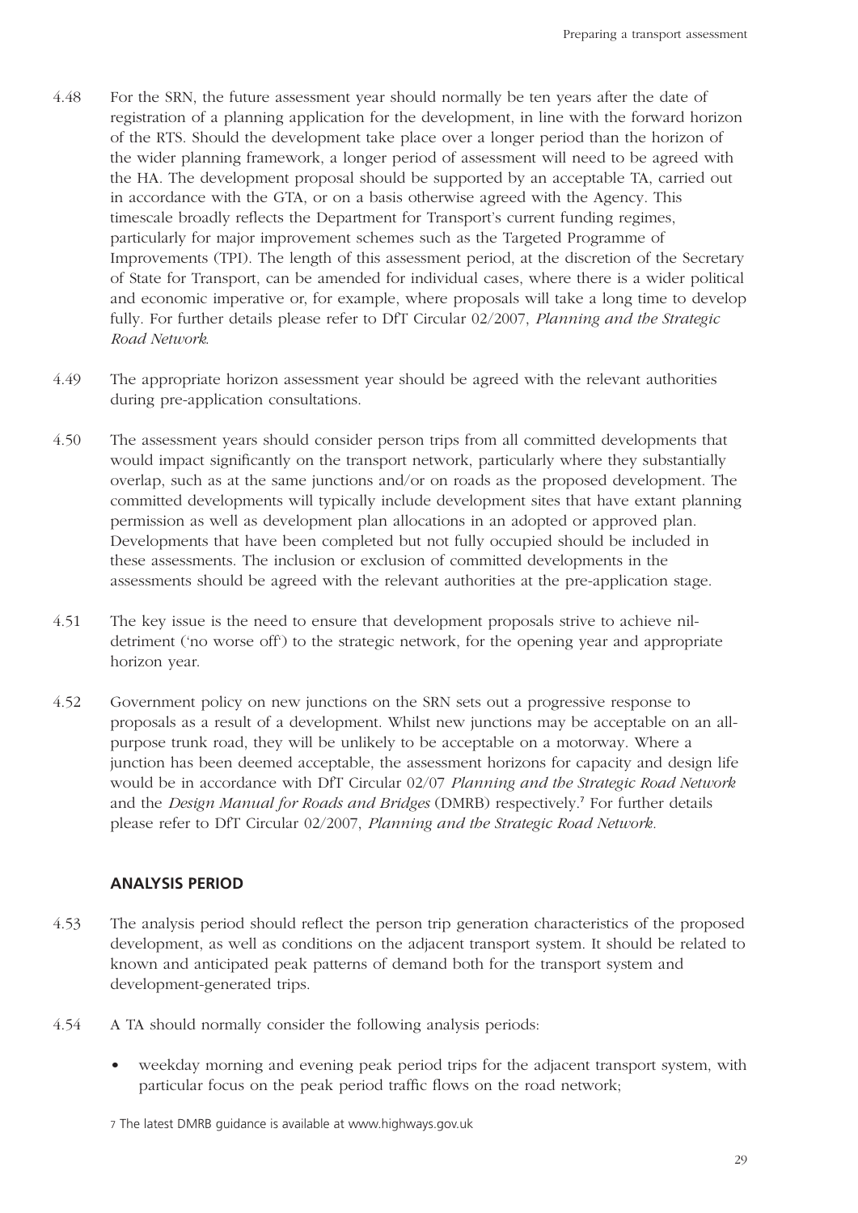4.48 For the SRN, the future assessment year should normally be ten years after the date of registration of a planning application for the development, in line with the forward horizon of the RTS. Should the development take place over a longer period than the horizon of the wider planning framework, a longer period of assessment will need to be agreed with the HA. The development proposal should be supported by an acceptable TA, carried out in accordance with the GTA, or on a basis otherwise agreed with the Agency. This timescale broadly reflects the Department for Transport's current funding regimes, particularly for major improvement schemes such as the Targeted Programme of Improvements (TPI). The length of this assessment period, at the discretion of the Secretary of State for Transport, can be amended for individual cases, where there is a wider political and economic imperative or, for example, where proposals will take a long time to develop fully. For further details please refer to DfT Circular 02/2007, *Planning and the Strategic Road Network*.

4.49 The appropriate horizon assessment year should be agreed with the relevant authorities during pre-application consultations.

4.50 The assessment years should consider person trips from all committed developments that would impact significantly on the transport network, particularly where they substantially overlap, such as at the same junctions and/or on roads as the proposed development. The committed developments will typically include development sites that have extant planning permission as well as development plan allocations in an adopted or approved plan. Developments that have been completed but not fully occupied should be included in these assessments. The inclusion or exclusion of committed developments in the assessments should be agreed with the relevant authorities at the pre-application stage.

4.51 The key issue is the need to ensure that development proposals strive to achieve nil-detriment ('no worse off') to the strategic network, for the opening year and appropriate horizon year.

4.52 Government policy on new junctions on the SRN sets out a progressive response to proposals as a result of a development. Whilst new junctions may be acceptable on an all-purpose trunk road, they will be unlikely to be acceptable on a motorway. Where a junction has been deemed acceptable, the assessment horizons for capacity and design life would be in accordance with DfT Circular 02/07 *Planning and the Strategic Road Network* and the *Design Manual for Roads and Bridges* (DMRB) respectively.[7] For further details please refer to DfT Circular 02/2007, *Planning and the Strategic Road Network*.

### ANALYSIS PERIOD

4.53 The analysis period should reflect the person trip generation characteristics of the proposed development, as well as conditions on the adjacent transport system. It should be related to known and anticipated peak patterns of demand both for the transport system and development-generated trips.

4.54 A TA should normally consider the following analysis periods:

- weekday morning and evening peak period trips for the adjacent transport system, with particular focus on the peak period traffic flows on the road network;

7 The latest DMRB guidance is available at www.highways.gov.uk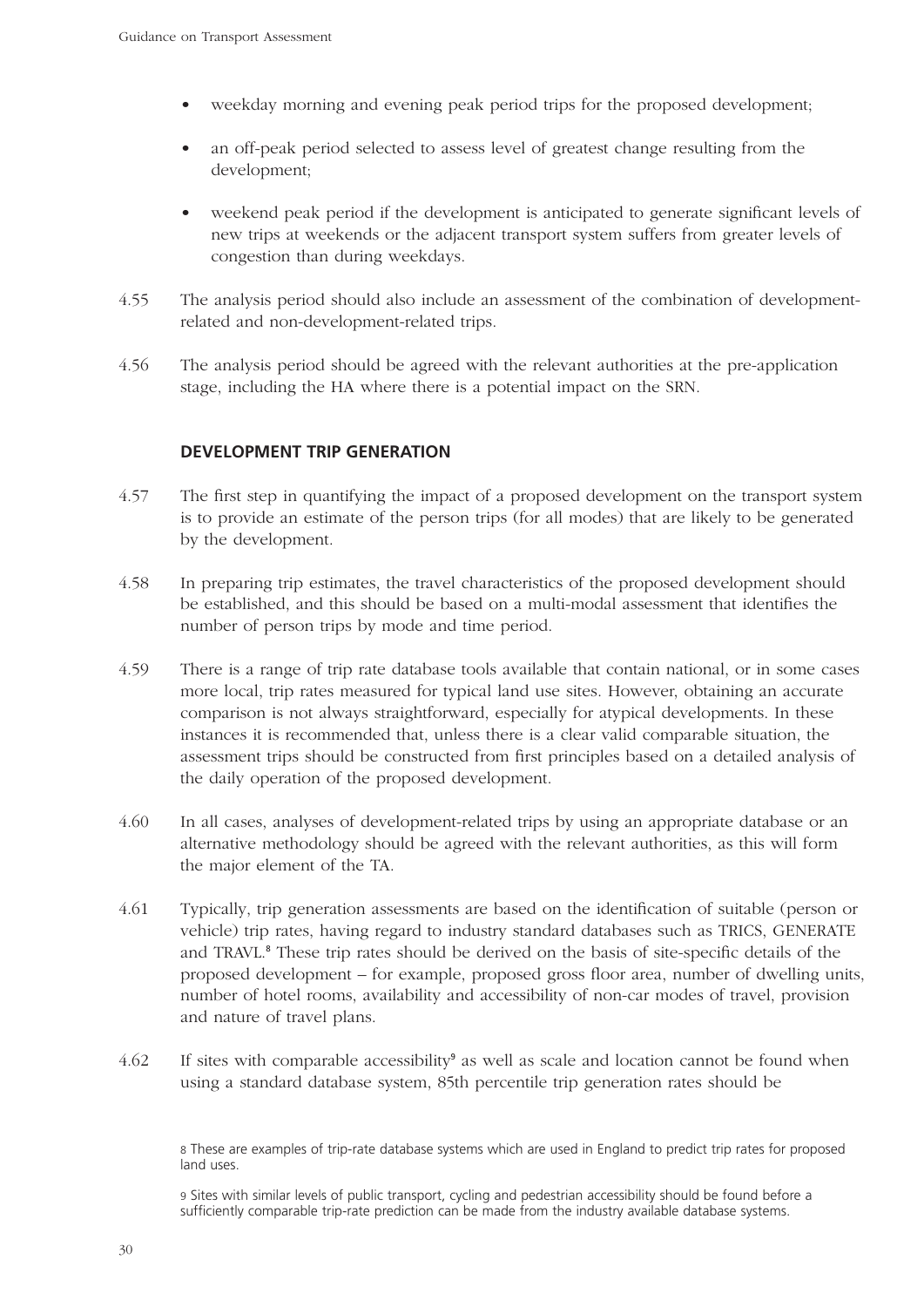- weekday morning and evening peak period trips for the proposed development;
- an off-peak period selected to assess level of greatest change resulting from the development;
- weekend peak period if the development is anticipated to generate significant levels of new trips at weekends or the adjacent transport system suffers from greater levels of congestion than during weekdays.

4.55 The analysis period should also include an assessment of the combination of development-related and non-development-related trips.

4.56 The analysis period should be agreed with the relevant authorities at the pre-application stage, including the HA where there is a potential impact on the SRN.

## DEVELOPMENT TRIP GENERATION

4.57 The first step in quantifying the impact of a proposed development on the transport system is to provide an estimate of the person trips (for all modes) that are likely to be generated by the development.

4.58 In preparing trip estimates, the travel characteristics of the proposed development should be established, and this should be based on a multi-modal assessment that identifies the number of person trips by mode and time period.

4.59 There is a range of trip rate database tools available that contain national, or in some cases more local, trip rates measured for typical land use sites. However, obtaining an accurate comparison is not always straightforward, especially for atypical developments. In these instances it is recommended that, unless there is a clear valid comparable situation, the assessment trips should be constructed from first principles based on a detailed analysis of the daily operation of the proposed development.

4.60 In all cases, analyses of development-related trips by using an appropriate database or an alternative methodology should be agreed with the relevant authorities, as this will form the major element of the TA.

4.61 Typically, trip generation assessments are based on the identification of suitable (person or vehicle) trip rates, having regard to industry standard databases such as TRICS, GENERATE and TRAVL.[8] These trip rates should be derived on the basis of site-specific details of the proposed development – for example, proposed gross floor area, number of dwelling units, number of hotel rooms, availability and accessibility of non-car modes of travel, provision and nature of travel plans.

4.62 If sites with comparable accessibility[9] as well as scale and location cannot be found when using a standard database system, 85th percentile trip generation rates should be

[8] These are examples of trip-rate database systems which are used in England to predict trip rates for proposed land uses.

[9] Sites with similar levels of public transport, cycling and pedestrian accessibility should be found before a sufficiently comparable trip-rate prediction can be made from the industry available database systems.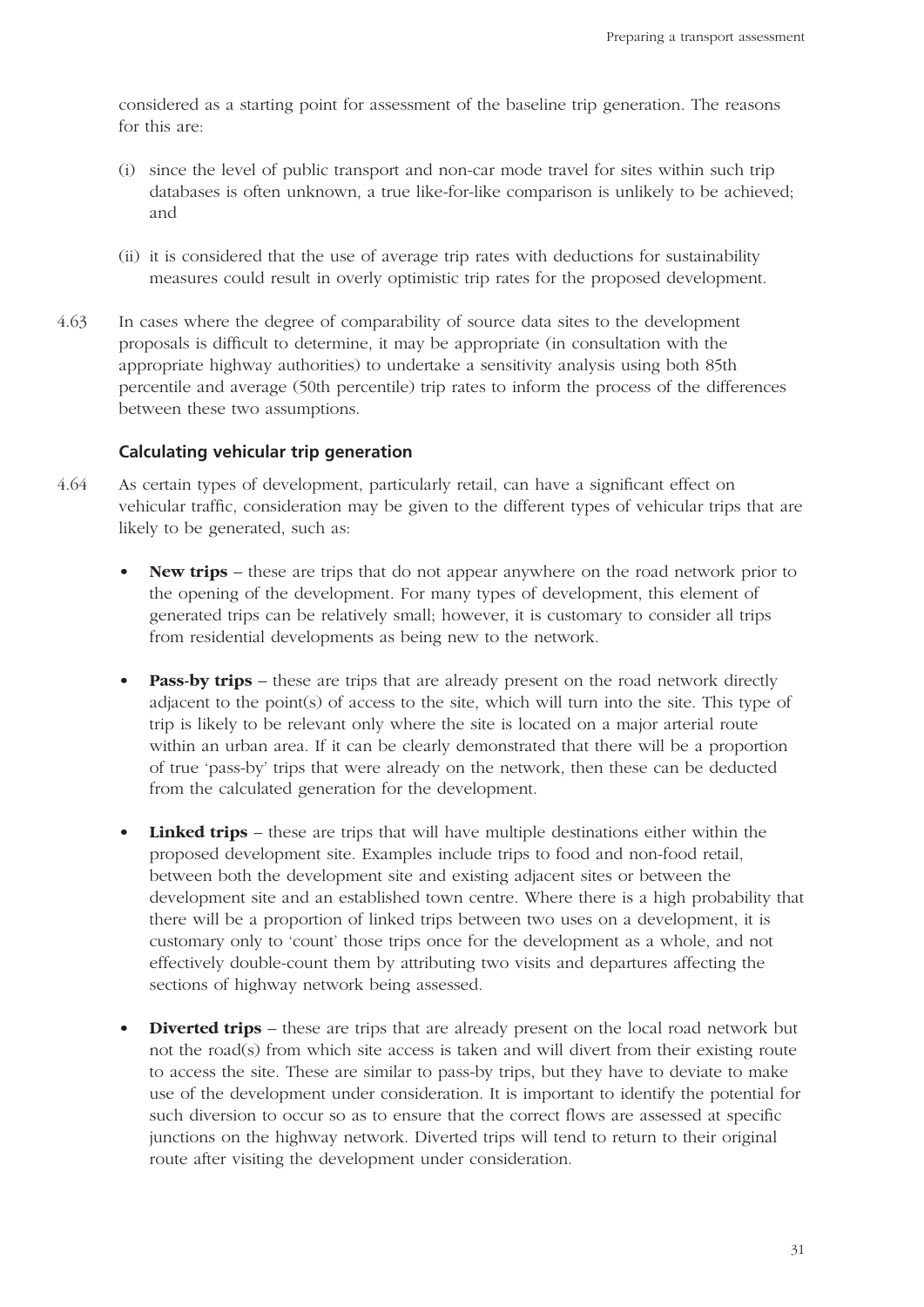considered as a starting point for assessment of the baseline trip generation. The reasons for this are:

(i) since the level of public transport and non-car mode travel for sites within such trip databases is often unknown, a true like-for-like comparison is unlikely to be achieved; and

(ii) it is considered that the use of average trip rates with deductions for sustainability measures could result in overly optimistic trip rates for the proposed development.

4.63 In cases where the degree of comparability of source data sites to the development proposals is difficult to determine, it may be appropriate (in consultation with the appropriate highway authorities) to undertake a sensitivity analysis using both 85th percentile and average (50th percentile) trip rates to inform the process of the differences between these two assumptions.

### Calculating vehicular trip generation

4.64 As certain types of development, particularly retail, can have a significant effect on vehicular traffic, consideration may be given to the different types of vehicular trips that are likely to be generated, such as:

- **New trips** – these are trips that do not appear anywhere on the road network prior to the opening of the development. For many types of development, this element of generated trips can be relatively small; however, it is customary to consider all trips from residential developments as being new to the network.

- **Pass-by trips** – these are trips that are already present on the road network directly adjacent to the point(s) of access to the site, which will turn into the site. This type of trip is likely to be relevant only where the site is located on a major arterial route within an urban area. If it can be clearly demonstrated that there will be a proportion of true 'pass-by' trips that were already on the network, then these can be deducted from the calculated generation for the development.

- **Linked trips** – these are trips that will have multiple destinations either within the proposed development site. Examples include trips to food and non-food retail, between both the development site and existing adjacent sites or between the development site and an established town centre. Where there is a high probability that there will be a proportion of linked trips between two uses on a development, it is customary only to 'count' those trips once for the development as a whole, and not effectively double-count them by attributing two visits and departures affecting the sections of highway network being assessed.

- **Diverted trips** – these are trips that are already present on the local road network but not the road(s) from which site access is taken and will divert from their existing route to access the site. These are similar to pass-by trips, but they have to deviate to make use of the development under consideration. It is important to identify the potential for such diversion to occur so as to ensure that the correct flows are assessed at specific junctions on the highway network. Diverted trips will tend to return to their original route after visiting the development under consideration.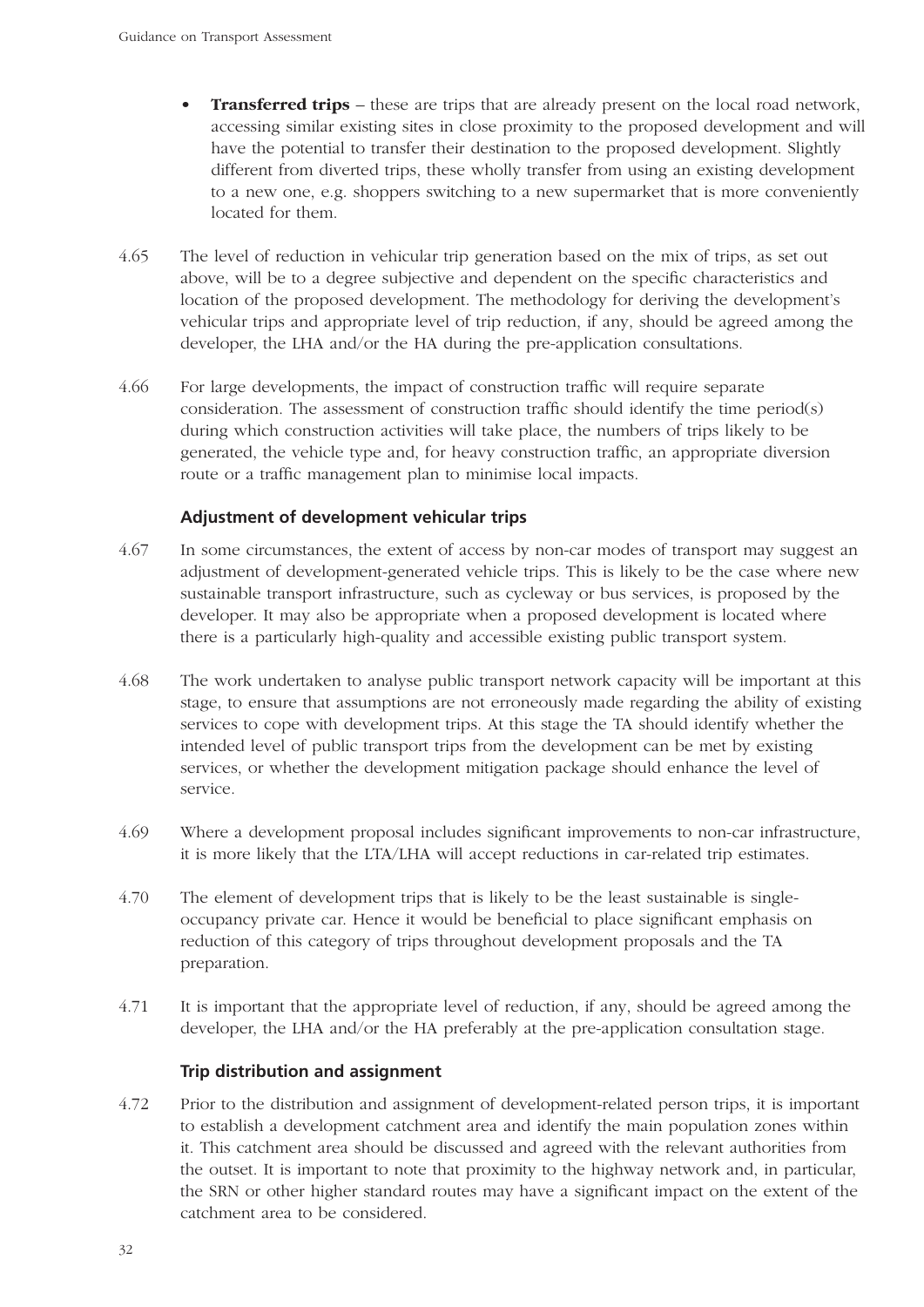- **Transferred trips** – these are trips that are already present on the local road network, accessing similar existing sites in close proximity to the proposed development and will have the potential to transfer their destination to the proposed development. Slightly different from diverted trips, these wholly transfer from using an existing development to a new one, e.g. shoppers switching to a new supermarket that is more conveniently located for them.

4.65 The level of reduction in vehicular trip generation based on the mix of trips, as set out above, will be to a degree subjective and dependent on the specific characteristics and location of the proposed development. The methodology for deriving the development's vehicular trips and appropriate level of trip reduction, if any, should be agreed among the developer, the LHA and/or the HA during the pre-application consultations.

4.66 For large developments, the impact of construction traffic will require separate consideration. The assessment of construction traffic should identify the time period(s) during which construction activities will take place, the numbers of trips likely to be generated, the vehicle type and, for heavy construction traffic, an appropriate diversion route or a traffic management plan to minimise local impacts.

### Adjustment of development vehicular trips

4.67 In some circumstances, the extent of access by non-car modes of transport may suggest an adjustment of development-generated vehicle trips. This is likely to be the case where new sustainable transport infrastructure, such as cycleway or bus services, is proposed by the developer. It may also be appropriate when a proposed development is located where there is a particularly high-quality and accessible existing public transport system.

4.68 The work undertaken to analyse public transport network capacity will be important at this stage, to ensure that assumptions are not erroneously made regarding the ability of existing services to cope with development trips. At this stage the TA should identify whether the intended level of public transport trips from the development can be met by existing services, or whether the development mitigation package should enhance the level of service.

4.69 Where a development proposal includes significant improvements to non-car infrastructure, it is more likely that the LTA/LHA will accept reductions in car-related trip estimates.

4.70 The element of development trips that is likely to be the least sustainable is single-occupancy private car. Hence it would be beneficial to place significant emphasis on reduction of this category of trips throughout development proposals and the TA preparation.

4.71 It is important that the appropriate level of reduction, if any, should be agreed among the developer, the LHA and/or the HA preferably at the pre-application consultation stage.

### Trip distribution and assignment

4.72 Prior to the distribution and assignment of development-related person trips, it is important to establish a development catchment area and identify the main population zones within it. This catchment area should be discussed and agreed with the relevant authorities from the outset. It is important to note that proximity to the highway network and, in particular, the SRN or other higher standard routes may have a significant impact on the extent of the catchment area to be considered.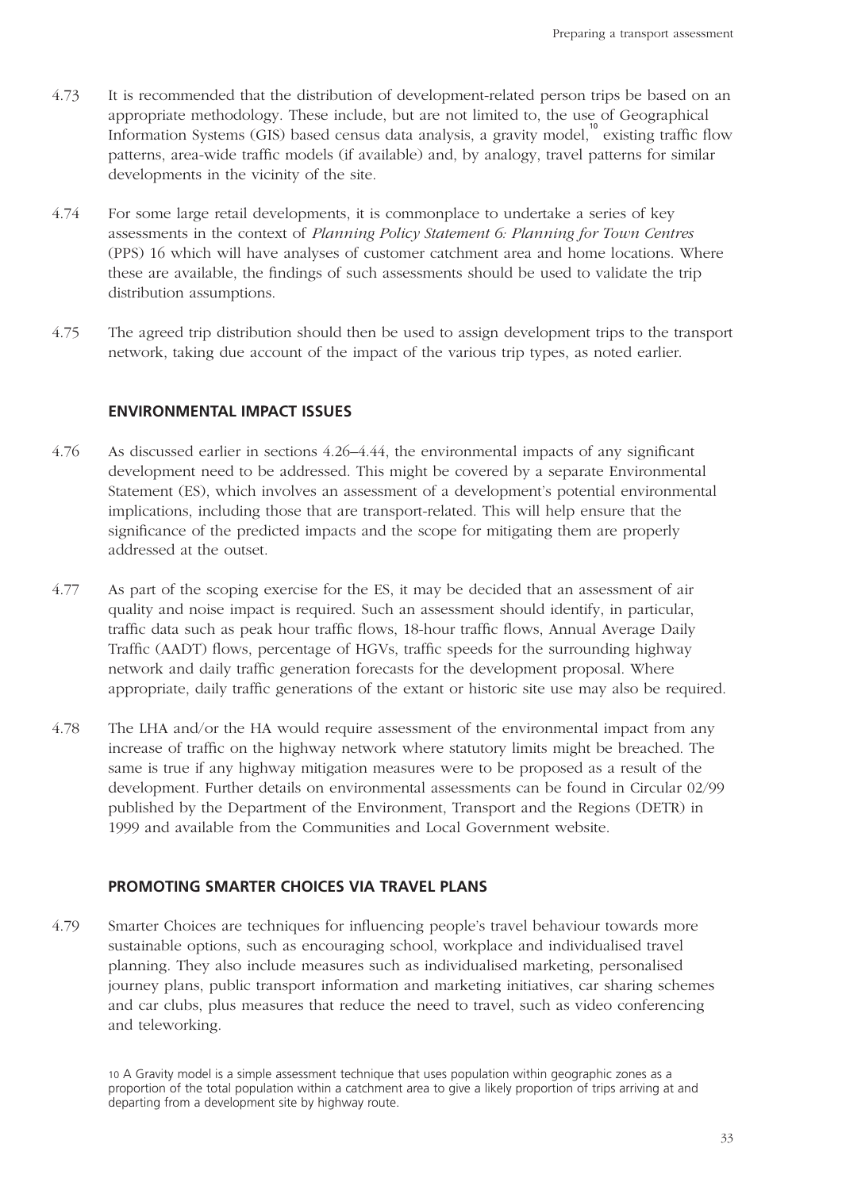4.73 It is recommended that the distribution of development-related person trips be based on an appropriate methodology. These include, but are not limited to, the use of Geographical Information Systems (GIS) based census data analysis, a gravity model,[10] existing traffic flow patterns, area-wide traffic models (if available) and, by analogy, travel patterns for similar developments in the vicinity of the site.

4.74 For some large retail developments, it is commonplace to undertake a series of key assessments in the context of *Planning Policy Statement 6: Planning for Town Centres* (PPS) 16 which will have analyses of customer catchment area and home locations. Where these are available, the findings of such assessments should be used to validate the trip distribution assumptions.

4.75 The agreed trip distribution should then be used to assign development trips to the transport network, taking due account of the impact of the various trip types, as noted earlier.

### ENVIRONMENTAL IMPACT ISSUES

4.76 As discussed earlier in sections 4.26–4.44, the environmental impacts of any significant development need to be addressed. This might be covered by a separate Environmental Statement (ES), which involves an assessment of a development's potential environmental implications, including those that are transport-related. This will help ensure that the significance of the predicted impacts and the scope for mitigating them are properly addressed at the outset.

4.77 As part of the scoping exercise for the ES, it may be decided that an assessment of air quality and noise impact is required. Such an assessment should identify, in particular, traffic data such as peak hour traffic flows, 18-hour traffic flows, Annual Average Daily Traffic (AADT) flows, percentage of HGVs, traffic speeds for the surrounding highway network and daily traffic generation forecasts for the development proposal. Where appropriate, daily traffic generations of the extant or historic site use may also be required.

4.78 The LHA and/or the HA would require assessment of the environmental impact from any increase of traffic on the highway network where statutory limits might be breached. The same is true if any highway mitigation measures were to be proposed as a result of the development. Further details on environmental assessments can be found in Circular 02/99 published by the Department of the Environment, Transport and the Regions (DETR) in 1999 and available from the Communities and Local Government website.

### PROMOTING SMARTER CHOICES VIA TRAVEL PLANS

4.79 Smarter Choices are techniques for influencing people's travel behaviour towards more sustainable options, such as encouraging school, workplace and individualised travel planning. They also include measures such as individualised marketing, personalised journey plans, public transport information and marketing initiatives, car sharing schemes and car clubs, plus measures that reduce the need to travel, such as video conferencing and teleworking.

10 A Gravity model is a simple assessment technique that uses population within geographic zones as a proportion of the total population within a catchment area to give a likely proportion of trips arriving at and departing from a development site by highway route.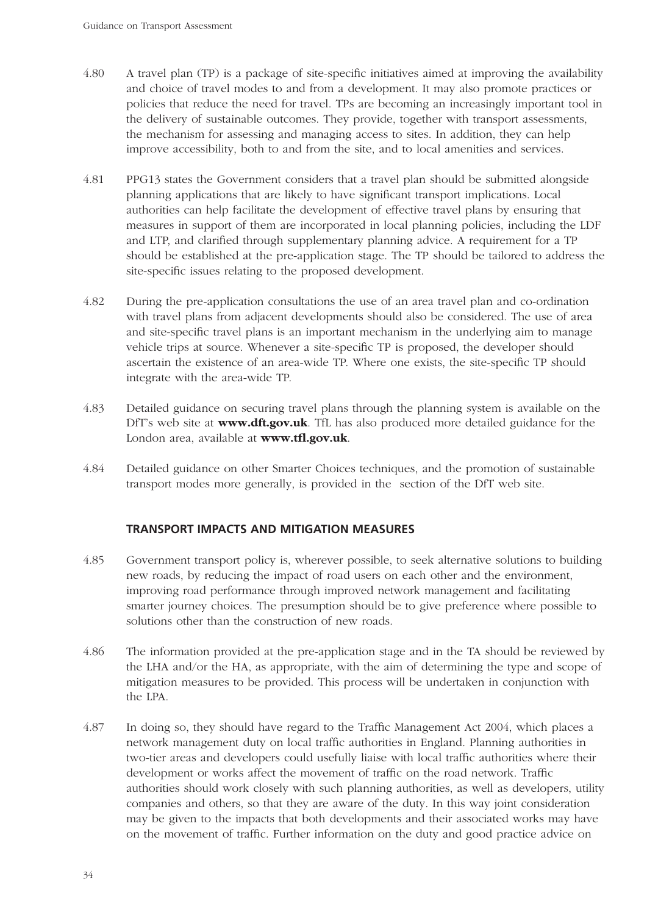4.80 A travel plan (TP) is a package of site-specific initiatives aimed at improving the availability and choice of travel modes to and from a development. It may also promote practices or policies that reduce the need for travel. TPs are becoming an increasingly important tool in the delivery of sustainable outcomes. They provide, together with transport assessments, the mechanism for assessing and managing access to sites. In addition, they can help improve accessibility, both to and from the site, and to local amenities and services.

4.81 PPG13 states the Government considers that a travel plan should be submitted alongside planning applications that are likely to have significant transport implications. Local authorities can help facilitate the development of effective travel plans by ensuring that measures in support of them are incorporated in local planning policies, including the LDF and LTP, and clarified through supplementary planning advice. A requirement for a TP should be established at the pre-application stage. The TP should be tailored to address the site-specific issues relating to the proposed development.

4.82 During the pre-application consultations the use of an area travel plan and co-ordination with travel plans from adjacent developments should also be considered. The use of area and site-specific travel plans is an important mechanism in the underlying aim to manage vehicle trips at source. Whenever a site-specific TP is proposed, the developer should ascertain the existence of an area-wide TP. Where one exists, the site-specific TP should integrate with the area-wide TP.

4.83 Detailed guidance on securing travel plans through the planning system is available on the DfT's web site at **www.dft.gov.uk**. TfL has also produced more detailed guidance for the London area, available at **www.tfl.gov.uk**.

4.84 Detailed guidance on other Smarter Choices techniques, and the promotion of sustainable transport modes more generally, is provided in the section of the DfT web site.

## TRANSPORT IMPACTS AND MITIGATION MEASURES

4.85 Government transport policy is, wherever possible, to seek alternative solutions to building new roads, by reducing the impact of road users on each other and the environment, improving road performance through improved network management and facilitating smarter journey choices. The presumption should be to give preference where possible to solutions other than the construction of new roads.

4.86 The information provided at the pre-application stage and in the TA should be reviewed by the LHA and/or the HA, as appropriate, with the aim of determining the type and scope of mitigation measures to be provided. This process will be undertaken in conjunction with the LPA.

4.87 In doing so, they should have regard to the Traffic Management Act 2004, which places a network management duty on local traffic authorities in England. Planning authorities in two-tier areas and developers could usefully liaise with local traffic authorities where their development or works affect the movement of traffic on the road network. Traffic authorities should work closely with such planning authorities, as well as developers, utility companies and others, so that they are aware of the duty. In this way joint consideration may be given to the impacts that both developments and their associated works may have on the movement of traffic. Further information on the duty and good practice advice on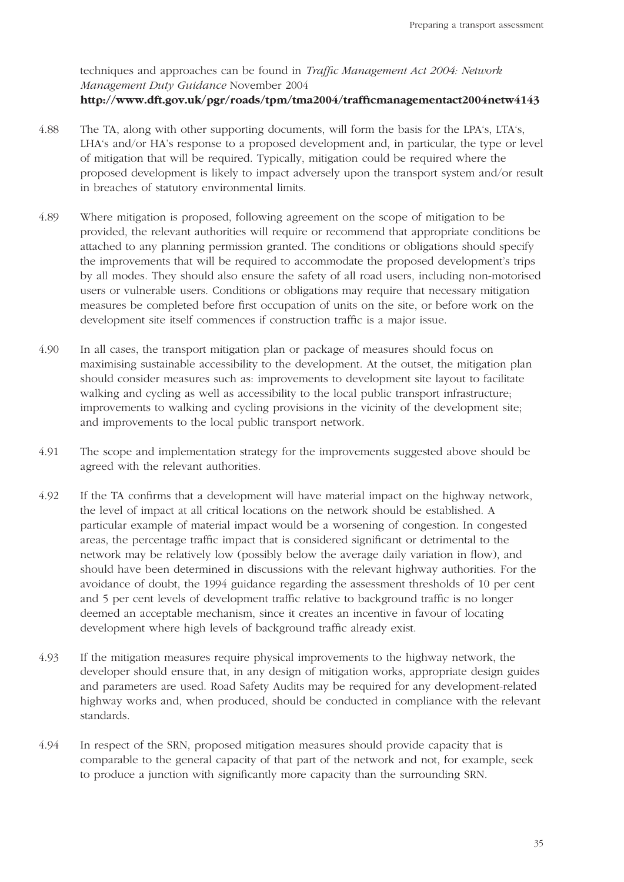techniques and approaches can be found in *Traffic Management Act 2004: Network Management Duty Guidance* November 2004 **http://www.dft.gov.uk/pgr/roads/tpm/tma2004/trafficmanagementact2004netw4143**

4.88 The TA, along with other supporting documents, will form the basis for the LPA's, LTA's, LHA's and/or HA's response to a proposed development and, in particular, the type or level of mitigation that will be required. Typically, mitigation could be required where the proposed development is likely to impact adversely upon the transport system and/or result in breaches of statutory environmental limits.

4.89 Where mitigation is proposed, following agreement on the scope of mitigation to be provided, the relevant authorities will require or recommend that appropriate conditions be attached to any planning permission granted. The conditions or obligations should specify the improvements that will be required to accommodate the proposed development's trips by all modes. They should also ensure the safety of all road users, including non-motorised users or vulnerable users. Conditions or obligations may require that necessary mitigation measures be completed before first occupation of units on the site, or before work on the development site itself commences if construction traffic is a major issue.

4.90 In all cases, the transport mitigation plan or package of measures should focus on maximising sustainable accessibility to the development. At the outset, the mitigation plan should consider measures such as: improvements to development site layout to facilitate walking and cycling as well as accessibility to the local public transport infrastructure; improvements to walking and cycling provisions in the vicinity of the development site; and improvements to the local public transport network.

4.91 The scope and implementation strategy for the improvements suggested above should be agreed with the relevant authorities.

4.92 If the TA confirms that a development will have material impact on the highway network, the level of impact at all critical locations on the network should be established. A particular example of material impact would be a worsening of congestion. In congested areas, the percentage traffic impact that is considered significant or detrimental to the network may be relatively low (possibly below the average daily variation in flow), and should have been determined in discussions with the relevant highway authorities. For the avoidance of doubt, the 1994 guidance regarding the assessment thresholds of 10 per cent and 5 per cent levels of development traffic relative to background traffic is no longer deemed an acceptable mechanism, since it creates an incentive in favour of locating development where high levels of background traffic already exist.

4.93 If the mitigation measures require physical improvements to the highway network, the developer should ensure that, in any design of mitigation works, appropriate design guides and parameters are used. Road Safety Audits may be required for any development-related highway works and, when produced, should be conducted in compliance with the relevant standards.

4.94 In respect of the SRN, proposed mitigation measures should provide capacity that is comparable to the general capacity of that part of the network and not, for example, seek to produce a junction with significantly more capacity than the surrounding SRN.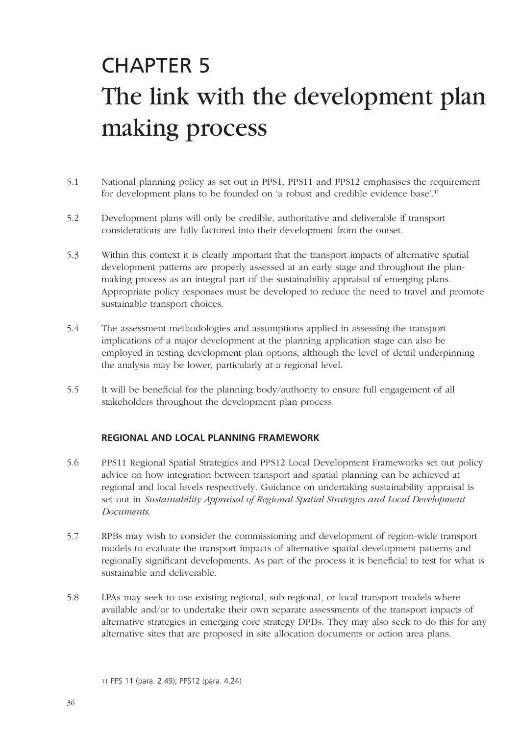# CHAPTER 5
# The link with the development plan making process

5.1 National planning policy as set out in PPS1, PPS11 and PPS12 emphasises the requirement for development plans to be founded on 'a robust and credible evidence base'.[11]

5.2 Development plans will only be credible, authoritative and deliverable if transport considerations are fully factored into their development from the outset.

5.3 Within this context it is clearly important that the transport impacts of alternative spatial development patterns are properly assessed at an early stage and throughout the plan-making process as an integral part of the sustainability appraisal of emerging plans. Appropriate policy responses must be developed to reduce the need to travel and promote sustainable transport choices.

5.4 The assessment methodologies and assumptions applied in assessing the transport implications of a major development at the planning application stage can also be employed in testing development plan options, although the level of detail underpinning the analysis may be lower, particularly at a regional level.

5.5 It will be beneficial for the planning body/authority to ensure full engagement of all stakeholders throughout the development plan process.

## REGIONAL AND LOCAL PLANNING FRAMEWORK

5.6 PPS11 Regional Spatial Strategies and PPS12 Local Development Frameworks set out policy advice on how integration between transport and spatial planning can be achieved at regional and local levels respectively. Guidance on undertaking sustainability appraisal is set out in *Sustainability Appraisal of Regional Spatial Strategies and Local Development Documents*.

5.7 RPBs may wish to consider the commissioning and development of region-wide transport models to evaluate the transport impacts of alternative spatial development patterns and regionally significant developments. As part of the process it is beneficial to test for what is sustainable and deliverable.

5.8 LPAs may seek to use existing regional, sub-regional, or local transport models where available and/or to undertake their own separate assessments of the transport impacts of alternative strategies in emerging core strategy DPDs. They may also seek to do this for any alternative sites that are proposed in site allocation documents or action area plans.

11 PPS 11 (para. 2.49); PPS12 (para. 4.24)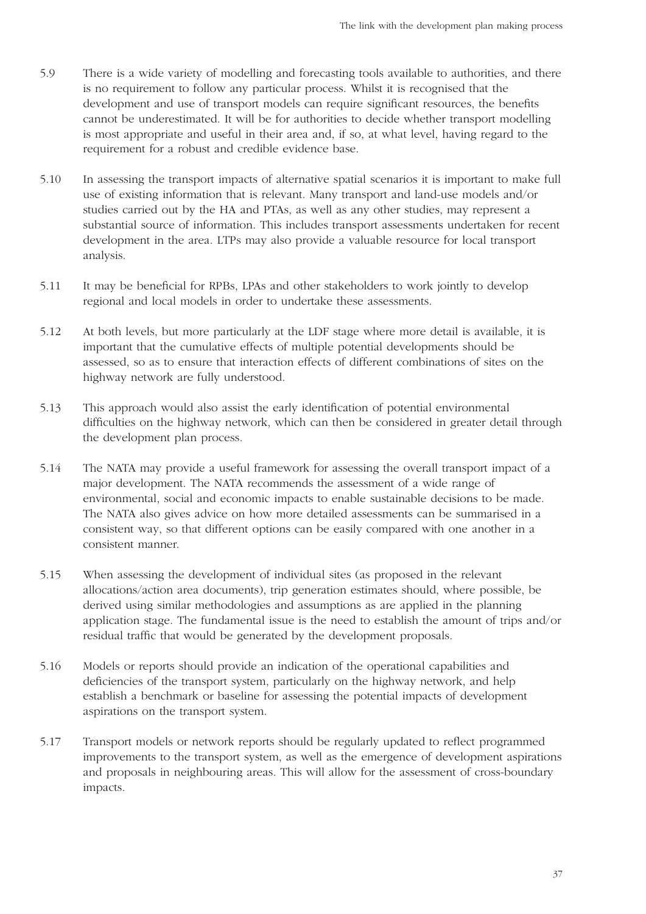5.9 There is a wide variety of modelling and forecasting tools available to authorities, and there is no requirement to follow any particular process. Whilst it is recognised that the development and use of transport models can require significant resources, the benefits cannot be underestimated. It will be for authorities to decide whether transport modelling is most appropriate and useful in their area and, if so, at what level, having regard to the requirement for a robust and credible evidence base.

5.10 In assessing the transport impacts of alternative spatial scenarios it is important to make full use of existing information that is relevant. Many transport and land-use models and/or studies carried out by the HA and PTAs, as well as any other studies, may represent a substantial source of information. This includes transport assessments undertaken for recent development in the area. LTPs may also provide a valuable resource for local transport analysis.

5.11 It may be beneficial for RPBs, LPAs and other stakeholders to work jointly to develop regional and local models in order to undertake these assessments.

5.12 At both levels, but more particularly at the LDF stage where more detail is available, it is important that the cumulative effects of multiple potential developments should be assessed, so as to ensure that interaction effects of different combinations of sites on the highway network are fully understood.

5.13 This approach would also assist the early identification of potential environmental difficulties on the highway network, which can then be considered in greater detail through the development plan process.

5.14 The NATA may provide a useful framework for assessing the overall transport impact of a major development. The NATA recommends the assessment of a wide range of environmental, social and economic impacts to enable sustainable decisions to be made. The NATA also gives advice on how more detailed assessments can be summarised in a consistent way, so that different options can be easily compared with one another in a consistent manner.

5.15 When assessing the development of individual sites (as proposed in the relevant allocations/action area documents), trip generation estimates should, where possible, be derived using similar methodologies and assumptions as are applied in the planning application stage. The fundamental issue is the need to establish the amount of trips and/or residual traffic that would be generated by the development proposals.

5.16 Models or reports should provide an indication of the operational capabilities and deficiencies of the transport system, particularly on the highway network, and help establish a benchmark or baseline for assessing the potential impacts of development aspirations on the transport system.

5.17 Transport models or network reports should be regularly updated to reflect programmed improvements to the transport system, as well as the emergence of development aspirations and proposals in neighbouring areas. This will allow for the assessment of cross-boundary impacts.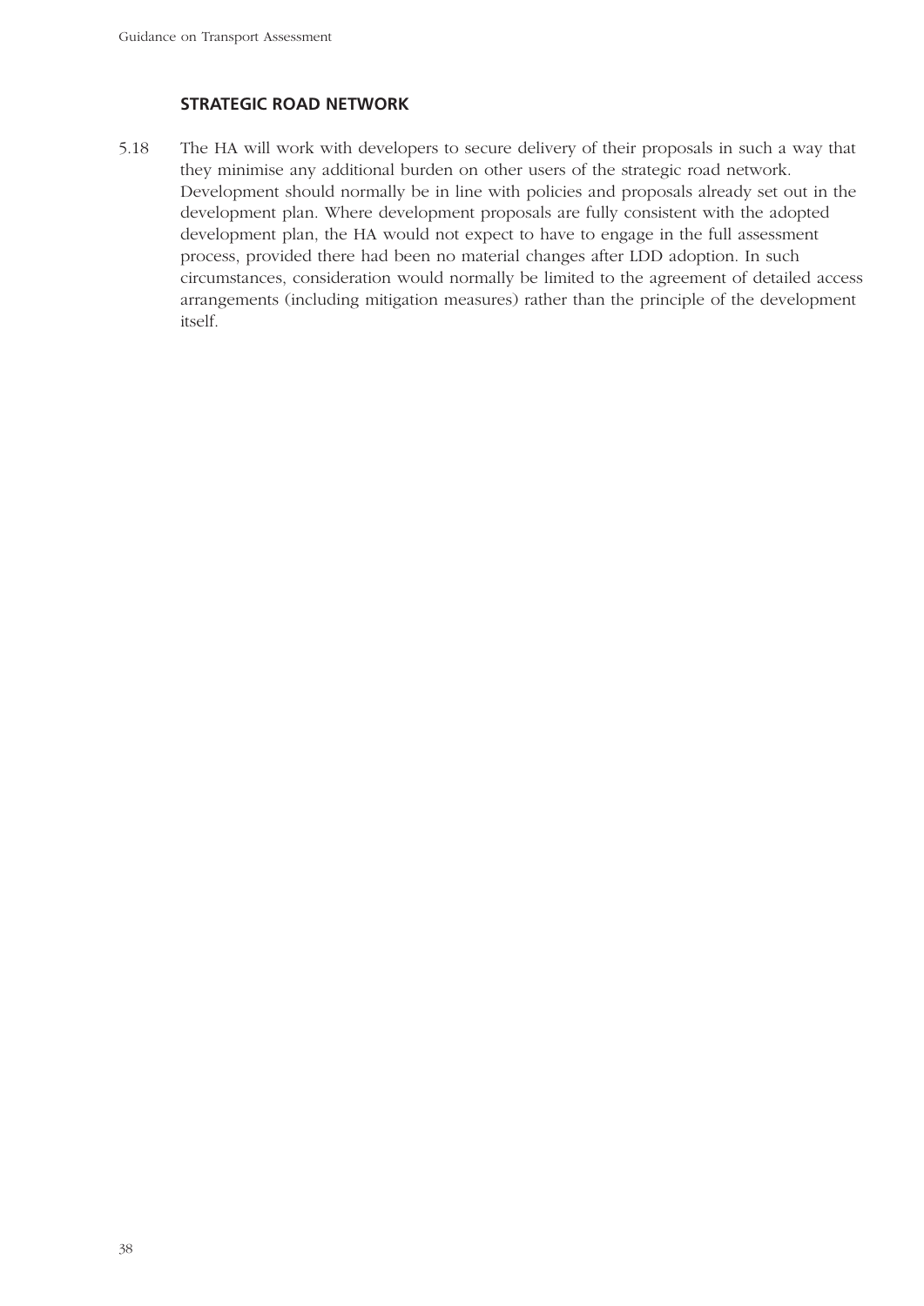### STRATEGIC ROAD NETWORK

5.18 The HA will work with developers to secure delivery of their proposals in such a way that they minimise any additional burden on other users of the strategic road network. Development should normally be in line with policies and proposals already set out in the development plan. Where development proposals are fully consistent with the adopted development plan, the HA would not expect to have to engage in the full assessment process, provided there had been no material changes after LDD adoption. In such circumstances, consideration would normally be limited to the agreement of detailed access arrangements (including mitigation measures) rather than the principle of the development itself.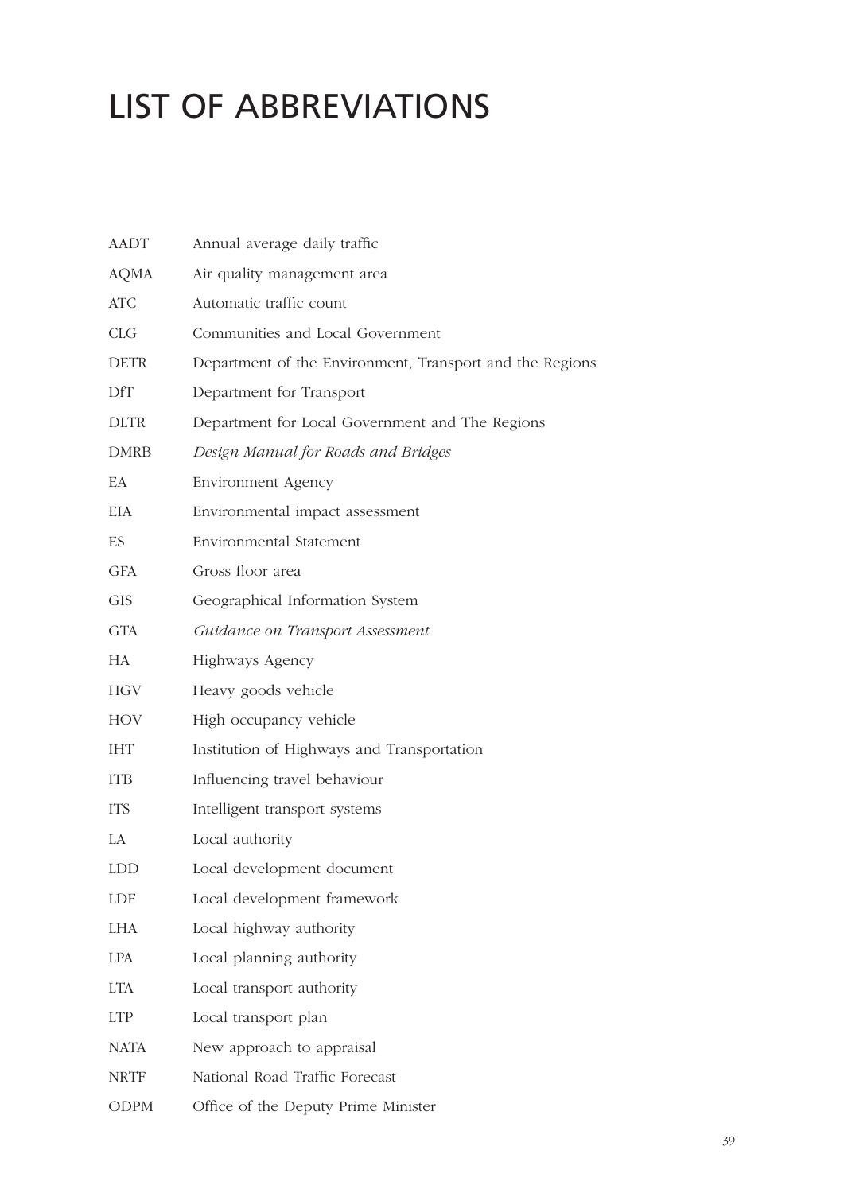# LIST OF ABBREVIATIONS

| | |
|---|---|
| AADT | Annual average daily traffic |
| AQMA | Air quality management area |
| ATC | Automatic traffic count |
| CLG | Communities and Local Government |
| DETR | Department of the Environment, Transport and the Regions |
| DfT | Department for Transport |
| DLTR | Department for Local Government and The Regions |
| DMRB | *Design Manual for Roads and Bridges* |
| EA | Environment Agency |
| EIA | Environmental impact assessment |
| ES | Environmental Statement |
| GFA | Gross floor area |
| GIS | Geographical Information System |
| GTA | *Guidance on Transport Assessment* |
| HA | Highways Agency |
| HGV | Heavy goods vehicle |
| HOV | High occupancy vehicle |
| IHT | Institution of Highways and Transportation |
| ITB | Influencing travel behaviour |
| ITS | Intelligent transport systems |
| LA | Local authority |
| LDD | Local development document |
| LDF | Local development framework |
| LHA | Local highway authority |
| LPA | Local planning authority |
| LTA | Local transport authority |
| LTP | Local transport plan |
| NATA | New approach to appraisal |
| NRTF | National Road Traffic Forecast |
| ODPM | Office of the Deputy Prime Minister |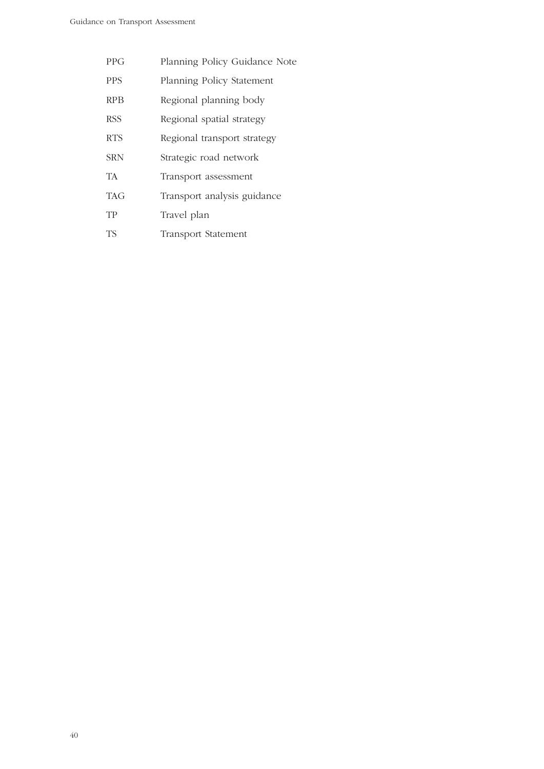| | |
|---|---|
| PPG | Planning Policy Guidance Note |
| PPS | Planning Policy Statement |
| RPB | Regional planning body |
| RSS | Regional spatial strategy |
| RTS | Regional transport strategy |
| SRN | Strategic road network |
| TA | Transport assessment |
| TAG | Transport analysis guidance |
| TP | Travel plan |
| TS | Transport Statement |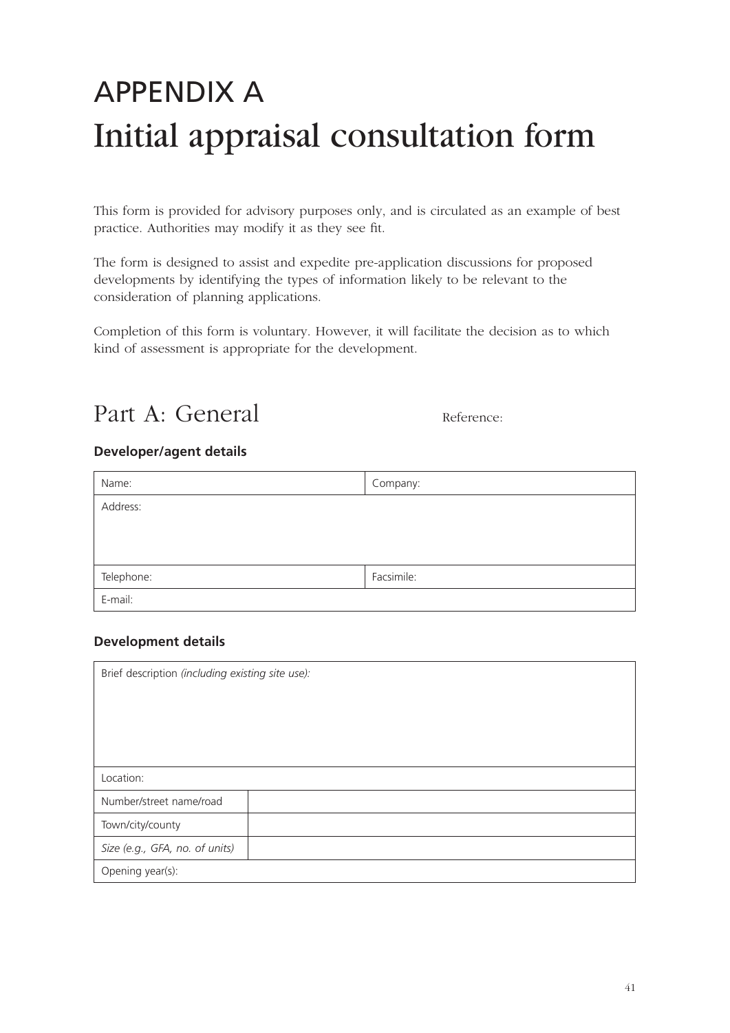# APPENDIX A
# Initial appraisal consultation form

This form is provided for advisory purposes only, and is circulated as an example of best practice. Authorities may modify it as they see fit.

The form is designed to assist and expedite pre-application discussions for proposed developments by identifying the types of information likely to be relevant to the consideration of planning applications.

Completion of this form is voluntary. However, it will facilitate the decision as to which kind of assessment is appropriate for the development.

## Part A: General

Reference:

### Developer/agent details

| Name: | Company: |
|---|---|
| Address: | |
| Telephone: | Facsimile: |
| E-mail: | |

### Development details

| Brief description *(including existing site use):* | |
|---|---|
| Location: | |
| Number/street name/road | |
| Town/city/county | |
| *Size (e.g., GFA, no. of units)* | |
| Opening year(s): | |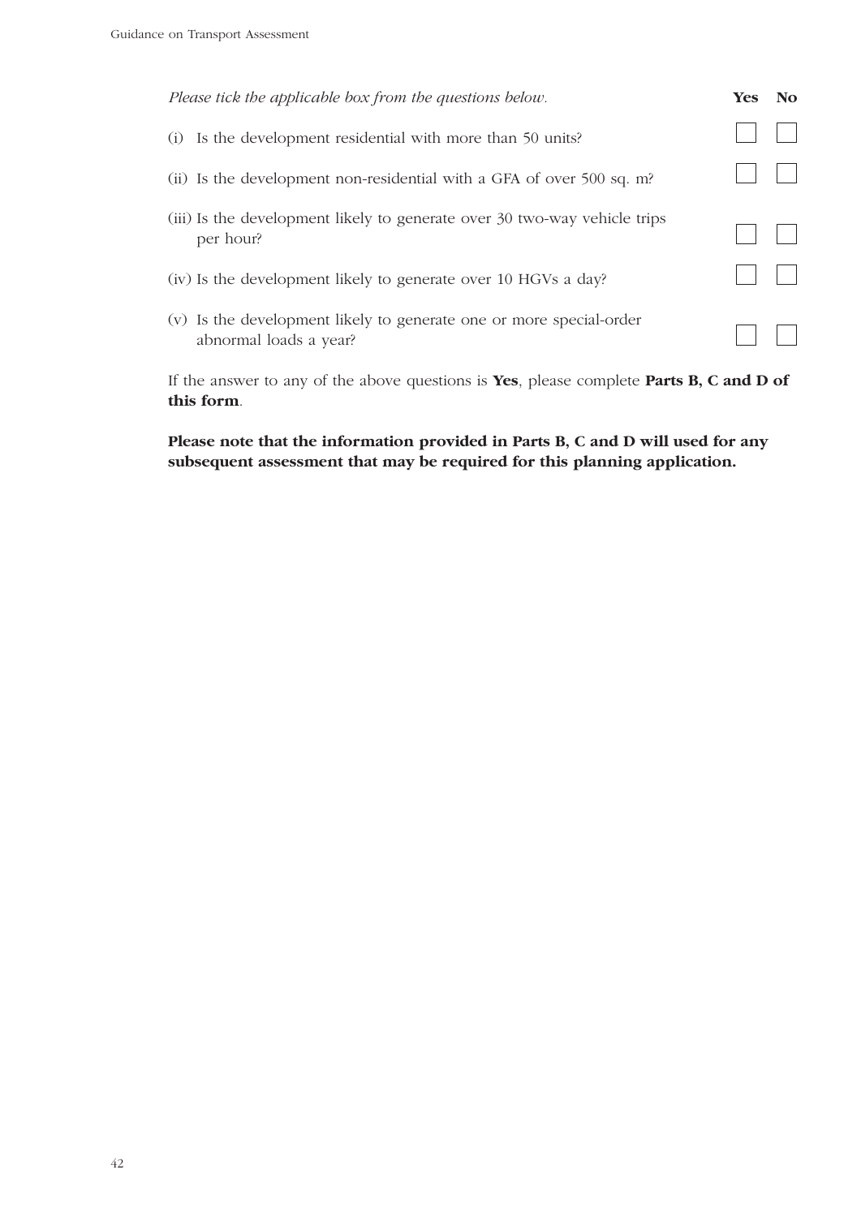| *Please tick the applicable box from the questions below.* | **Yes** | **No** |
|---|---|---|
| (i) Is the development residential with more than 50 units? | ☐ | ☐ |
| (ii) Is the development non-residential with a GFA of over 500 sq. m? | ☐ | ☐ |
| (iii) Is the development likely to generate over 30 two-way vehicle trips per hour? | ☐ | ☐ |
| (iv) Is the development likely to generate over 10 HGVs a day? | ☐ | ☐ |
| (v) Is the development likely to generate one or more special-order abnormal loads a year? | ☐ | ☐ |

If the answer to any of the above questions is **Yes**, please complete **Parts B, C and D of this form**.

**Please note that the information provided in Parts B, C and D will used for any subsequent assessment that may be required for this planning application.**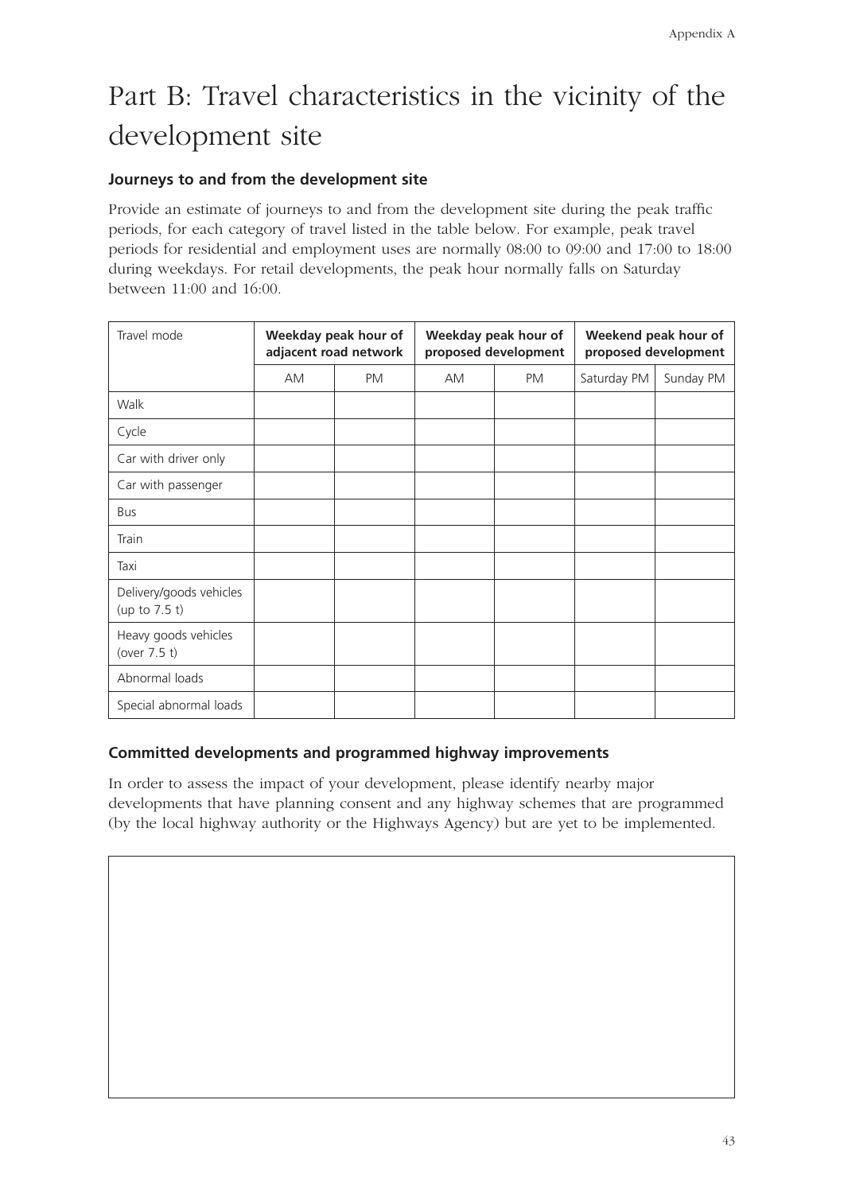# Part B: Travel characteristics in the vicinity of the development site

### Journeys to and from the development site

Provide an estimate of journeys to and from the development site during the peak traffic periods, for each category of travel listed in the table below. For example, peak travel periods for residential and employment uses are normally 08:00 to 09:00 and 17:00 to 18:00 during weekdays. For retail developments, the peak hour normally falls on Saturday between 11:00 and 16:00.

| Travel mode | **Weekday peak hour of adjacent road network** | | **Weekday peak hour of proposed development** | | **Weekend peak hour of proposed development** | |
|---|---|---|---|---|---|---|
| | AM | PM | AM | PM | Saturday PM | Sunday PM |
| Walk | | | | | | |
| Cycle | | | | | | |
| Car with driver only | | | | | | |
| Car with passenger | | | | | | |
| Bus | | | | | | |
| Train | | | | | | |
| Taxi | | | | | | |
| Delivery/goods vehicles (up to 7.5 t) | | | | | | |
| Heavy goods vehicles (over 7.5 t) | | | | | | |
| Abnormal loads | | | | | | |
| Special abnormal loads | | | | | | |

### Committed developments and programmed highway improvements

In order to assess the impact of your development, please identify nearby major developments that have planning consent and any highway schemes that are programmed (by the local highway authority or the Highways Agency) but are yet to be implemented.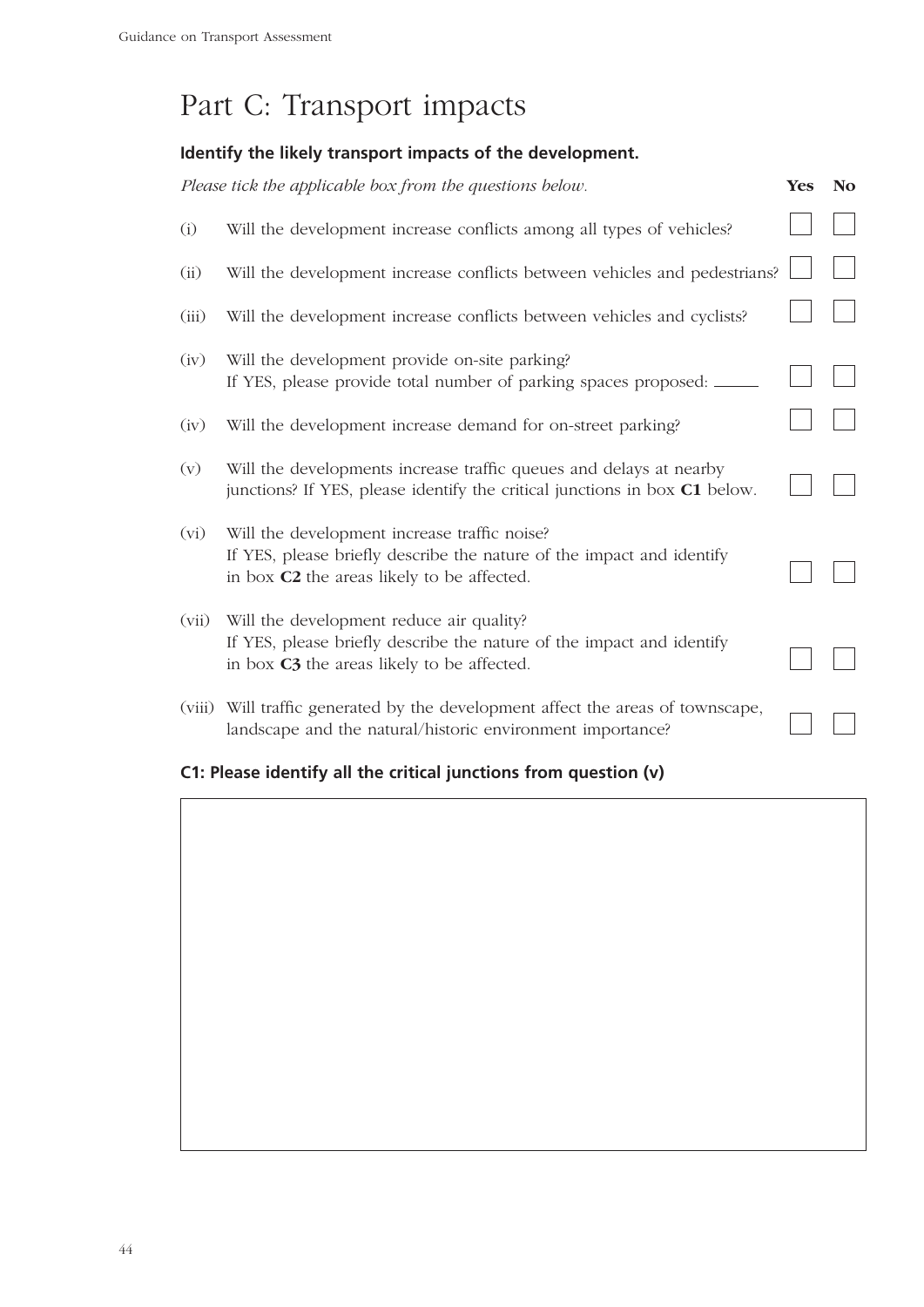# Part C: Transport impacts

**Identify the likely transport impacts of the development.**

| *Please tick the applicable box from the questions below.* | | Yes | No |
|---|---|---|---|
| (i) | Will the development increase conflicts among all types of vehicles? | ☐ | ☐ |
| (ii) | Will the development increase conflicts between vehicles and pedestrians? | ☐ | ☐ |
| (iii) | Will the development increase conflicts between vehicles and cyclists? | ☐ | ☐ |
| (iv) | Will the development provide on-site parking? If YES, please provide total number of parking spaces proposed: ______ | ☐ | ☐ |
| (iv) | Will the development increase demand for on-street parking? | ☐ | ☐ |
| (v) | Will the developments increase traffic queues and delays at nearby junctions? If YES, please identify the critical junctions in box **C1** below. | ☐ | ☐ |
| (vi) | Will the development increase traffic noise? If YES, please briefly describe the nature of the impact and identify in box **C2** the areas likely to be affected. | ☐ | ☐ |
| (vii) | Will the development reduce air quality? If YES, please briefly describe the nature of the impact and identify in box **C3** the areas likely to be affected. | ☐ | ☐ |
| (viii) | Will traffic generated by the development affect the areas of townscape, landscape and the natural/historic environment importance? | ☐ | ☐ |

**C1: Please identify all the critical junctions from question (v)**

| |
|---|
| |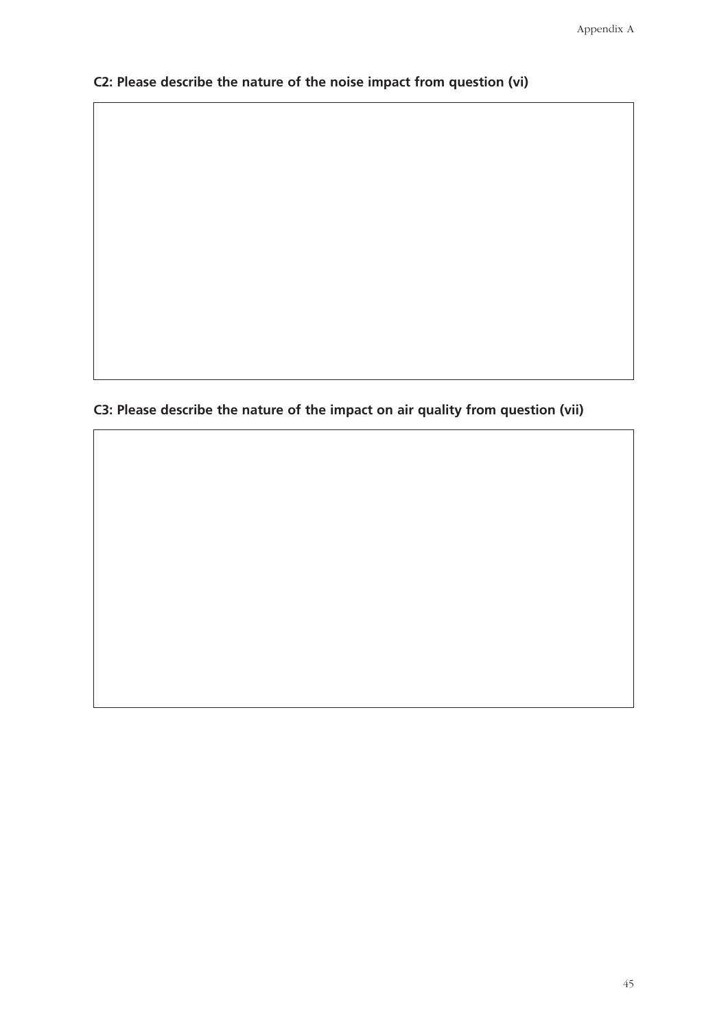**C2: Please describe the nature of the noise impact from question (vi)**

**C3: Please describe the nature of the impact on air quality from question (vii)**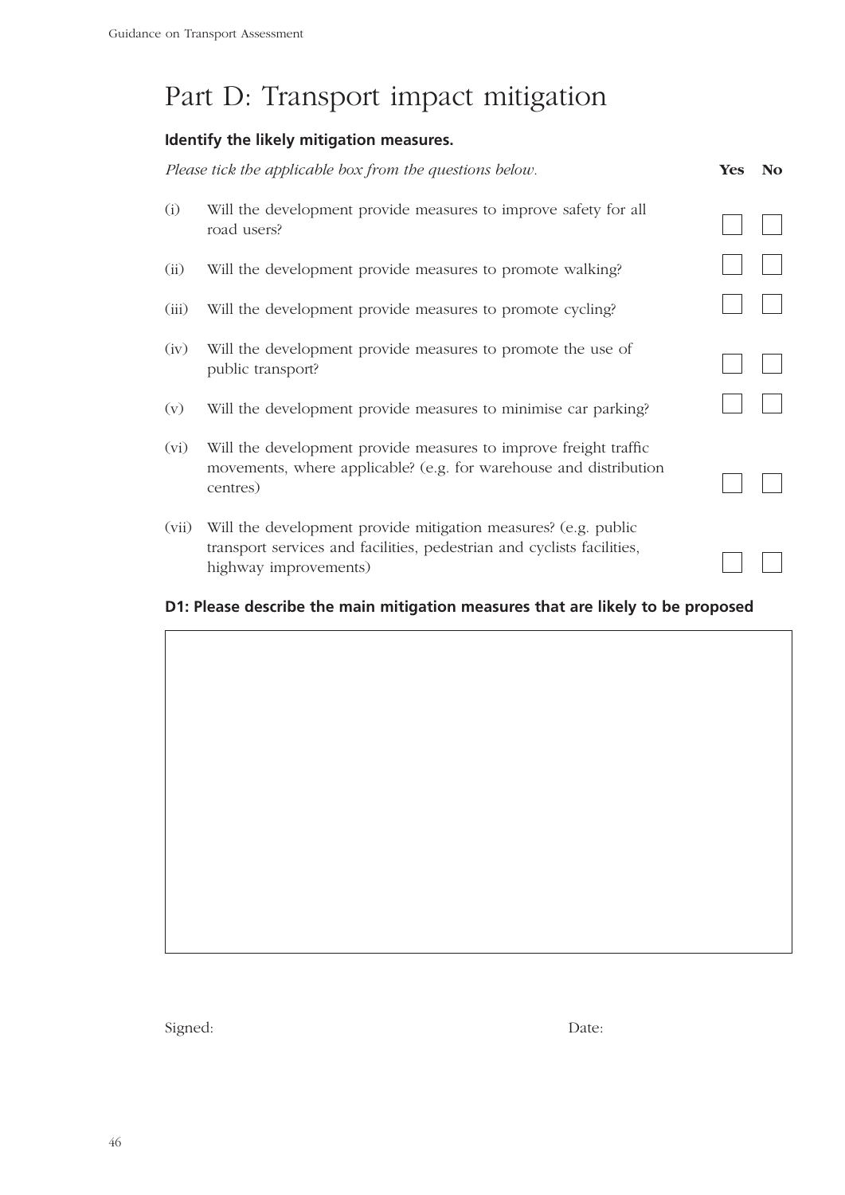# Part D: Transport impact mitigation

**Identify the likely mitigation measures.**

| *Please tick the applicable box from the questions below.* | | Yes | No |
|---|---|---|---|
| (i) | Will the development provide measures to improve safety for all road users? | ☐ | ☐ |
| (ii) | Will the development provide measures to promote walking? | ☐ | ☐ |
| (iii) | Will the development provide measures to promote cycling? | ☐ | ☐ |
| (iv) | Will the development provide measures to promote the use of public transport? | ☐ | ☐ |
| (v) | Will the development provide measures to minimise car parking? | ☐ | ☐ |
| (vi) | Will the development provide measures to improve freight traffic movements, where applicable? (e.g. for warehouse and distribution centres) | ☐ | ☐ |
| (vii) | Will the development provide mitigation measures? (e.g. public transport services and facilities, pedestrian and cyclists facilities, highway improvements) | ☐ | ☐ |

**D1: Please describe the main mitigation measures that are likely to be proposed**

Signed: Date: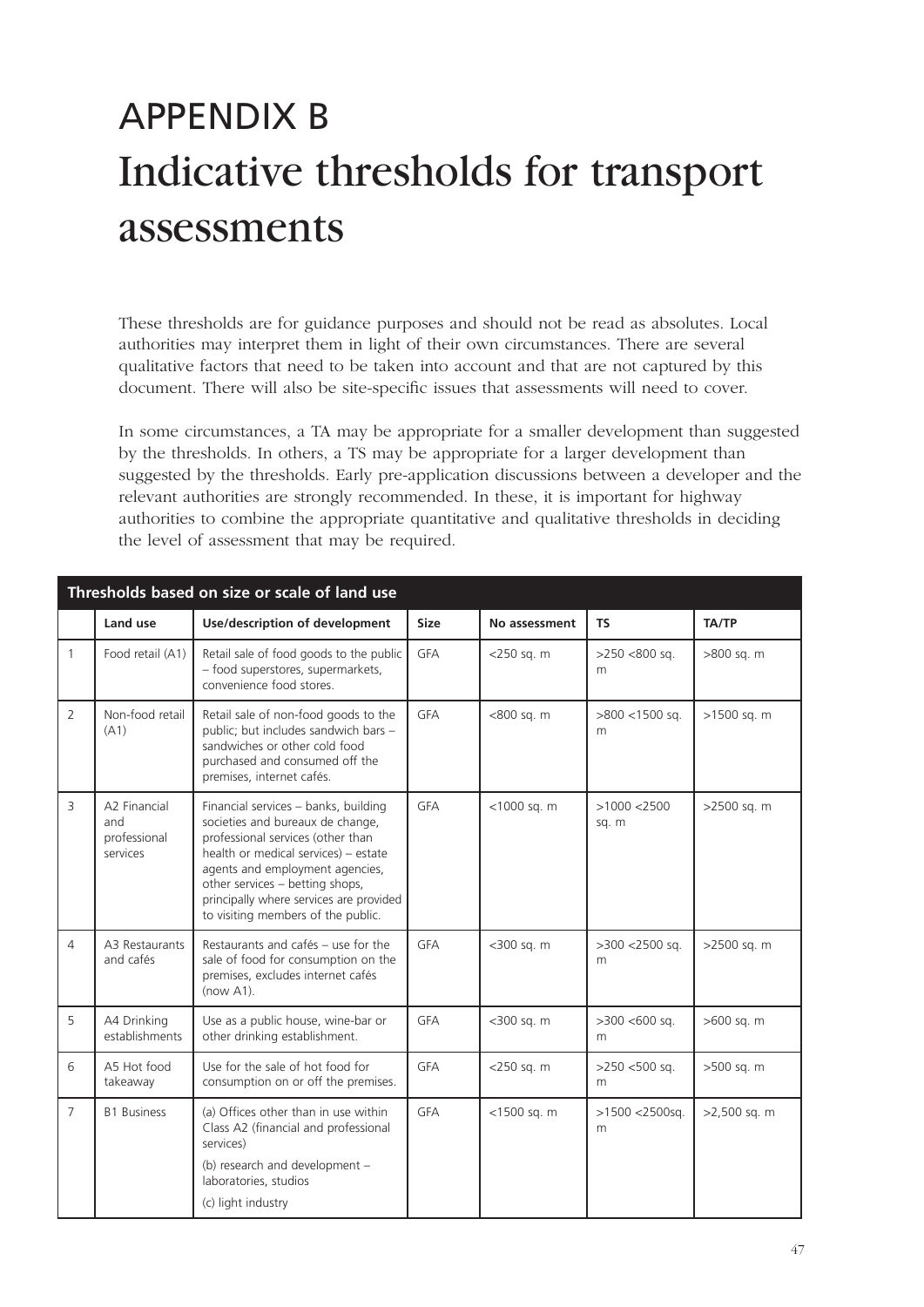# APPENDIX B
# Indicative thresholds for transport assessments

These thresholds are for guidance purposes and should not be read as absolutes. Local authorities may interpret them in light of their own circumstances. There are several qualitative factors that need to be taken into account and that are not captured by this document. There will also be site-specific issues that assessments will need to cover.

In some circumstances, a TA may be appropriate for a smaller development than suggested by the thresholds. In others, a TS may be appropriate for a larger development than suggested by the thresholds. Early pre-application discussions between a developer and the relevant authorities are strongly recommended. In these, it is important for highway authorities to combine the appropriate quantitative and qualitative thresholds in deciding the level of assessment that may be required.

| **Thresholds based on size or scale of land use** | | | | | | |
|---|---|---|---|---|---|---|
| | **Land use** | **Use/description of development** | **Size** | **No assessment** | **TS** | **TA/TP** |
| 1 | Food retail (A1) | Retail sale of food goods to the public – food superstores, supermarkets, convenience food stores. | GFA | <250 sq. m | >250 <800 sq. m | >800 sq. m |
| 2 | Non-food retail (A1) | Retail sale of non-food goods to the public; but includes sandwich bars – sandwiches or other cold food purchased and consumed off the premises, internet cafés. | GFA | <800 sq. m | >800 <1500 sq. m | >1500 sq. m |
| 3 | A2 Financial and professional services | Financial services – banks, building societies and bureaux de change, professional services (other than health or medical services) – estate agents and employment agencies, other services – betting shops, principally where services are provided to visiting members of the public. | GFA | <1000 sq. m | >1000 <2500 sq. m | >2500 sq. m |
| 4 | A3 Restaurants and cafés | Restaurants and cafés – use for the sale of food for consumption on the premises, excludes internet cafés (now A1). | GFA | <300 sq. m | >300 <2500 sq. m | >2500 sq. m |
| 5 | A4 Drinking establishments | Use as a public house, wine-bar or other drinking establishment. | GFA | <300 sq. m | >300 <600 sq. m | >600 sq. m |
| 6 | A5 Hot food takeaway | Use for the sale of hot food for consumption on or off the premises. | GFA | <250 sq. m | >250 <500 sq. m | >500 sq. m |
| 7 | B1 Business | (a) Offices other than in use within Class A2 (financial and professional services)<br>(b) research and development – laboratories, studios<br>(c) light industry | GFA | <1500 sq. m | >1500 <2500sq. m | >2,500 sq. m |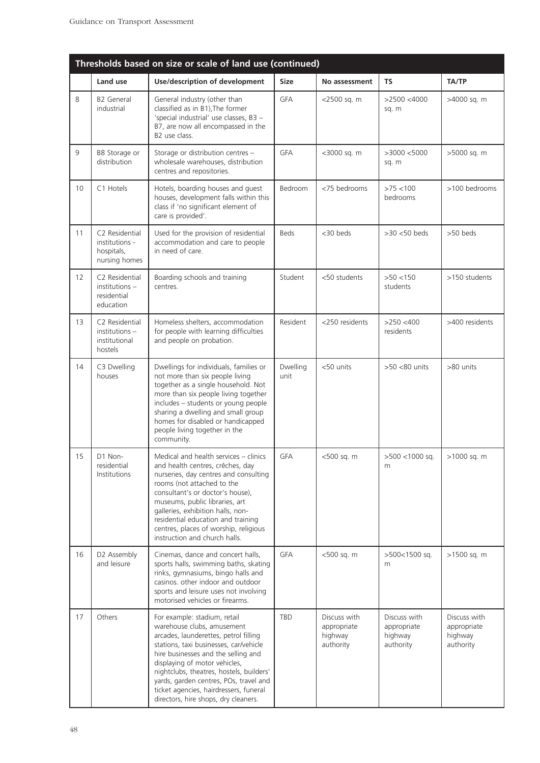| Thresholds based on size or scale of land use (continued) | | | | | | |
|---|---|---|---|---|---|---|
| | **Land use** | **Use/description of development** | **Size** | **No assessment** | **TS** | **TA/TP** |
| 8 | B2 General industrial | General industry (other than classified as in B1),The former 'special industrial' use classes, B3 – B7, are now all encompassed in the B2 use class. | GFA | <2500 sq. m | >2500 <4000 sq. m | >4000 sq. m |
| 9 | B8 Storage or distribution | Storage or distribution centres – wholesale warehouses, distribution centres and repositories. | GFA | <3000 sq. m | >3000 <5000 sq. m | >5000 sq. m |
| 10 | C1 Hotels | Hotels, boarding houses and guest houses, development falls within this class if 'no significant element of care is provided'. | Bedroom | <75 bedrooms | >75 <100 bedrooms | >100 bedrooms |
| 11 | C2 Residential institutions - hospitals, nursing homes | Used for the provision of residential accommodation and care to people in need of care. | Beds | <30 beds | >30 <50 beds | >50 beds |
| 12 | C2 Residential institutions – residential education | Boarding schools and training centres. | Student | <50 students | >50 <150 students | >150 students |
| 13 | C2 Residential institutions – institutional hostels | Homeless shelters, accommodation for people with learning difficulties and people on probation. | Resident | <250 residents | >250 <400 residents | >400 residents |
| 14 | C3 Dwelling houses | Dwellings for individuals, families or not more than six people living together as a single household. Not more than six people living together includes – students or young people sharing a dwelling and small group homes for disabled or handicapped people living together in the community. | Dwelling unit | <50 units | >50 <80 units | >80 units |
| 15 | D1 Non-residential Institutions | Medical and health services – clinics and health centres, crêches, day nurseries, day centres and consulting rooms (not attached to the consultant's or doctor's house), museums, public libraries, art galleries, exhibition halls, non-residential education and training centres, places of worship, religious instruction and church halls. | GFA | <500 sq. m | >500 <1000 sq. m | >1000 sq. m |
| 16 | D2 Assembly and leisure | Cinemas, dance and concert halls, sports halls, swimming baths, skating rinks, gymnasiums, bingo halls and casinos. other indoor and outdoor sports and leisure uses not involving motorised vehicles or firearms. | GFA | <500 sq. m | >500<1500 sq. m | >1500 sq. m |
| 17 | Others | For example: stadium, retail warehouse clubs, amusement arcades, launderettes, petrol filling stations, taxi businesses, car/vehicle hire businesses and the selling and displaying of motor vehicles, nightclubs, theatres, hostels, builders' yards, garden centres, POs, travel and ticket agencies, hairdressers, funeral directors, hire shops, dry cleaners. | TBD | Discuss with appropriate highway authority | Discuss with appropriate highway authority | Discuss with appropriate highway authority |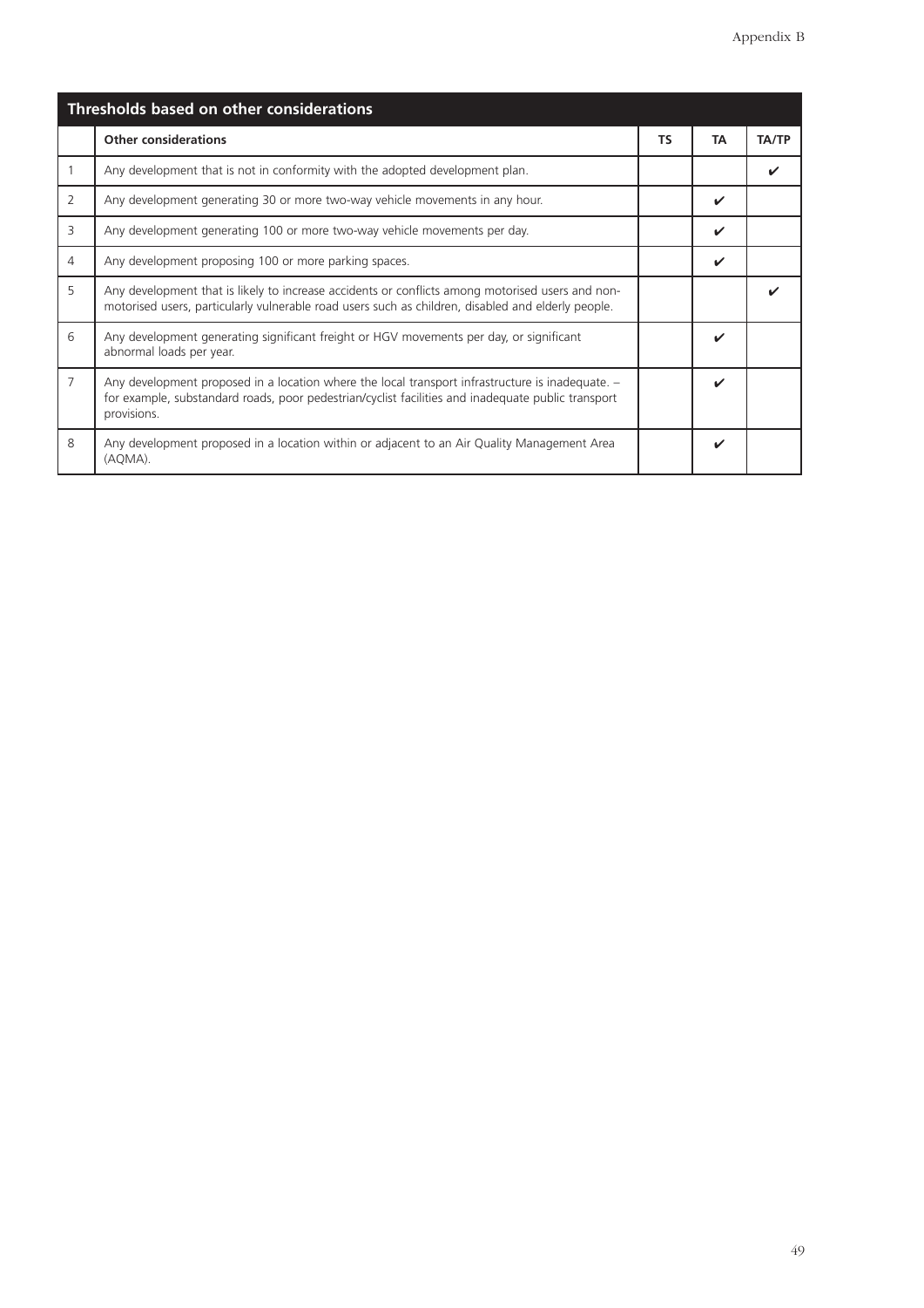| Thresholds based on other considerations | | | | |
|---|---|---|---|---|
| | **Other considerations** | **TS** | **TA** | **TA/TP** |
| 1 | Any development that is not in conformity with the adopted development plan. | | | ✔ |
| 2 | Any development generating 30 or more two-way vehicle movements in any hour. | | ✔ | |
| 3 | Any development generating 100 or more two-way vehicle movements per day. | | ✔ | |
| 4 | Any development proposing 100 or more parking spaces. | | ✔ | |
| 5 | Any development that is likely to increase accidents or conflicts among motorised users and non-motorised users, particularly vulnerable road users such as children, disabled and elderly people. | | | ✔ |
| 6 | Any development generating significant freight or HGV movements per day, or significant abnormal loads per year. | | ✔ | |
| 7 | Any development proposed in a location where the local transport infrastructure is inadequate. – for example, substandard roads, poor pedestrian/cyclist facilities and inadequate public transport provisions. | | ✔ | |
| 8 | Any development proposed in a location within or adjacent to an Air Quality Management Area (AQMA). | | ✔ | |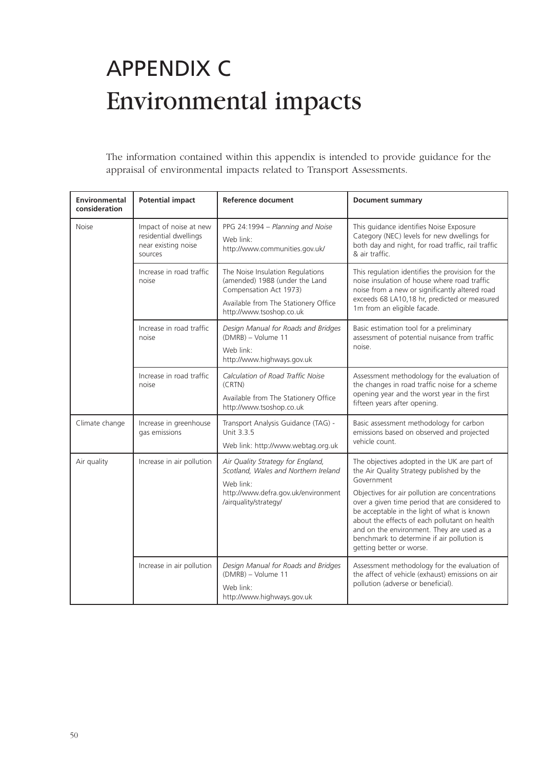# APPENDIX C
# Environmental impacts

The information contained within this appendix is intended to provide guidance for the appraisal of environmental impacts related to Transport Assessments.

| Environmental consideration | Potential impact | Reference document | Document summary |
|---|---|---|---|
| Noise | Impact of noise at new residential dwellings near existing noise sources | PPG 24:1994 – *Planning and Noise*<br>Web link:<br>http://www.communities.gov.uk/ | This guidance identifies Noise Exposure Category (NEC) levels for new dwellings for both day and night, for road traffic, rail traffic & air traffic. |
| | Increase in road traffic noise | The Noise Insulation Regulations (amended) 1988 (under the Land Compensation Act 1973)<br>Available from The Stationery Office http://www.tsoshop.co.uk | This regulation identifies the provision for the noise insulation of house where road traffic noise from a new or significantly altered road exceeds 68 LA10,18 hr, predicted or measured 1m from an eligible facade. |
| | Increase in road traffic noise | *Design Manual for Roads and Bridges* (DMRB) – Volume 11<br>Web link:<br>http://www.highways.gov.uk | Basic estimation tool for a preliminary assessment of potential nuisance from traffic noise. |
| | Increase in road traffic noise | *Calculation of Road Traffic Noise* (CRTN)<br>Available from The Stationery Office http://www.tsoshop.co.uk | Assessment methodology for the evaluation of the changes in road traffic noise for a scheme opening year and the worst year in the first fifteen years after opening. |
| Climate change | Increase in greenhouse gas emissions | Transport Analysis Guidance (TAG) - Unit 3.3.5<br>Web link: http://www.webtag.org.uk | Basic assessment methodology for carbon emissions based on observed and projected vehicle count. |
| Air quality | Increase in air pollution | *Air Quality Strategy for England, Scotland, Wales and Northern Ireland*<br>Web link:<br>http://www.defra.gov.uk/environment /airquality/strategy/ | The objectives adopted in the UK are part of the Air Quality Strategy published by the Government<br>Objectives for air pollution are concentrations over a given time period that are considered to be acceptable in the light of what is known about the effects of each pollutant on health and on the environment. They are used as a benchmark to determine if air pollution is getting better or worse. |
| | Increase in air pollution | *Design Manual for Roads and Bridges* (DMRB) – Volume 11<br>Web link:<br>http://www.highways.gov.uk | Assessment methodology for the evaluation of the affect of vehicle (exhaust) emissions on air pollution (adverse or beneficial). |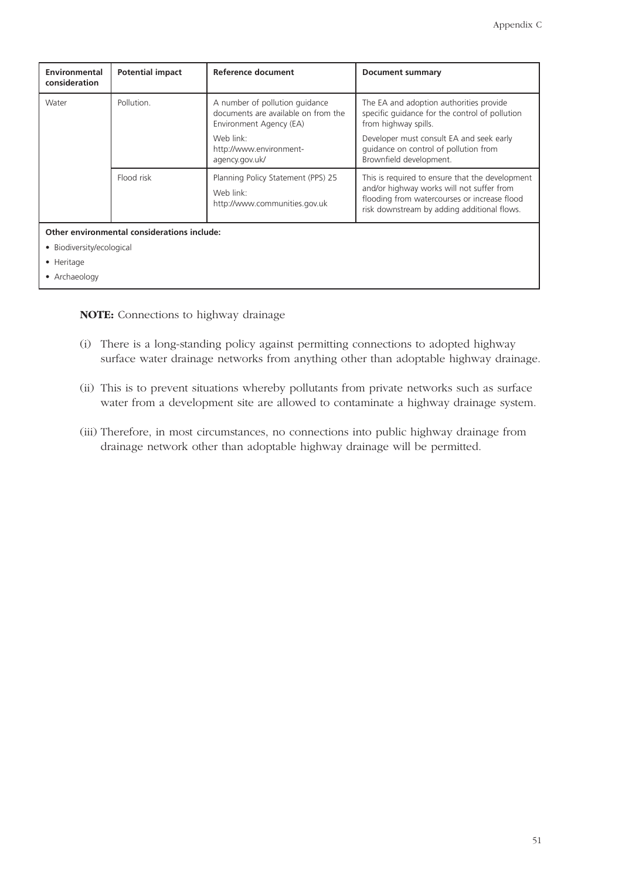| Environmental consideration | Potential impact | Reference document | Document summary |
|---|---|---|---|
| Water | Pollution. | A number of pollution guidance documents are available on from the Environment Agency (EA)<br>Web link: http://www.environment-agency.gov.uk/ | The EA and adoption authorities provide specific guidance for the control of pollution from highway spills.<br>Developer must consult EA and seek early guidance on control of pollution from Brownfield development. |
| | Flood risk | Planning Policy Statement (PPS) 25<br>Web link: http://www.communities.gov.uk | This is required to ensure that the development and/or highway works will not suffer from flooding from watercourses or increase flood risk downstream by adding additional flows. |
| **Other environmental considerations include:**<br>• Biodiversity/ecological<br>• Heritage<br>• Archaeology | | | |

**NOTE:** Connections to highway drainage

(i) There is a long-standing policy against permitting connections to adopted highway surface water drainage networks from anything other than adoptable highway drainage.

(ii) This is to prevent situations whereby pollutants from private networks such as surface water from a development site are allowed to contaminate a highway drainage system.

(iii) Therefore, in most circumstances, no connections into public highway drainage from drainage network other than adoptable highway drainage will be permitted.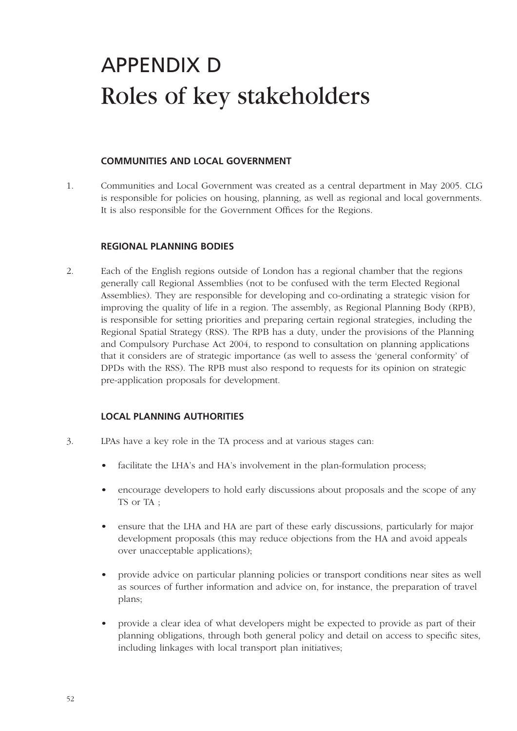# APPENDIX D Roles of key stakeholders

### COMMUNITIES AND LOCAL GOVERNMENT

1. Communities and Local Government was created as a central department in May 2005. CLG is responsible for policies on housing, planning, as well as regional and local governments. It is also responsible for the Government Offices for the Regions.

### REGIONAL PLANNING BODIES

2. Each of the English regions outside of London has a regional chamber that the regions generally call Regional Assemblies (not to be confused with the term Elected Regional Assemblies). They are responsible for developing and co-ordinating a strategic vision for improving the quality of life in a region. The assembly, as Regional Planning Body (RPB), is responsible for setting priorities and preparing certain regional strategies, including the Regional Spatial Strategy (RSS). The RPB has a duty, under the provisions of the Planning and Compulsory Purchase Act 2004, to respond to consultation on planning applications that it considers are of strategic importance (as well to assess the 'general conformity' of DPDs with the RSS). The RPB must also respond to requests for its opinion on strategic pre-application proposals for development.

### LOCAL PLANNING AUTHORITIES

3. LPAs have a key role in the TA process and at various stages can:

   - facilitate the LHA's and HA's involvement in the plan-formulation process;
   - encourage developers to hold early discussions about proposals and the scope of any TS or TA ;
   - ensure that the LHA and HA are part of these early discussions, particularly for major development proposals (this may reduce objections from the HA and avoid appeals over unacceptable applications);
   - provide advice on particular planning policies or transport conditions near sites as well as sources of further information and advice on, for instance, the preparation of travel plans;
   - provide a clear idea of what developers might be expected to provide as part of their planning obligations, through both general policy and detail on access to specific sites, including linkages with local transport plan initiatives;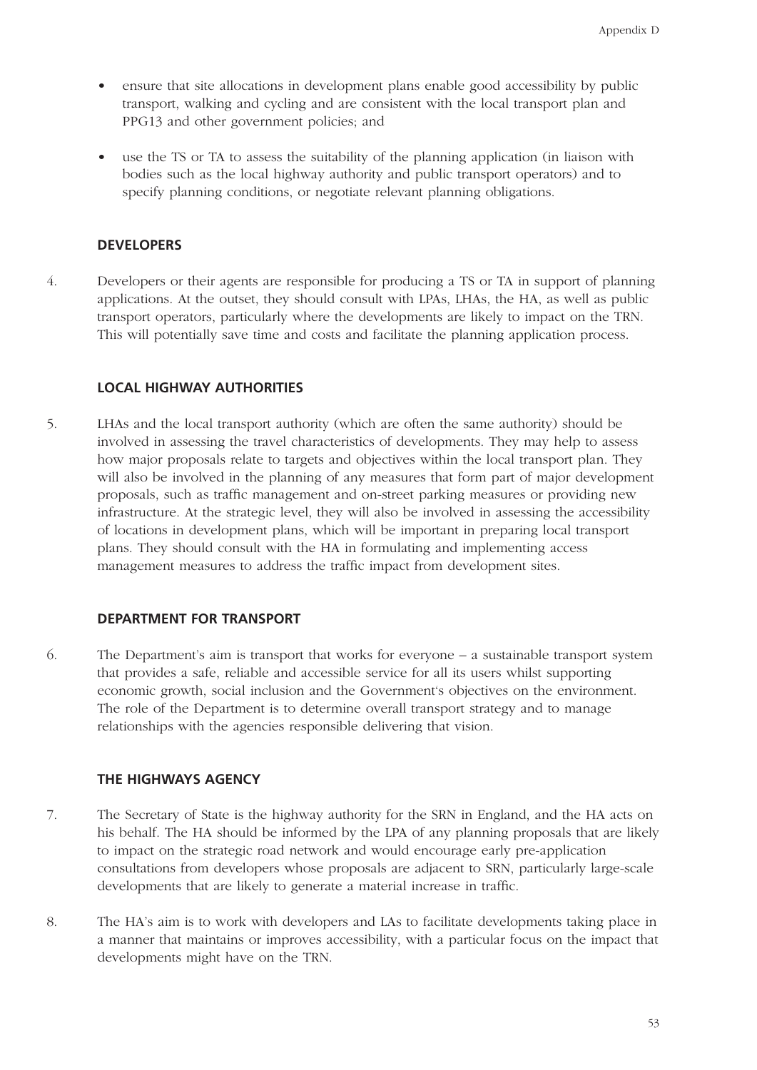- ensure that site allocations in development plans enable good accessibility by public transport, walking and cycling and are consistent with the local transport plan and PPG13 and other government policies; and
- use the TS or TA to assess the suitability of the planning application (in liaison with bodies such as the local highway authority and public transport operators) and to specify planning conditions, or negotiate relevant planning obligations.

### DEVELOPERS

4. Developers or their agents are responsible for producing a TS or TA in support of planning applications. At the outset, they should consult with LPAs, LHAs, the HA, as well as public transport operators, particularly where the developments are likely to impact on the TRN. This will potentially save time and costs and facilitate the planning application process.

### LOCAL HIGHWAY AUTHORITIES

5. LHAs and the local transport authority (which are often the same authority) should be involved in assessing the travel characteristics of developments. They may help to assess how major proposals relate to targets and objectives within the local transport plan. They will also be involved in the planning of any measures that form part of major development proposals, such as traffic management and on-street parking measures or providing new infrastructure. At the strategic level, they will also be involved in assessing the accessibility of locations in development plans, which will be important in preparing local transport plans. They should consult with the HA in formulating and implementing access management measures to address the traffic impact from development sites.

### DEPARTMENT FOR TRANSPORT

6. The Department's aim is transport that works for everyone – a sustainable transport system that provides a safe, reliable and accessible service for all its users whilst supporting economic growth, social inclusion and the Government's objectives on the environment. The role of the Department is to determine overall transport strategy and to manage relationships with the agencies responsible delivering that vision.

### THE HIGHWAYS AGENCY

7. The Secretary of State is the highway authority for the SRN in England, and the HA acts on his behalf. The HA should be informed by the LPA of any planning proposals that are likely to impact on the strategic road network and would encourage early pre-application consultations from developers whose proposals are adjacent to SRN, particularly large-scale developments that are likely to generate a material increase in traffic.

8. The HA's aim is to work with developers and LAs to facilitate developments taking place in a manner that maintains or improves accessibility, with a particular focus on the impact that developments might have on the TRN.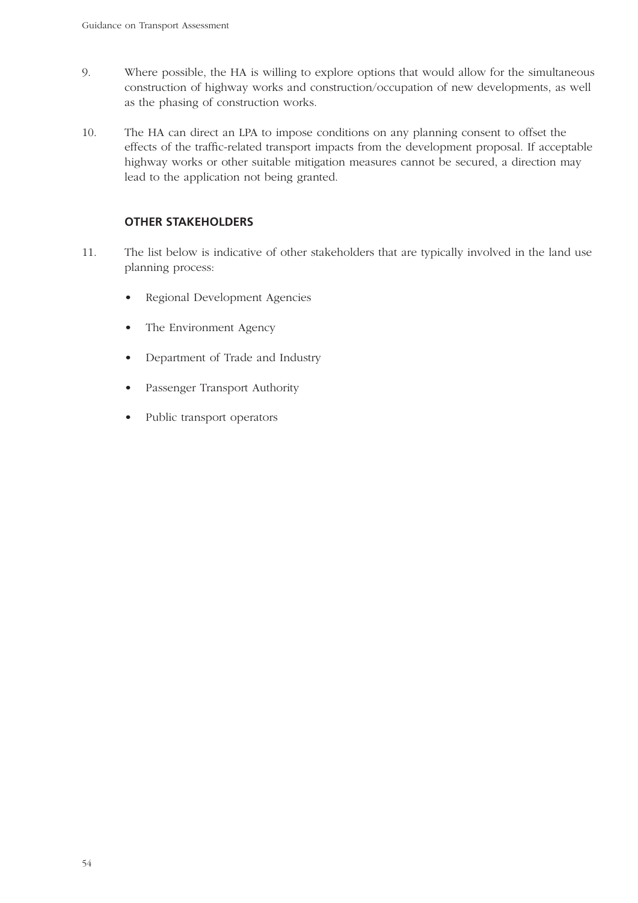9. Where possible, the HA is willing to explore options that would allow for the simultaneous construction of highway works and construction/occupation of new developments, as well as the phasing of construction works.

10. The HA can direct an LPA to impose conditions on any planning consent to offset the effects of the traffic-related transport impacts from the development proposal. If acceptable highway works or other suitable mitigation measures cannot be secured, a direction may lead to the application not being granted.

## OTHER STAKEHOLDERS

11. The list below is indicative of other stakeholders that are typically involved in the land use planning process:

    - Regional Development Agencies
    - The Environment Agency
    - Department of Trade and Industry
    - Passenger Transport Authority
    - Public transport operators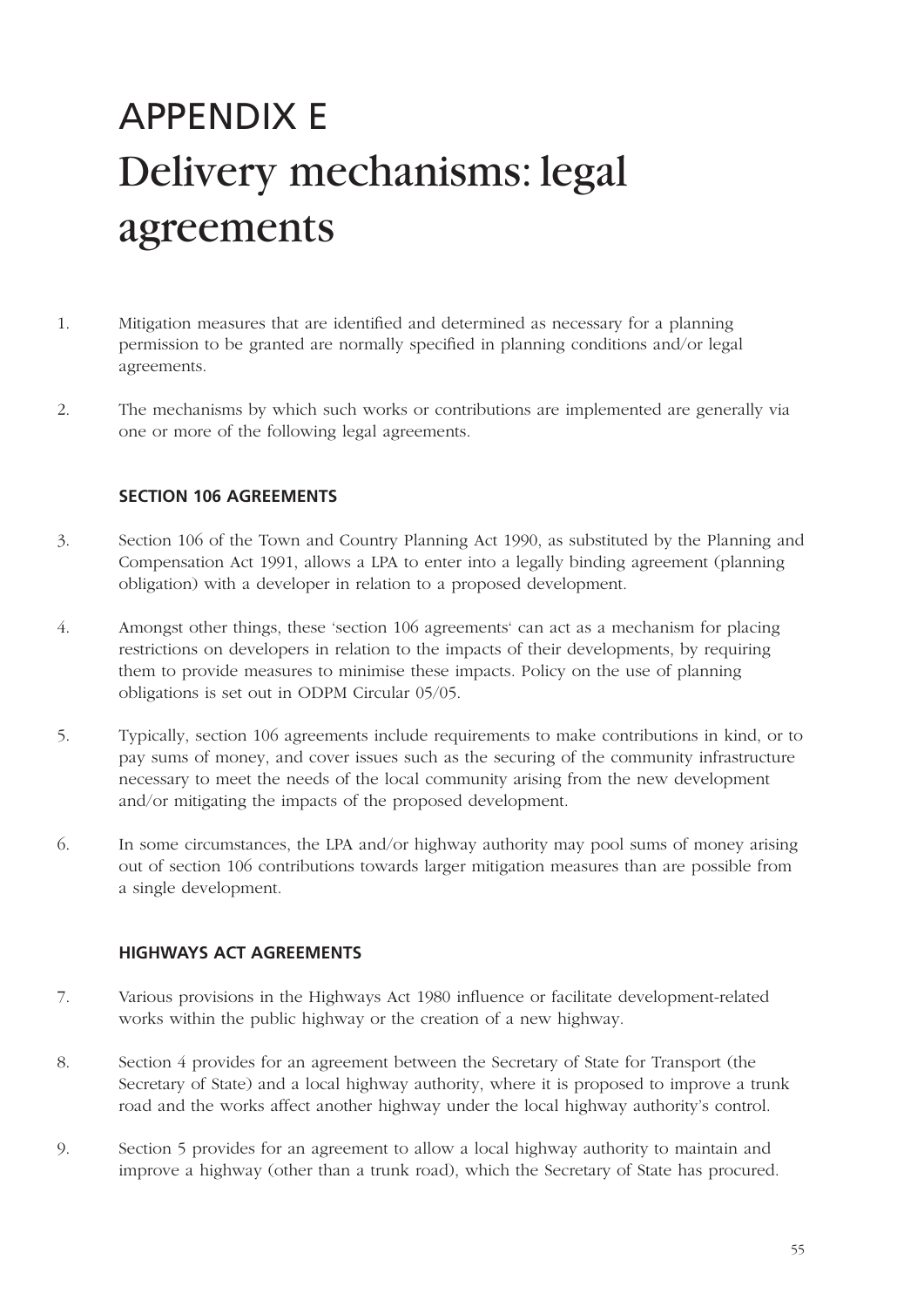# APPENDIX E
# Delivery mechanisms: legal agreements

1. Mitigation measures that are identified and determined as necessary for a planning permission to be granted are normally specified in planning conditions and/or legal agreements.

2. The mechanisms by which such works or contributions are implemented are generally via one or more of the following legal agreements.

### SECTION 106 AGREEMENTS

3. Section 106 of the Town and Country Planning Act 1990, as substituted by the Planning and Compensation Act 1991, allows a LPA to enter into a legally binding agreement (planning obligation) with a developer in relation to a proposed development.

4. Amongst other things, these 'section 106 agreements' can act as a mechanism for placing restrictions on developers in relation to the impacts of their developments, by requiring them to provide measures to minimise these impacts. Policy on the use of planning obligations is set out in ODPM Circular 05/05.

5. Typically, section 106 agreements include requirements to make contributions in kind, or to pay sums of money, and cover issues such as the securing of the community infrastructure necessary to meet the needs of the local community arising from the new development and/or mitigating the impacts of the proposed development.

6. In some circumstances, the LPA and/or highway authority may pool sums of money arising out of section 106 contributions towards larger mitigation measures than are possible from a single development.

### HIGHWAYS ACT AGREEMENTS

7. Various provisions in the Highways Act 1980 influence or facilitate development-related works within the public highway or the creation of a new highway.

8. Section 4 provides for an agreement between the Secretary of State for Transport (the Secretary of State) and a local highway authority, where it is proposed to improve a trunk road and the works affect another highway under the local highway authority's control.

9. Section 5 provides for an agreement to allow a local highway authority to maintain and improve a highway (other than a trunk road), which the Secretary of State has procured.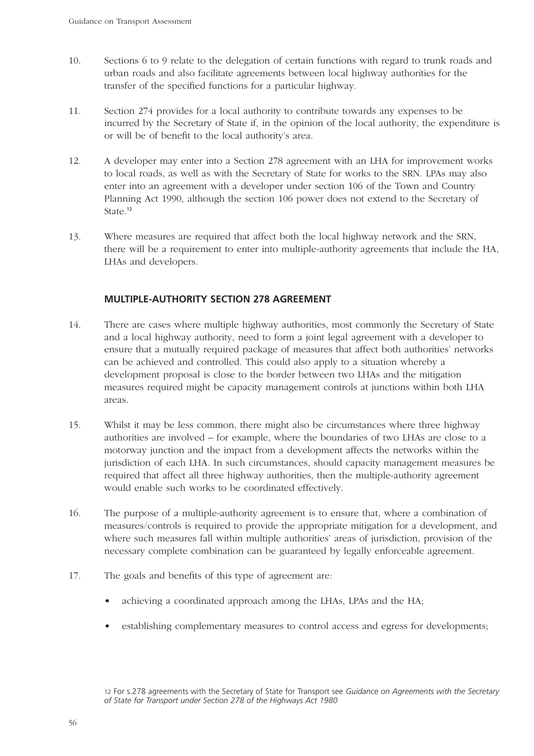10. Sections 6 to 9 relate to the delegation of certain functions with regard to trunk roads and urban roads and also facilitate agreements between local highway authorities for the transfer of the specified functions for a particular highway.

11. Section 274 provides for a local authority to contribute towards any expenses to be incurred by the Secretary of State if, in the opinion of the local authority, the expenditure is or will be of benefit to the local authority's area.

12. A developer may enter into a Section 278 agreement with an LHA for improvement works to local roads, as well as with the Secretary of State for works to the SRN. LPAs may also enter into an agreement with a developer under section 106 of the Town and Country Planning Act 1990, although the section 106 power does not extend to the Secretary of State.[12]

13. Where measures are required that affect both the local highway network and the SRN, there will be a requirement to enter into multiple-authority agreements that include the HA, LHAs and developers.

### MULTIPLE-AUTHORITY SECTION 278 AGREEMENT

14. There are cases where multiple highway authorities, most commonly the Secretary of State and a local highway authority, need to form a joint legal agreement with a developer to ensure that a mutually required package of measures that affect both authorities' networks can be achieved and controlled. This could also apply to a situation whereby a development proposal is close to the border between two LHAs and the mitigation measures required might be capacity management controls at junctions within both LHA areas.

15. Whilst it may be less common, there might also be circumstances where three highway authorities are involved – for example, where the boundaries of two LHAs are close to a motorway junction and the impact from a development affects the networks within the jurisdiction of each LHA. In such circumstances, should capacity management measures be required that affect all three highway authorities, then the multiple-authority agreement would enable such works to be coordinated effectively.

16. The purpose of a multiple-authority agreement is to ensure that, where a combination of measures/controls is required to provide the appropriate mitigation for a development, and where such measures fall within multiple authorities' areas of jurisdiction, provision of the necessary complete combination can be guaranteed by legally enforceable agreement.

17. The goals and benefits of this type of agreement are:

- achieving a coordinated approach among the LHAs, LPAs and the HA;
- establishing complementary measures to control access and egress for developments;

[12] For s.278 agreements with the Secretary of State for Transport see *Guidance on Agreements with the Secretary of State for Transport under Section 278 of the Highways Act 1980*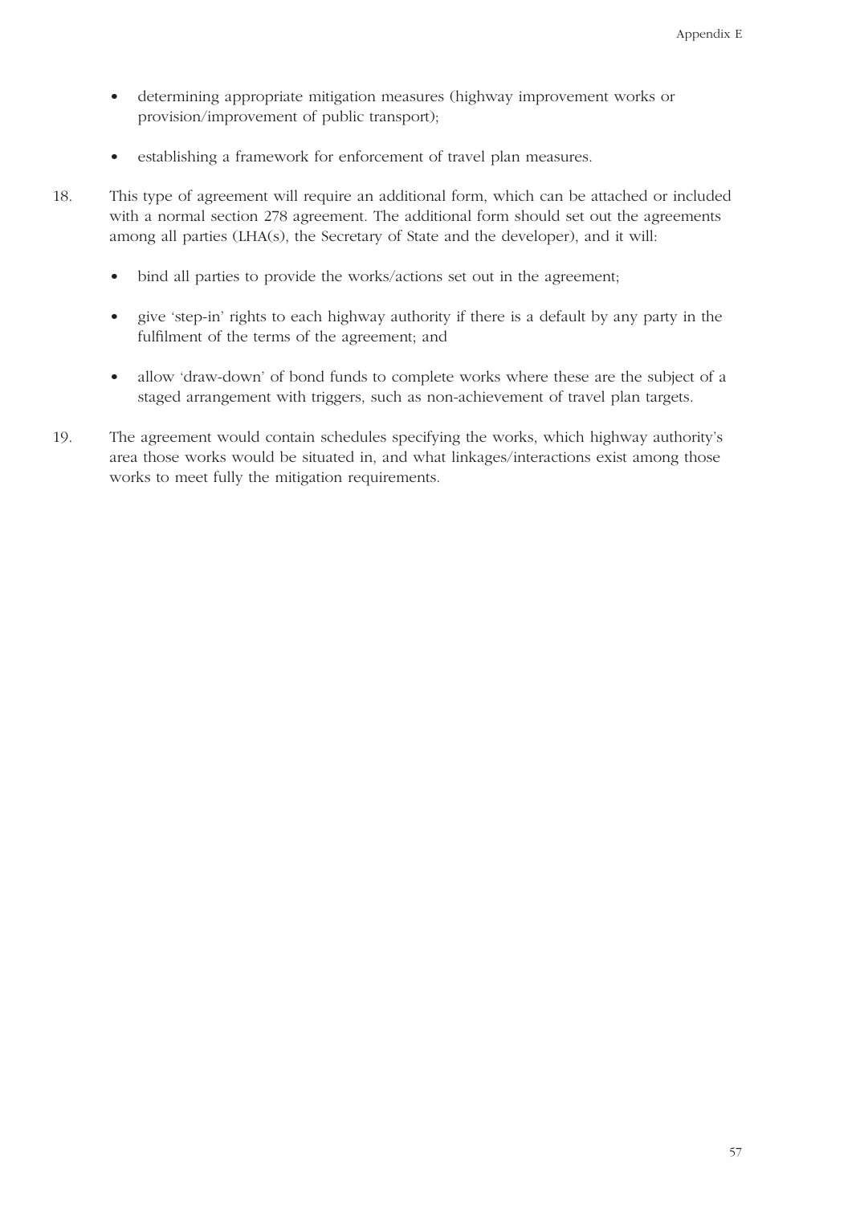- determining appropriate mitigation measures (highway improvement works or provision/improvement of public transport);
- establishing a framework for enforcement of travel plan measures.

18. This type of agreement will require an additional form, which can be attached or included with a normal section 278 agreement. The additional form should set out the agreements among all parties (LHA(s), the Secretary of State and the developer), and it will:

    - bind all parties to provide the works/actions set out in the agreement;
    - give 'step-in' rights to each highway authority if there is a default by any party in the fulfilment of the terms of the agreement; and
    - allow 'draw-down' of bond funds to complete works where these are the subject of a staged arrangement with triggers, such as non-achievement of travel plan targets.

19. The agreement would contain schedules specifying the works, which highway authority's area those works would be situated in, and what linkages/interactions exist among those works to meet fully the mitigation requirements.